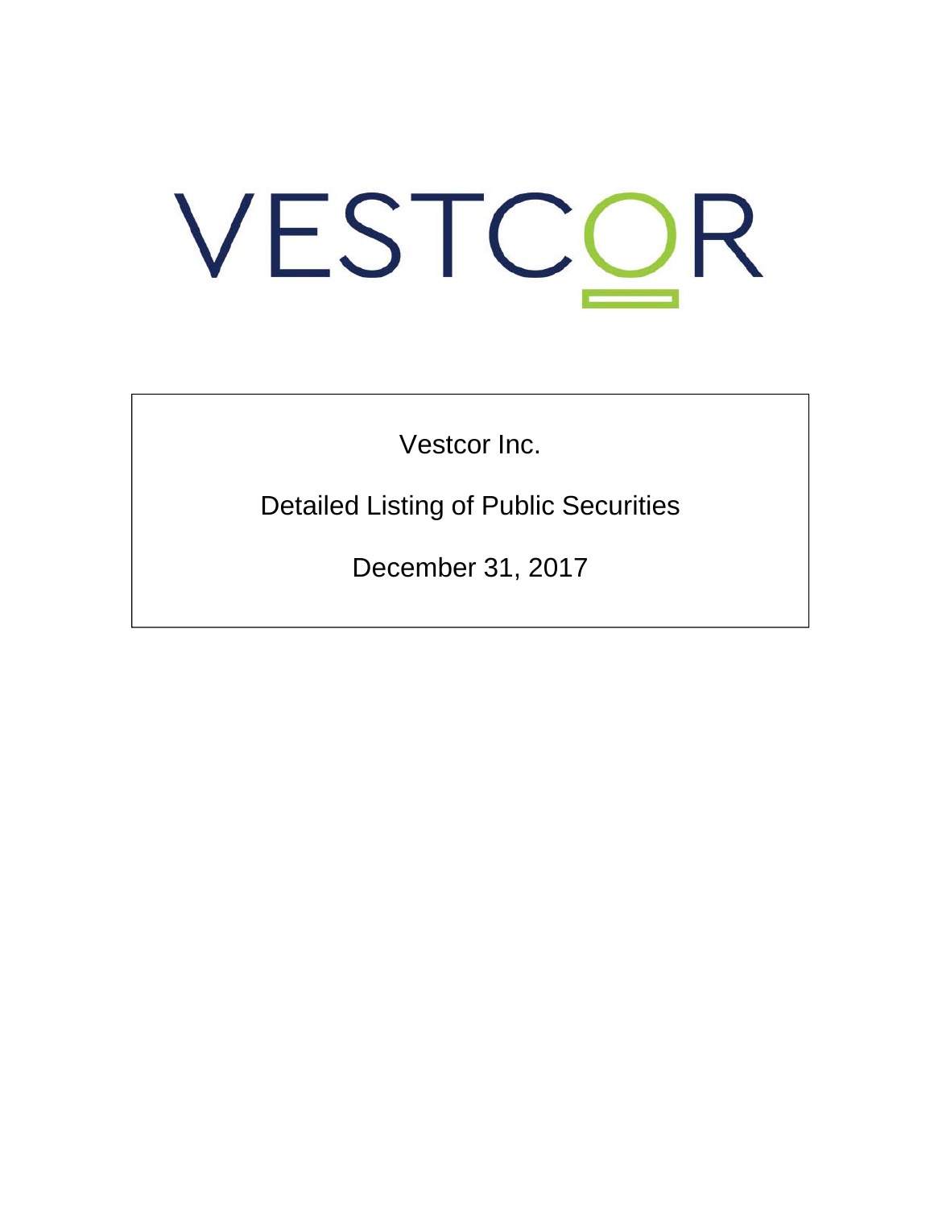# VESTCOR

Vestcor Inc.

Detailed Listing of Public Securities

December 31, 2017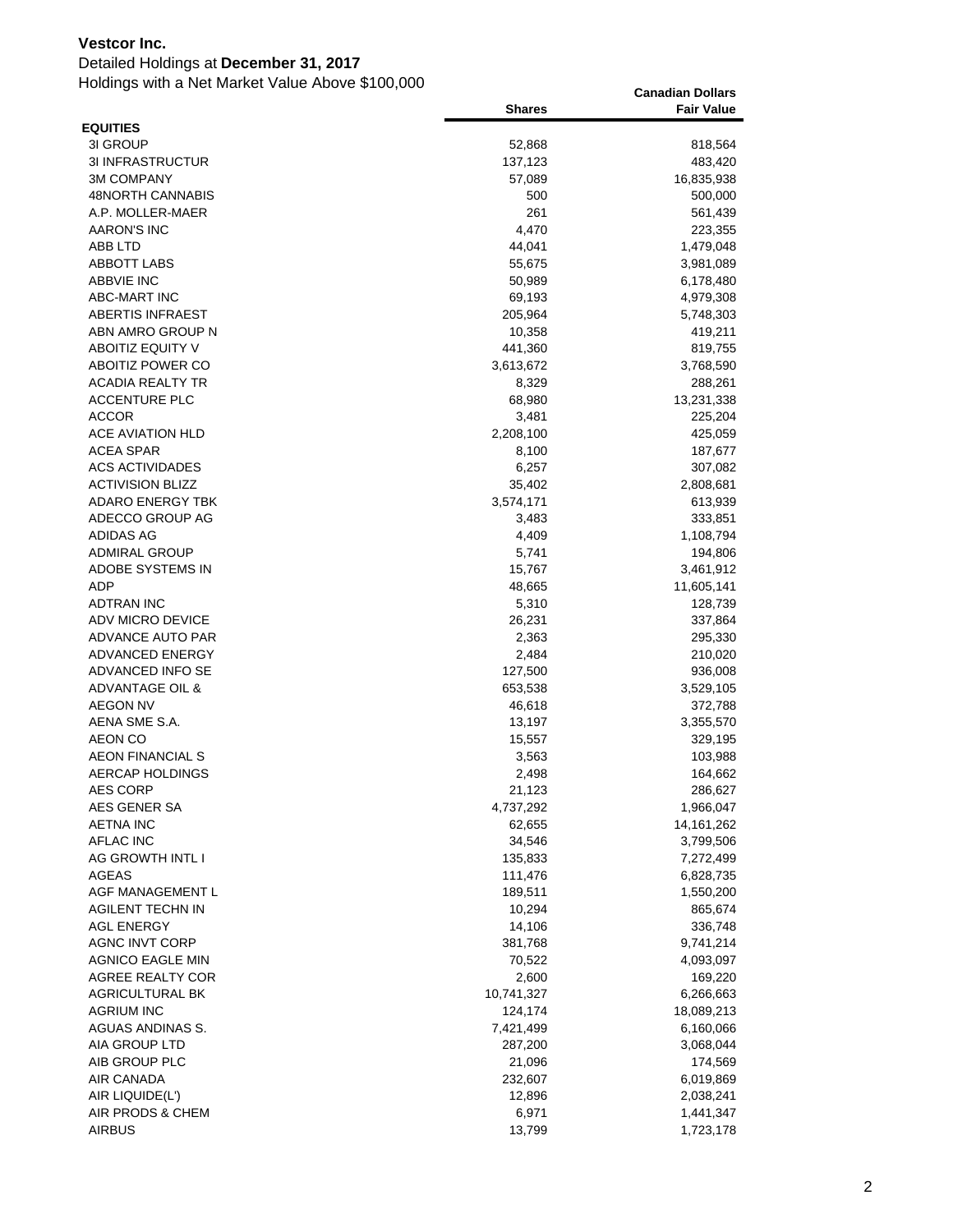**Vestcor Inc.**

Detailed Holdings at **December 31, 2017**

Holdings with a Net Market Value Above $100,000

| | Shares | Canadian Dollars Fair Value |
|---|---|---|
| **EQUITIES** | | |
| 3I GROUP | 52,868 | 818,564 |
| 3I INFRASTRUCTUR | 137,123 | 483,420 |
| 3M COMPANY | 57,089 | 16,835,938 |
| 48NORTH CANNABIS | 500 | 500,000 |
| A.P. MOLLER-MAER | 261 | 561,439 |
| AARON'S INC | 4,470 | 223,355 |
| ABB LTD | 44,041 | 1,479,048 |
| ABBOTT LABS | 55,675 | 3,981,089 |
| ABBVIE INC | 50,989 | 6,178,480 |
| ABC-MART INC | 69,193 | 4,979,308 |
| ABERTIS INFRAEST | 205,964 | 5,748,303 |
| ABN AMRO GROUP N | 10,358 | 419,211 |
| ABOITIZ EQUITY V | 441,360 | 819,755 |
| ABOITIZ POWER CO | 3,613,672 | 3,768,590 |
| ACADIA REALTY TR | 8,329 | 288,261 |
| ACCENTURE PLC | 68,980 | 13,231,338 |
| ACCOR | 3,481 | 225,204 |
| ACE AVIATION HLD | 2,208,100 | 425,059 |
| ACEA SPAR | 8,100 | 187,677 |
| ACS ACTIVIDADES | 6,257 | 307,082 |
| ACTIVISION BLIZZ | 35,402 | 2,808,681 |
| ADARO ENERGY TBK | 3,574,171 | 613,939 |
| ADECCO GROUP AG | 3,483 | 333,851 |
| ADIDAS AG | 4,409 | 1,108,794 |
| ADMIRAL GROUP | 5,741 | 194,806 |
| ADOBE SYSTEMS IN | 15,767 | 3,461,912 |
| ADP | 48,665 | 11,605,141 |
| ADTRAN INC | 5,310 | 128,739 |
| ADV MICRO DEVICE | 26,231 | 337,864 |
| ADVANCE AUTO PAR | 2,363 | 295,330 |
| ADVANCED ENERGY | 2,484 | 210,020 |
| ADVANCED INFO SE | 127,500 | 936,008 |
| ADVANTAGE OIL & | 653,538 | 3,529,105 |
| AEGON NV | 46,618 | 372,788 |
| AENA SME S.A. | 13,197 | 3,355,570 |
| AEON CO | 15,557 | 329,195 |
| AEON FINANCIAL S | 3,563 | 103,988 |
| AERCAP HOLDINGS | 2,498 | 164,662 |
| AES CORP | 21,123 | 286,627 |
| AES GENER SA | 4,737,292 | 1,966,047 |
| AETNA INC | 62,655 | 14,161,262 |
| AFLAC INC | 34,546 | 3,799,506 |
| AG GROWTH INTL I | 135,833 | 7,272,499 |
| AGEAS | 111,476 | 6,828,735 |
| AGF MANAGEMENT L | 189,511 | 1,550,200 |
| AGILENT TECHN IN | 10,294 | 865,674 |
| AGL ENERGY | 14,106 | 336,748 |
| AGNC INVT CORP | 381,768 | 9,741,214 |
| AGNICO EAGLE MIN | 70,522 | 4,093,097 |
| AGREE REALTY COR | 2,600 | 169,220 |
| AGRICULTURAL BK | 10,741,327 | 6,266,663 |
| AGRIUM INC | 124,174 | 18,089,213 |
| AGUAS ANDINAS S. | 7,421,499 | 6,160,066 |
| AIA GROUP LTD | 287,200 | 3,068,044 |
| AIB GROUP PLC | 21,096 | 174,569 |
| AIR CANADA | 232,607 | 6,019,869 |
| AIR LIQUIDE(L') | 12,896 | 2,038,241 |
| AIR PRODS & CHEM | 6,971 | 1,441,347 |
| AIRBUS | 13,799 | 1,723,178 |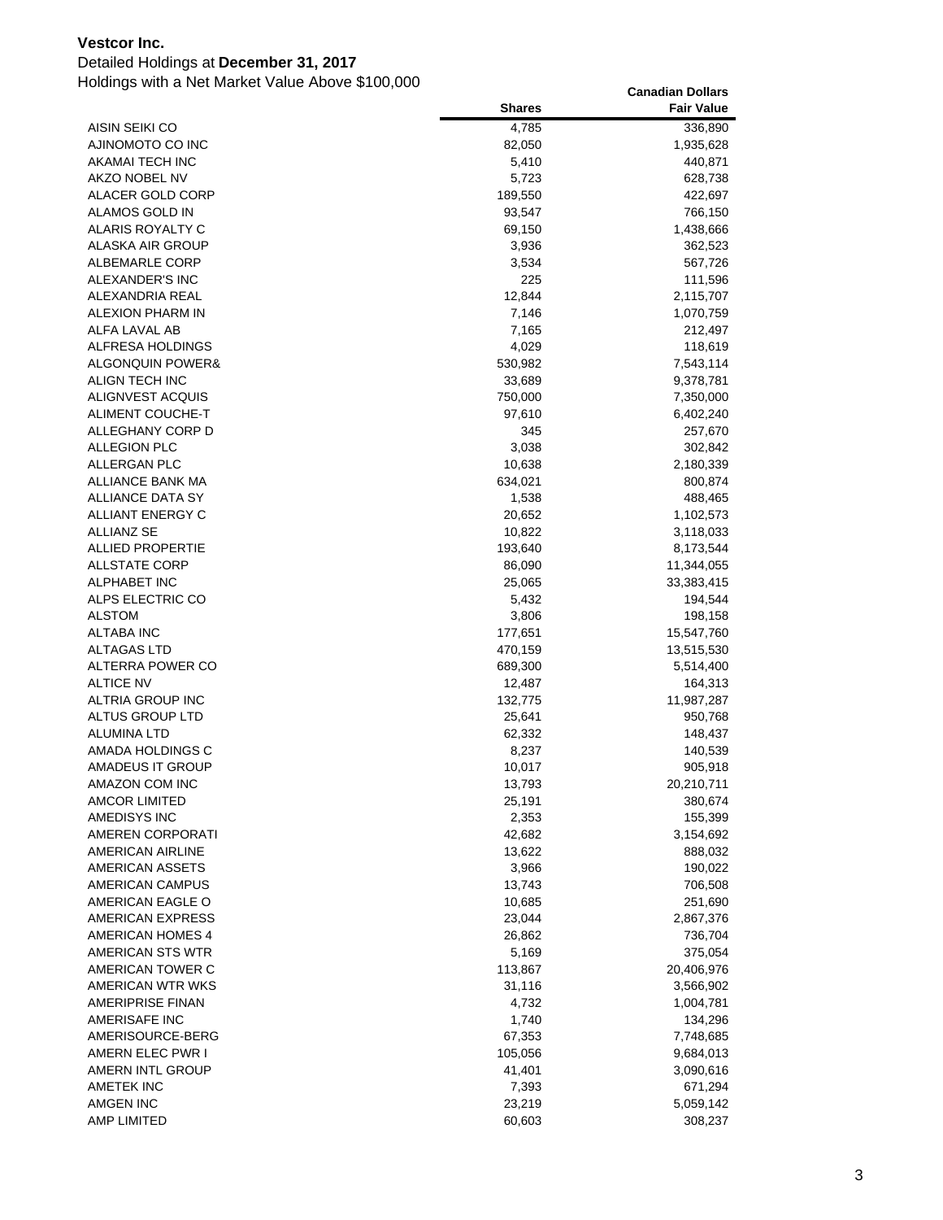**Vestcor Inc.**

Detailed Holdings at **December 31, 2017**

Holdings with a Net Market Value Above $100,000

| | Shares | Canadian Dollars Fair Value |
|---|---|---|
| AISIN SEIKI CO | 4,785 | 336,890 |
| AJINOMOTO CO INC | 82,050 | 1,935,628 |
| AKAMAI TECH INC | 5,410 | 440,871 |
| AKZO NOBEL NV | 5,723 | 628,738 |
| ALACER GOLD CORP | 189,550 | 422,697 |
| ALAMOS GOLD IN | 93,547 | 766,150 |
| ALARIS ROYALTY C | 69,150 | 1,438,666 |
| ALASKA AIR GROUP | 3,936 | 362,523 |
| ALBEMARLE CORP | 3,534 | 567,726 |
| ALEXANDER'S INC | 225 | 111,596 |
| ALEXANDRIA REAL | 12,844 | 2,115,707 |
| ALEXION PHARM IN | 7,146 | 1,070,759 |
| ALFA LAVAL AB | 7,165 | 212,497 |
| ALFRESA HOLDINGS | 4,029 | 118,619 |
| ALGONQUIN POWER& | 530,982 | 7,543,114 |
| ALIGN TECH INC | 33,689 | 9,378,781 |
| ALIGNVEST ACQUIS | 750,000 | 7,350,000 |
| ALIMENT COUCHE-T | 97,610 | 6,402,240 |
| ALLEGHANY CORP D | 345 | 257,670 |
| ALLEGION PLC | 3,038 | 302,842 |
| ALLERGAN PLC | 10,638 | 2,180,339 |
| ALLIANCE BANK MA | 634,021 | 800,874 |
| ALLIANCE DATA SY | 1,538 | 488,465 |
| ALLIANT ENERGY C | 20,652 | 1,102,573 |
| ALLIANZ SE | 10,822 | 3,118,033 |
| ALLIED PROPERTIE | 193,640 | 8,173,544 |
| ALLSTATE CORP | 86,090 | 11,344,055 |
| ALPHABET INC | 25,065 | 33,383,415 |
| ALPS ELECTRIC CO | 5,432 | 194,544 |
| ALSTOM | 3,806 | 198,158 |
| ALTABA INC | 177,651 | 15,547,760 |
| ALTAGAS LTD | 470,159 | 13,515,530 |
| ALTERRA POWER CO | 689,300 | 5,514,400 |
| ALTICE NV | 12,487 | 164,313 |
| ALTRIA GROUP INC | 132,775 | 11,987,287 |
| ALTUS GROUP LTD | 25,641 | 950,768 |
| ALUMINA LTD | 62,332 | 148,437 |
| AMADA HOLDINGS C | 8,237 | 140,539 |
| AMADEUS IT GROUP | 10,017 | 905,918 |
| AMAZON COM INC | 13,793 | 20,210,711 |
| AMCOR LIMITED | 25,191 | 380,674 |
| AMEDISYS INC | 2,353 | 155,399 |
| AMEREN CORPORATI | 42,682 | 3,154,692 |
| AMERICAN AIRLINE | 13,622 | 888,032 |
| AMERICAN ASSETS | 3,966 | 190,022 |
| AMERICAN CAMPUS | 13,743 | 706,508 |
| AMERICAN EAGLE O | 10,685 | 251,690 |
| AMERICAN EXPRESS | 23,044 | 2,867,376 |
| AMERICAN HOMES 4 | 26,862 | 736,704 |
| AMERICAN STS WTR | 5,169 | 375,054 |
| AMERICAN TOWER C | 113,867 | 20,406,976 |
| AMERICAN WTR WKS | 31,116 | 3,566,902 |
| AMERIPRISE FINAN | 4,732 | 1,004,781 |
| AMERISAFE INC | 1,740 | 134,296 |
| AMERISOURCE-BERG | 67,353 | 7,748,685 |
| AMERN ELEC PWR I | 105,056 | 9,684,013 |
| AMERN INTL GROUP | 41,401 | 3,090,616 |
| AMETEK INC | 7,393 | 671,294 |
| AMGEN INC | 23,219 | 5,059,142 |
| AMP LIMITED | 60,603 | 308,237 |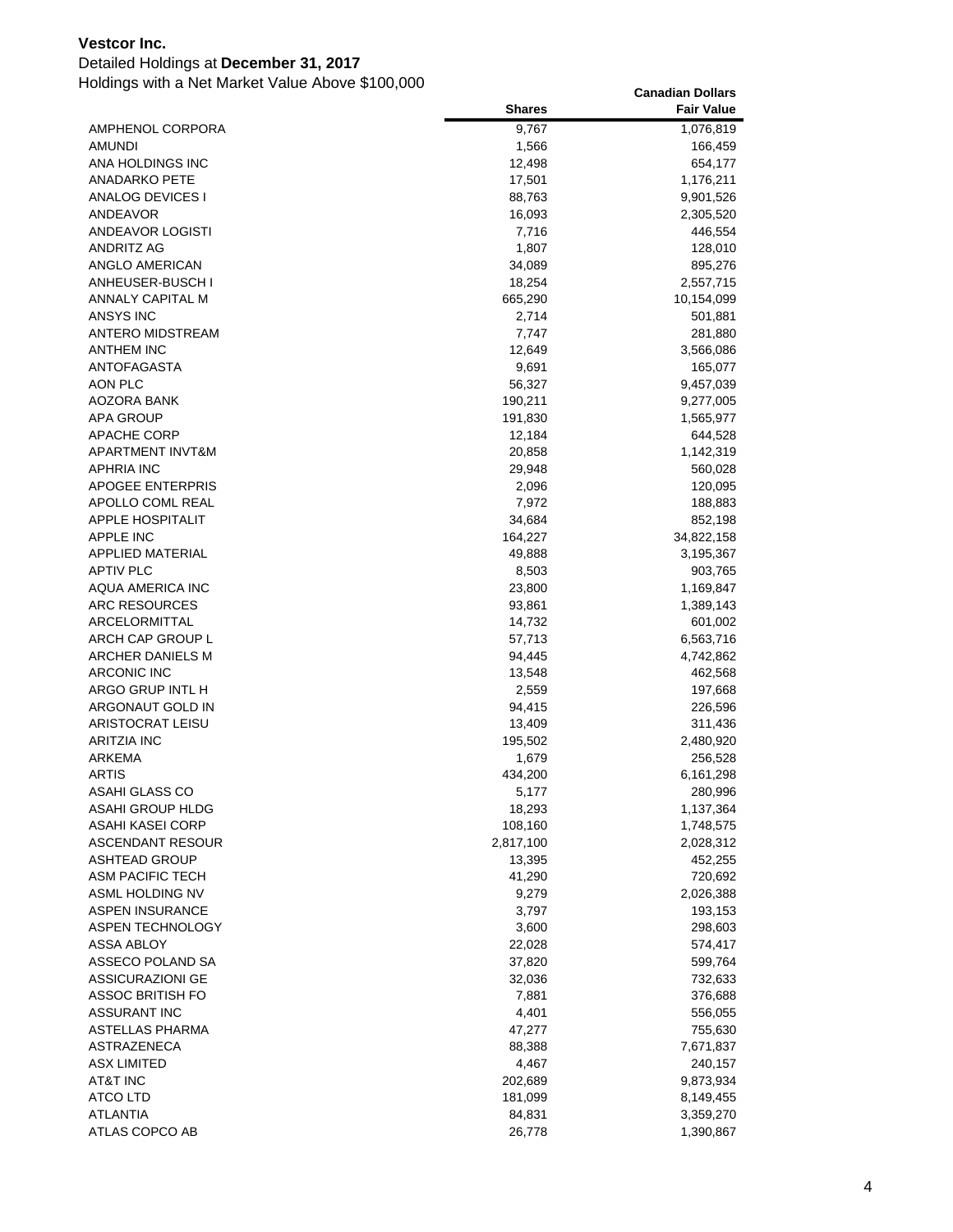**Vestcor Inc.**

Detailed Holdings at **December 31, 2017**

Holdings with a Net Market Value Above $100,000

| | Shares | Canadian Dollars Fair Value |
|---|---|---|
| AMPHENOL CORPORA | 9,767 | 1,076,819 |
| AMUNDI | 1,566 | 166,459 |
| ANA HOLDINGS INC | 12,498 | 654,177 |
| ANADARKO PETE | 17,501 | 1,176,211 |
| ANALOG DEVICES I | 88,763 | 9,901,526 |
| ANDEAVOR | 16,093 | 2,305,520 |
| ANDEAVOR LOGISTI | 7,716 | 446,554 |
| ANDRITZ AG | 1,807 | 128,010 |
| ANGLO AMERICAN | 34,089 | 895,276 |
| ANHEUSER-BUSCH I | 18,254 | 2,557,715 |
| ANNALY CAPITAL M | 665,290 | 10,154,099 |
| ANSYS INC | 2,714 | 501,881 |
| ANTERO MIDSTREAM | 7,747 | 281,880 |
| ANTHEM INC | 12,649 | 3,566,086 |
| ANTOFAGASTA | 9,691 | 165,077 |
| AON PLC | 56,327 | 9,457,039 |
| AOZORA BANK | 190,211 | 9,277,005 |
| APA GROUP | 191,830 | 1,565,977 |
| APACHE CORP | 12,184 | 644,528 |
| APARTMENT INVT&M | 20,858 | 1,142,319 |
| APHRIA INC | 29,948 | 560,028 |
| APOGEE ENTERPRIS | 2,096 | 120,095 |
| APOLLO COML REAL | 7,972 | 188,883 |
| APPLE HOSPITALIT | 34,684 | 852,198 |
| APPLE INC | 164,227 | 34,822,158 |
| APPLIED MATERIAL | 49,888 | 3,195,367 |
| APTIV PLC | 8,503 | 903,765 |
| AQUA AMERICA INC | 23,800 | 1,169,847 |
| ARC RESOURCES | 93,861 | 1,389,143 |
| ARCELORMITTAL | 14,732 | 601,002 |
| ARCH CAP GROUP L | 57,713 | 6,563,716 |
| ARCHER DANIELS M | 94,445 | 4,742,862 |
| ARCONIC INC | 13,548 | 462,568 |
| ARGO GRUP INTL H | 2,559 | 197,668 |
| ARGONAUT GOLD IN | 94,415 | 226,596 |
| ARISTOCRAT LEISU | 13,409 | 311,436 |
| ARITZIA INC | 195,502 | 2,480,920 |
| ARKEMA | 1,679 | 256,528 |
| ARTIS | 434,200 | 6,161,298 |
| ASAHI GLASS CO | 5,177 | 280,996 |
| ASAHI GROUP HLDG | 18,293 | 1,137,364 |
| ASAHI KASEI CORP | 108,160 | 1,748,575 |
| ASCENDANT RESOUR | 2,817,100 | 2,028,312 |
| ASHTEAD GROUP | 13,395 | 452,255 |
| ASM PACIFIC TECH | 41,290 | 720,692 |
| ASML HOLDING NV | 9,279 | 2,026,388 |
| ASPEN INSURANCE | 3,797 | 193,153 |
| ASPEN TECHNOLOGY | 3,600 | 298,603 |
| ASSA ABLOY | 22,028 | 574,417 |
| ASSECO POLAND SA | 37,820 | 599,764 |
| ASSICURAZIONI GE | 32,036 | 732,633 |
| ASSOC BRITISH FO | 7,881 | 376,688 |
| ASSURANT INC | 4,401 | 556,055 |
| ASTELLAS PHARMA | 47,277 | 755,630 |
| ASTRAZENECA | 88,388 | 7,671,837 |
| ASX LIMITED | 4,467 | 240,157 |
| AT&T INC | 202,689 | 9,873,934 |
| ATCO LTD | 181,099 | 8,149,455 |
| ATLANTIA | 84,831 | 3,359,270 |
| ATLAS COPCO AB | 26,778 | 1,390,867 |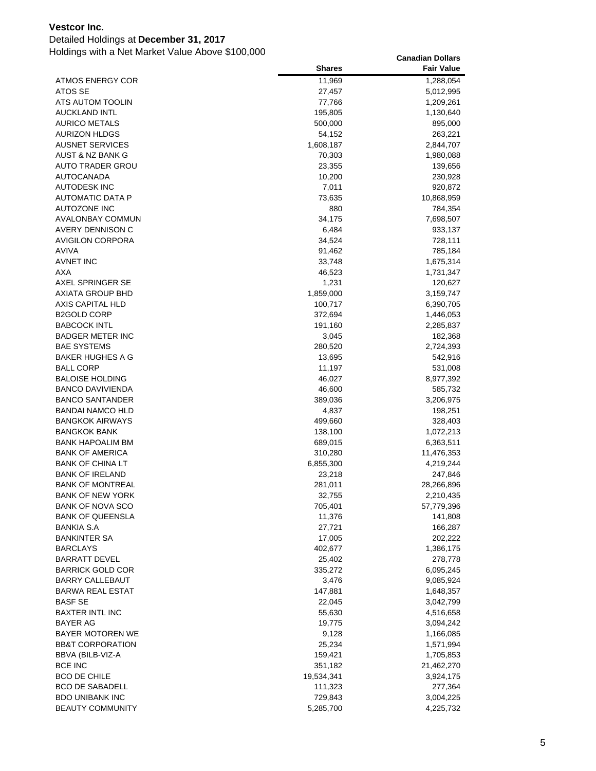**Vestcor Inc.**

Detailed Holdings at **December 31, 2017**

Holdings with a Net Market Value Above $100,000

| | Shares | Canadian Dollars Fair Value |
|---|---|---|
| ATMOS ENERGY COR | 11,969 | 1,288,054 |
| ATOS SE | 27,457 | 5,012,995 |
| ATS AUTOM TOOLIN | 77,766 | 1,209,261 |
| AUCKLAND INTL | 195,805 | 1,130,640 |
| AURICO METALS | 500,000 | 895,000 |
| AURIZON HLDGS | 54,152 | 263,221 |
| AUSNET SERVICES | 1,608,187 | 2,844,707 |
| AUST & NZ BANK G | 70,303 | 1,980,088 |
| AUTO TRADER GROU | 23,355 | 139,656 |
| AUTOCANADA | 10,200 | 230,928 |
| AUTODESK INC | 7,011 | 920,872 |
| AUTOMATIC DATA P | 73,635 | 10,868,959 |
| AUTOZONE INC | 880 | 784,354 |
| AVALONBAY COMMUN | 34,175 | 7,698,507 |
| AVERY DENNISON C | 6,484 | 933,137 |
| AVIGILON CORPORA | 34,524 | 728,111 |
| AVIVA | 91,462 | 785,184 |
| AVNET INC | 33,748 | 1,675,314 |
| AXA | 46,523 | 1,731,347 |
| AXEL SPRINGER SE | 1,231 | 120,627 |
| AXIATA GROUP BHD | 1,859,000 | 3,159,747 |
| AXIS CAPITAL HLD | 100,717 | 6,390,705 |
| B2GOLD CORP | 372,694 | 1,446,053 |
| BABCOCK INTL | 191,160 | 2,285,837 |
| BADGER METER INC | 3,045 | 182,368 |
| BAE SYSTEMS | 280,520 | 2,724,393 |
| BAKER HUGHES A G | 13,695 | 542,916 |
| BALL CORP | 11,197 | 531,008 |
| BALOISE HOLDING | 46,027 | 8,977,392 |
| BANCO DAVIVIENDA | 46,600 | 585,732 |
| BANCO SANTANDER | 389,036 | 3,206,975 |
| BANDAI NAMCO HLD | 4,837 | 198,251 |
| BANGKOK AIRWAYS | 499,660 | 328,403 |
| BANGKOK BANK | 138,100 | 1,072,213 |
| BANK HAPOALIM BM | 689,015 | 6,363,511 |
| BANK OF AMERICA | 310,280 | 11,476,353 |
| BANK OF CHINA LT | 6,855,300 | 4,219,244 |
| BANK OF IRELAND | 23,218 | 247,846 |
| BANK OF MONTREAL | 281,011 | 28,266,896 |
| BANK OF NEW YORK | 32,755 | 2,210,435 |
| BANK OF NOVA SCO | 705,401 | 57,779,396 |
| BANK OF QUEENSLA | 11,376 | 141,808 |
| BANKIA S.A | 27,721 | 166,287 |
| BANKINTER SA | 17,005 | 202,222 |
| BARCLAYS | 402,677 | 1,386,175 |
| BARRATT DEVEL | 25,402 | 278,778 |
| BARRICK GOLD COR | 335,272 | 6,095,245 |
| BARRY CALLEBAUT | 3,476 | 9,085,924 |
| BARWA REAL ESTAT | 147,881 | 1,648,357 |
| BASF SE | 22,045 | 3,042,799 |
| BAXTER INTL INC | 55,630 | 4,516,658 |
| BAYER AG | 19,775 | 3,094,242 |
| BAYER MOTOREN WE | 9,128 | 1,166,085 |
| BB&T CORPORATION | 25,234 | 1,571,994 |
| BBVA (BILB-VIZ-A | 159,421 | 1,705,853 |
| BCE INC | 351,182 | 21,462,270 |
| BCO DE CHILE | 19,534,341 | 3,924,175 |
| BCO DE SABADELL | 111,323 | 277,364 |
| BDO UNIBANK INC | 729,843 | 3,004,225 |
| BEAUTY COMMUNITY | 5,285,700 | 4,225,732 |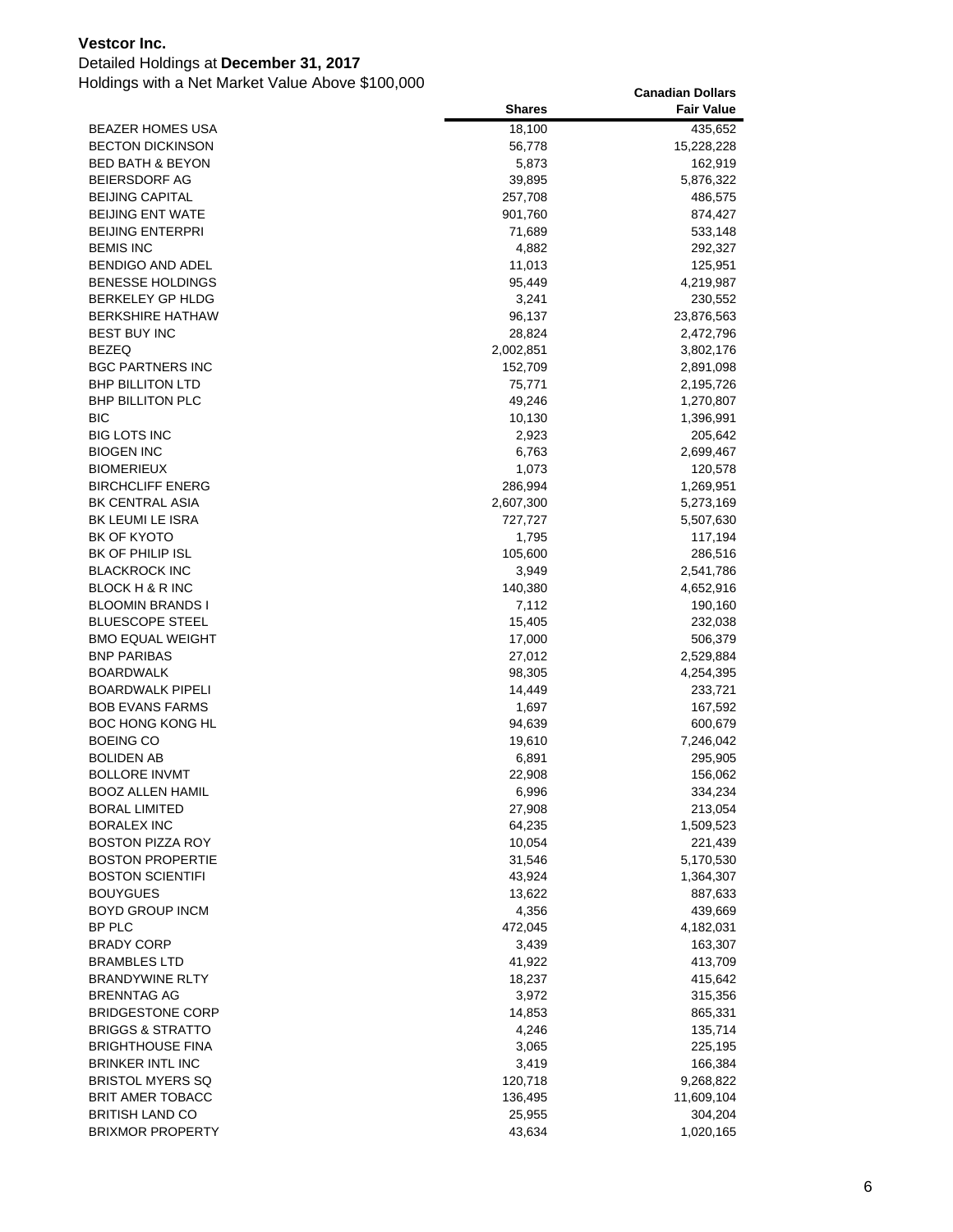**Vestcor Inc.**

Detailed Holdings at **December 31, 2017**

Holdings with a Net Market Value Above $100,000

| | Shares | Canadian Dollars Fair Value |
|---|---|---|
| BEAZER HOMES USA | 18,100 | 435,652 |
| BECTON DICKINSON | 56,778 | 15,228,228 |
| BED BATH & BEYON | 5,873 | 162,919 |
| BEIERSDORF AG | 39,895 | 5,876,322 |
| BEIJING CAPITAL | 257,708 | 486,575 |
| BEIJING ENT WATE | 901,760 | 874,427 |
| BEIJING ENTERPRI | 71,689 | 533,148 |
| BEMIS INC | 4,882 | 292,327 |
| BENDIGO AND ADEL | 11,013 | 125,951 |
| BENESSE HOLDINGS | 95,449 | 4,219,987 |
| BERKELEY GP HLDG | 3,241 | 230,552 |
| BERKSHIRE HATHAW | 96,137 | 23,876,563 |
| BEST BUY INC | 28,824 | 2,472,796 |
| BEZEQ | 2,002,851 | 3,802,176 |
| BGC PARTNERS INC | 152,709 | 2,891,098 |
| BHP BILLITON LTD | 75,771 | 2,195,726 |
| BHP BILLITON PLC | 49,246 | 1,270,807 |
| BIC | 10,130 | 1,396,991 |
| BIG LOTS INC | 2,923 | 205,642 |
| BIOGEN INC | 6,763 | 2,699,467 |
| BIOMERIEUX | 1,073 | 120,578 |
| BIRCHCLIFF ENERG | 286,994 | 1,269,951 |
| BK CENTRAL ASIA | 2,607,300 | 5,273,169 |
| BK LEUMI LE ISRA | 727,727 | 5,507,630 |
| BK OF KYOTO | 1,795 | 117,194 |
| BK OF PHILIP ISL | 105,600 | 286,516 |
| BLACKROCK INC | 3,949 | 2,541,786 |
| BLOCK H & R INC | 140,380 | 4,652,916 |
| BLOOMIN BRANDS I | 7,112 | 190,160 |
| BLUESCOPE STEEL | 15,405 | 232,038 |
| BMO EQUAL WEIGHT | 17,000 | 506,379 |
| BNP PARIBAS | 27,012 | 2,529,884 |
| BOARDWALK | 98,305 | 4,254,395 |
| BOARDWALK PIPELI | 14,449 | 233,721 |
| BOB EVANS FARMS | 1,697 | 167,592 |
| BOC HONG KONG HL | 94,639 | 600,679 |
| BOEING CO | 19,610 | 7,246,042 |
| BOLIDEN AB | 6,891 | 295,905 |
| BOLLORE INVMT | 22,908 | 156,062 |
| BOOZ ALLEN HAMIL | 6,996 | 334,234 |
| BORAL LIMITED | 27,908 | 213,054 |
| BORALEX INC | 64,235 | 1,509,523 |
| BOSTON PIZZA ROY | 10,054 | 221,439 |
| BOSTON PROPERTIE | 31,546 | 5,170,530 |
| BOSTON SCIENTIFI | 43,924 | 1,364,307 |
| BOUYGUES | 13,622 | 887,633 |
| BOYD GROUP INCM | 4,356 | 439,669 |
| BP PLC | 472,045 | 4,182,031 |
| BRADY CORP | 3,439 | 163,307 |
| BRAMBLES LTD | 41,922 | 413,709 |
| BRANDYWINE RLTY | 18,237 | 415,642 |
| BRENNTAG AG | 3,972 | 315,356 |
| BRIDGESTONE CORP | 14,853 | 865,331 |
| BRIGGS & STRATTO | 4,246 | 135,714 |
| BRIGHTHOUSE FINA | 3,065 | 225,195 |
| BRINKER INTL INC | 3,419 | 166,384 |
| BRISTOL MYERS SQ | 120,718 | 9,268,822 |
| BRIT AMER TOBACC | 136,495 | 11,609,104 |
| BRITISH LAND CO | 25,955 | 304,204 |
| BRIXMOR PROPERTY | 43,634 | 1,020,165 |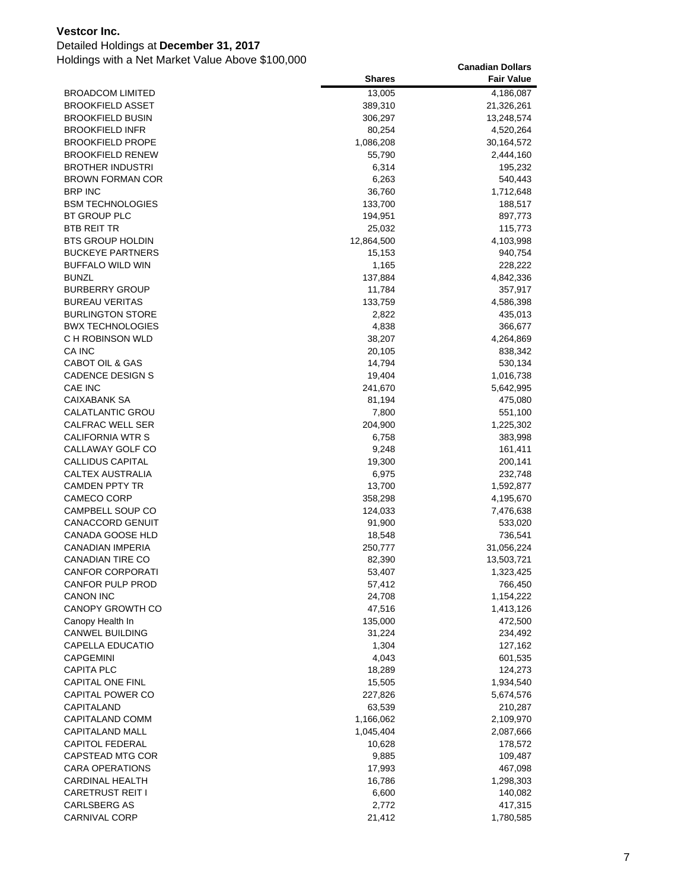**Vestcor Inc.**

Detailed Holdings at **December 31, 2017**

Holdings with a Net Market Value Above $100,000

| | Shares | Canadian Dollars Fair Value |
|---|---|---|
| BROADCOM LIMITED | 13,005 | 4,186,087 |
| BROOKFIELD ASSET | 389,310 | 21,326,261 |
| BROOKFIELD BUSIN | 306,297 | 13,248,574 |
| BROOKFIELD INFR | 80,254 | 4,520,264 |
| BROOKFIELD PROPE | 1,086,208 | 30,164,572 |
| BROOKFIELD RENEW | 55,790 | 2,444,160 |
| BROTHER INDUSTRI | 6,314 | 195,232 |
| BROWN FORMAN COR | 6,263 | 540,443 |
| BRP INC | 36,760 | 1,712,648 |
| BSM TECHNOLOGIES | 133,700 | 188,517 |
| BT GROUP PLC | 194,951 | 897,773 |
| BTB REIT TR | 25,032 | 115,773 |
| BTS GROUP HOLDIN | 12,864,500 | 4,103,998 |
| BUCKEYE PARTNERS | 15,153 | 940,754 |
| BUFFALO WILD WIN | 1,165 | 228,222 |
| BUNZL | 137,884 | 4,842,336 |
| BURBERRY GROUP | 11,784 | 357,917 |
| BUREAU VERITAS | 133,759 | 4,586,398 |
| BURLINGTON STORE | 2,822 | 435,013 |
| BWX TECHNOLOGIES | 4,838 | 366,677 |
| C H ROBINSON WLD | 38,207 | 4,264,869 |
| CA INC | 20,105 | 838,342 |
| CABOT OIL & GAS | 14,794 | 530,134 |
| CADENCE DESIGN S | 19,404 | 1,016,738 |
| CAE INC | 241,670 | 5,642,995 |
| CAIXABANK SA | 81,194 | 475,080 |
| CALATLANTIC GROU | 7,800 | 551,100 |
| CALFRAC WELL SER | 204,900 | 1,225,302 |
| CALIFORNIA WTR S | 6,758 | 383,998 |
| CALLAWAY GOLF CO | 9,248 | 161,411 |
| CALLIDUS CAPITAL | 19,300 | 200,141 |
| CALTEX AUSTRALIA | 6,975 | 232,748 |
| CAMDEN PPTY TR | 13,700 | 1,592,877 |
| CAMECO CORP | 358,298 | 4,195,670 |
| CAMPBELL SOUP CO | 124,033 | 7,476,638 |
| CANACCORD GENUIT | 91,900 | 533,020 |
| CANADA GOOSE HLD | 18,548 | 736,541 |
| CANADIAN IMPERIA | 250,777 | 31,056,224 |
| CANADIAN TIRE CO | 82,390 | 13,503,721 |
| CANFOR CORPORATI | 53,407 | 1,323,425 |
| CANFOR PULP PROD | 57,412 | 766,450 |
| CANON INC | 24,708 | 1,154,222 |
| CANOPY GROWTH CO | 47,516 | 1,413,126 |
| Canopy Health In | 135,000 | 472,500 |
| CANWEL BUILDING | 31,224 | 234,492 |
| CAPELLA EDUCATIO | 1,304 | 127,162 |
| CAPGEMINI | 4,043 | 601,535 |
| CAPITA PLC | 18,289 | 124,273 |
| CAPITAL ONE FINL | 15,505 | 1,934,540 |
| CAPITAL POWER CO | 227,826 | 5,674,576 |
| CAPITALAND | 63,539 | 210,287 |
| CAPITALAND COMM | 1,166,062 | 2,109,970 |
| CAPITALAND MALL | 1,045,404 | 2,087,666 |
| CAPITOL FEDERAL | 10,628 | 178,572 |
| CAPSTEAD MTG COR | 9,885 | 109,487 |
| CARA OPERATIONS | 17,993 | 467,098 |
| CARDINAL HEALTH | 16,786 | 1,298,303 |
| CARETRUST REIT I | 6,600 | 140,082 |
| CARLSBERG AS | 2,772 | 417,315 |
| CARNIVAL CORP | 21,412 | 1,780,585 |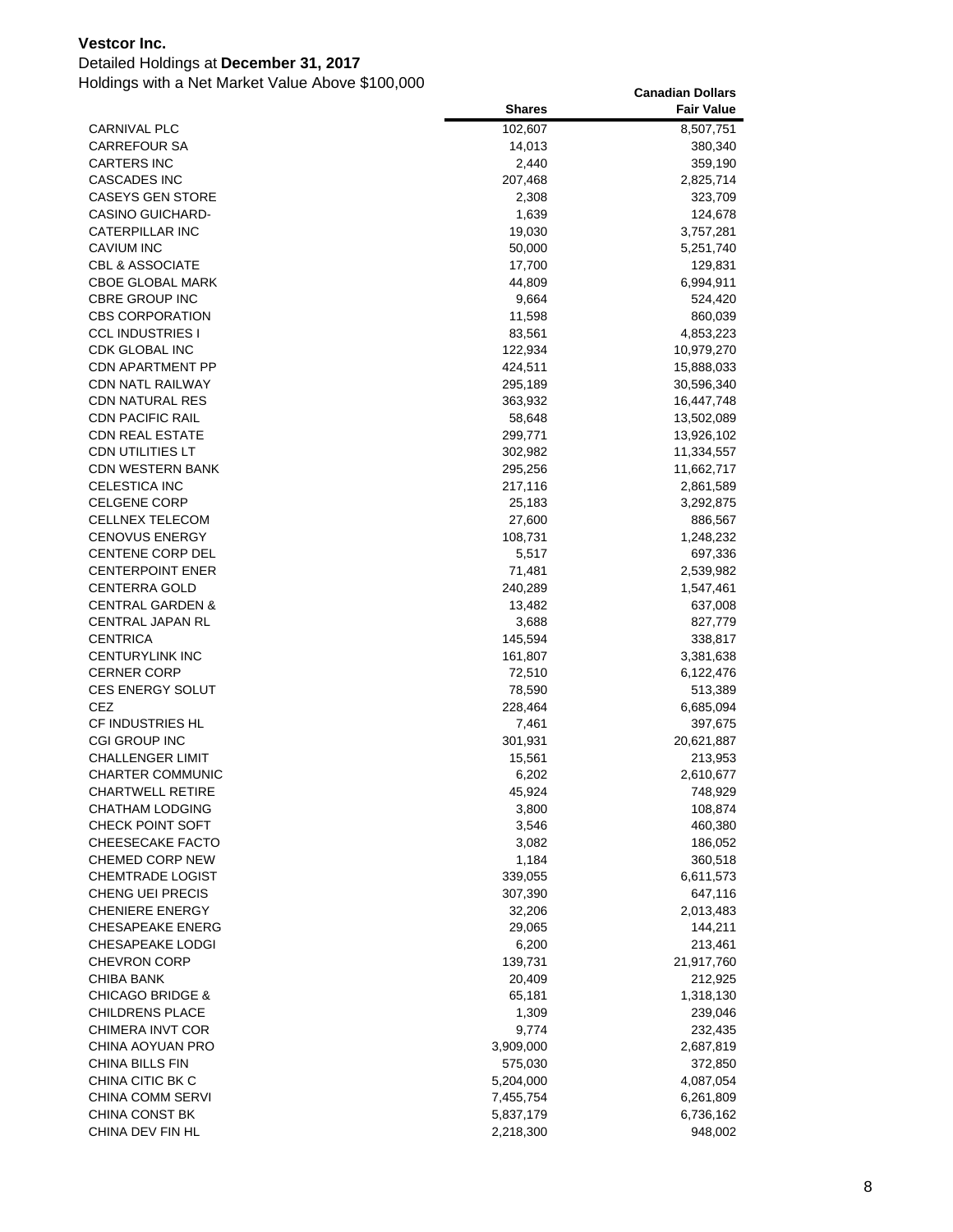**Vestcor Inc.**

Detailed Holdings at **December 31, 2017**

Holdings with a Net Market Value Above $100,000

| | Shares | Canadian Dollars Fair Value |
|---|---|---|
| CARNIVAL PLC | 102,607 | 8,507,751 |
| CARREFOUR SA | 14,013 | 380,340 |
| CARTERS INC | 2,440 | 359,190 |
| CASCADES INC | 207,468 | 2,825,714 |
| CASEYS GEN STORE | 2,308 | 323,709 |
| CASINO GUICHARD- | 1,639 | 124,678 |
| CATERPILLAR INC | 19,030 | 3,757,281 |
| CAVIUM INC | 50,000 | 5,251,740 |
| CBL & ASSOCIATE | 17,700 | 129,831 |
| CBOE GLOBAL MARK | 44,809 | 6,994,911 |
| CBRE GROUP INC | 9,664 | 524,420 |
| CBS CORPORATION | 11,598 | 860,039 |
| CCL INDUSTRIES I | 83,561 | 4,853,223 |
| CDK GLOBAL INC | 122,934 | 10,979,270 |
| CDN APARTMENT PP | 424,511 | 15,888,033 |
| CDN NATL RAILWAY | 295,189 | 30,596,340 |
| CDN NATURAL RES | 363,932 | 16,447,748 |
| CDN PACIFIC RAIL | 58,648 | 13,502,089 |
| CDN REAL ESTATE | 299,771 | 13,926,102 |
| CDN UTILITIES LT | 302,982 | 11,334,557 |
| CDN WESTERN BANK | 295,256 | 11,662,717 |
| CELESTICA INC | 217,116 | 2,861,589 |
| CELGENE CORP | 25,183 | 3,292,875 |
| CELLNEX TELECOM | 27,600 | 886,567 |
| CENOVUS ENERGY | 108,731 | 1,248,232 |
| CENTENE CORP DEL | 5,517 | 697,336 |
| CENTERPOINT ENER | 71,481 | 2,539,982 |
| CENTERRA GOLD | 240,289 | 1,547,461 |
| CENTRAL GARDEN & | 13,482 | 637,008 |
| CENTRAL JAPAN RL | 3,688 | 827,779 |
| CENTRICA | 145,594 | 338,817 |
| CENTURYLINK INC | 161,807 | 3,381,638 |
| CERNER CORP | 72,510 | 6,122,476 |
| CES ENERGY SOLUT | 78,590 | 513,389 |
| CEZ | 228,464 | 6,685,094 |
| CF INDUSTRIES HL | 7,461 | 397,675 |
| CGI GROUP INC | 301,931 | 20,621,887 |
| CHALLENGER LIMIT | 15,561 | 213,953 |
| CHARTER COMMUNIC | 6,202 | 2,610,677 |
| CHARTWELL RETIRE | 45,924 | 748,929 |
| CHATHAM LODGING | 3,800 | 108,874 |
| CHECK POINT SOFT | 3,546 | 460,380 |
| CHEESECAKE FACTO | 3,082 | 186,052 |
| CHEMED CORP NEW | 1,184 | 360,518 |
| CHEMTRADE LOGIST | 339,055 | 6,611,573 |
| CHENG UEI PRECIS | 307,390 | 647,116 |
| CHENIERE ENERGY | 32,206 | 2,013,483 |
| CHESAPEAKE ENERG | 29,065 | 144,211 |
| CHESAPEAKE LODGI | 6,200 | 213,461 |
| CHEVRON CORP | 139,731 | 21,917,760 |
| CHIBA BANK | 20,409 | 212,925 |
| CHICAGO BRIDGE & | 65,181 | 1,318,130 |
| CHILDRENS PLACE | 1,309 | 239,046 |
| CHIMERA INVT COR | 9,774 | 232,435 |
| CHINA AOYUAN PRO | 3,909,000 | 2,687,819 |
| CHINA BILLS FIN | 575,030 | 372,850 |
| CHINA CITIC BK C | 5,204,000 | 4,087,054 |
| CHINA COMM SERVI | 7,455,754 | 6,261,809 |
| CHINA CONST BK | 5,837,179 | 6,736,162 |
| CHINA DEV FIN HL | 2,218,300 | 948,002 |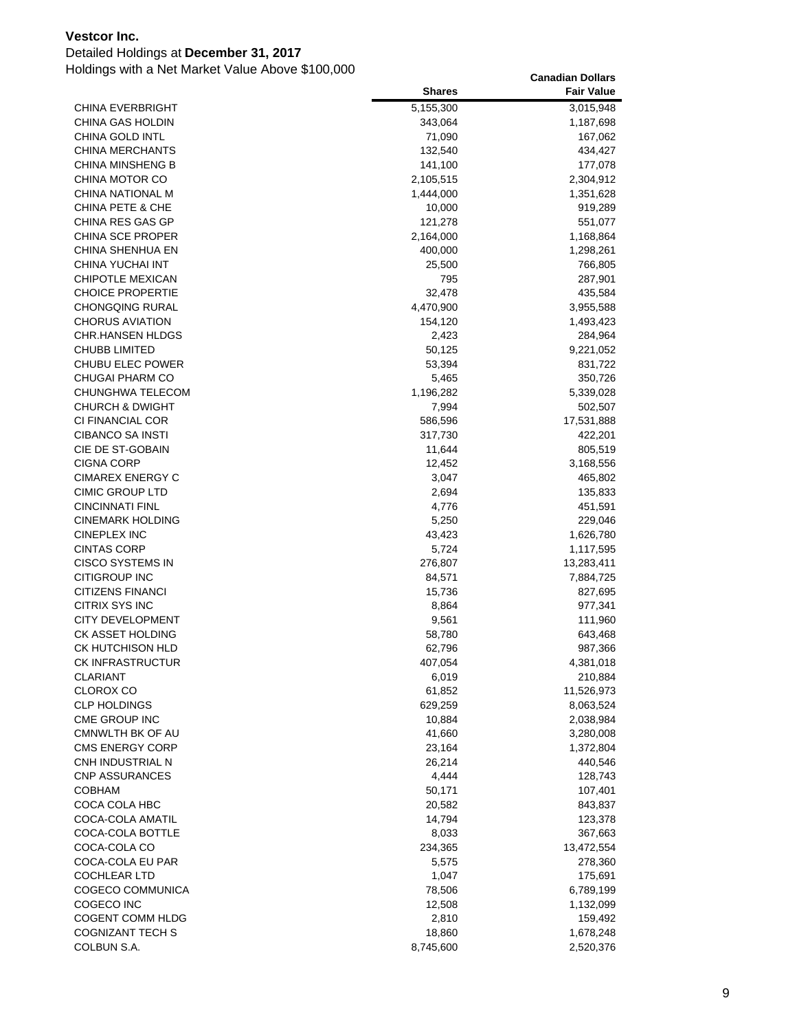**Vestcor Inc.**

Detailed Holdings at **December 31, 2017**

Holdings with a Net Market Value Above $100,000

| | Shares | Canadian Dollars Fair Value |
|---|---|---|
| CHINA EVERBRIGHT | 5,155,300 | 3,015,948 |
| CHINA GAS HOLDIN | 343,064 | 1,187,698 |
| CHINA GOLD INTL | 71,090 | 167,062 |
| CHINA MERCHANTS | 132,540 | 434,427 |
| CHINA MINSHENG B | 141,100 | 177,078 |
| CHINA MOTOR CO | 2,105,515 | 2,304,912 |
| CHINA NATIONAL M | 1,444,000 | 1,351,628 |
| CHINA PETE & CHE | 10,000 | 919,289 |
| CHINA RES GAS GP | 121,278 | 551,077 |
| CHINA SCE PROPER | 2,164,000 | 1,168,864 |
| CHINA SHENHUA EN | 400,000 | 1,298,261 |
| CHINA YUCHAI INT | 25,500 | 766,805 |
| CHIPOTLE MEXICAN | 795 | 287,901 |
| CHOICE PROPERTIE | 32,478 | 435,584 |
| CHONGQING RURAL | 4,470,900 | 3,955,588 |
| CHORUS AVIATION | 154,120 | 1,493,423 |
| CHR.HANSEN HLDGS | 2,423 | 284,964 |
| CHUBB LIMITED | 50,125 | 9,221,052 |
| CHUBU ELEC POWER | 53,394 | 831,722 |
| CHUGAI PHARM CO | 5,465 | 350,726 |
| CHUNGHWA TELECOM | 1,196,282 | 5,339,028 |
| CHURCH & DWIGHT | 7,994 | 502,507 |
| CI FINANCIAL COR | 586,596 | 17,531,888 |
| CIBANCO SA INSTI | 317,730 | 422,201 |
| CIE DE ST-GOBAIN | 11,644 | 805,519 |
| CIGNA CORP | 12,452 | 3,168,556 |
| CIMAREX ENERGY C | 3,047 | 465,802 |
| CIMIC GROUP LTD | 2,694 | 135,833 |
| CINCINNATI FINL | 4,776 | 451,591 |
| CINEMARK HOLDING | 5,250 | 229,046 |
| CINEPLEX INC | 43,423 | 1,626,780 |
| CINTAS CORP | 5,724 | 1,117,595 |
| CISCO SYSTEMS IN | 276,807 | 13,283,411 |
| CITIGROUP INC | 84,571 | 7,884,725 |
| CITIZENS FINANCI | 15,736 | 827,695 |
| CITRIX SYS INC | 8,864 | 977,341 |
| CITY DEVELOPMENT | 9,561 | 111,960 |
| CK ASSET HOLDING | 58,780 | 643,468 |
| CK HUTCHISON HLD | 62,796 | 987,366 |
| CK INFRASTRUCTUR | 407,054 | 4,381,018 |
| CLARIANT | 6,019 | 210,884 |
| CLOROX CO | 61,852 | 11,526,973 |
| CLP HOLDINGS | 629,259 | 8,063,524 |
| CME GROUP INC | 10,884 | 2,038,984 |
| CMNWLTH BK OF AU | 41,660 | 3,280,008 |
| CMS ENERGY CORP | 23,164 | 1,372,804 |
| CNH INDUSTRIAL N | 26,214 | 440,546 |
| CNP ASSURANCES | 4,444 | 128,743 |
| COBHAM | 50,171 | 107,401 |
| COCA COLA HBC | 20,582 | 843,837 |
| COCA-COLA AMATIL | 14,794 | 123,378 |
| COCA-COLA BOTTLE | 8,033 | 367,663 |
| COCA-COLA CO | 234,365 | 13,472,554 |
| COCA-COLA EU PAR | 5,575 | 278,360 |
| COCHLEAR LTD | 1,047 | 175,691 |
| COGECO COMMUNICA | 78,506 | 6,789,199 |
| COGECO INC | 12,508 | 1,132,099 |
| COGENT COMM HLDG | 2,810 | 159,492 |
| COGNIZANT TECH S | 18,860 | 1,678,248 |
| COLBUN S.A. | 8,745,600 | 2,520,376 |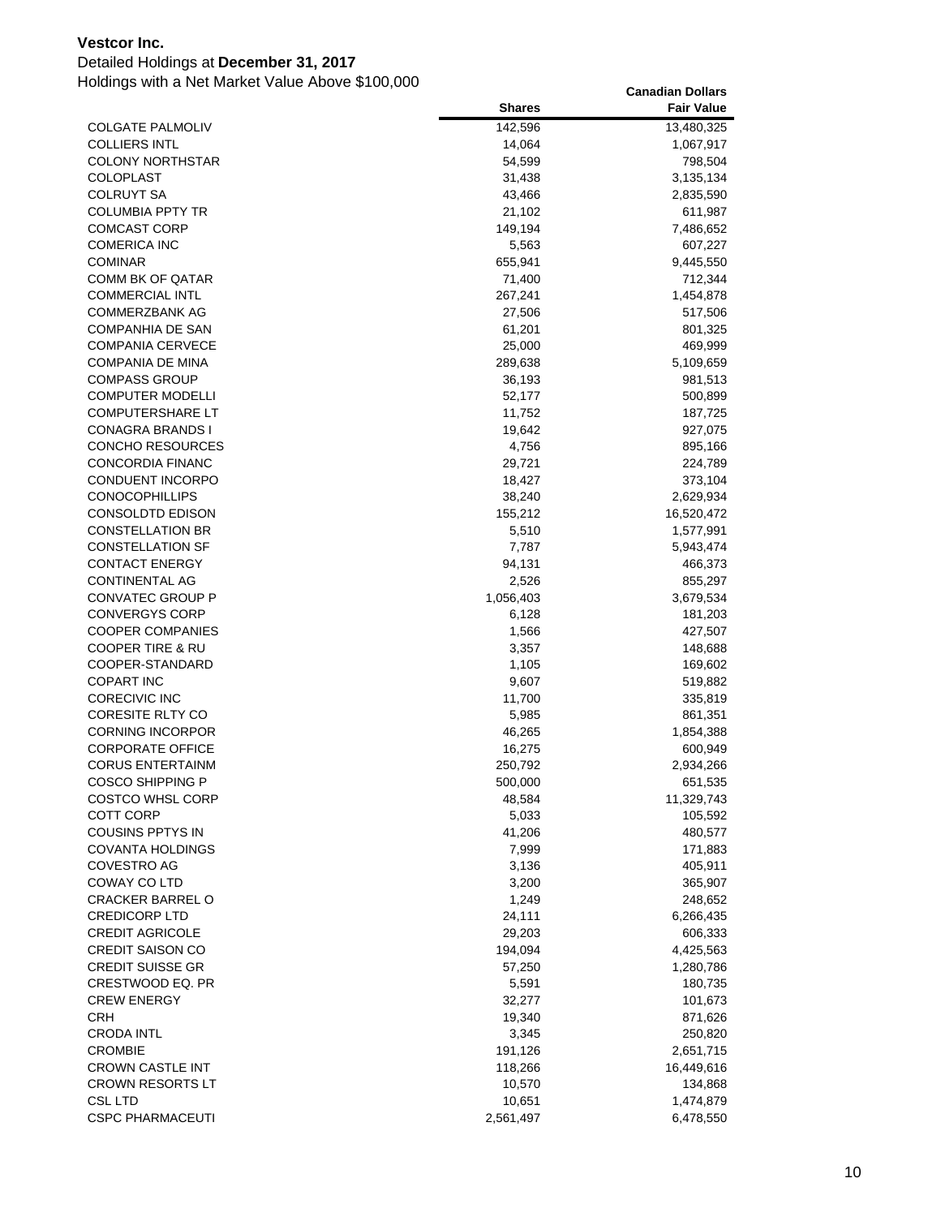**Vestcor Inc.**

Detailed Holdings at **December 31, 2017**

Holdings with a Net Market Value Above $100,000

| | Shares | Canadian Dollars Fair Value |
|---|---|---|
| COLGATE PALMOLIV | 142,596 | 13,480,325 |
| COLLIERS INTL | 14,064 | 1,067,917 |
| COLONY NORTHSTAR | 54,599 | 798,504 |
| COLOPLAST | 31,438 | 3,135,134 |
| COLRUYT SA | 43,466 | 2,835,590 |
| COLUMBIA PPTY TR | 21,102 | 611,987 |
| COMCAST CORP | 149,194 | 7,486,652 |
| COMERICA INC | 5,563 | 607,227 |
| COMINAR | 655,941 | 9,445,550 |
| COMM BK OF QATAR | 71,400 | 712,344 |
| COMMERCIAL INTL | 267,241 | 1,454,878 |
| COMMERZBANK AG | 27,506 | 517,506 |
| COMPANHIA DE SAN | 61,201 | 801,325 |
| COMPANIA CERVECE | 25,000 | 469,999 |
| COMPANIA DE MINA | 289,638 | 5,109,659 |
| COMPASS GROUP | 36,193 | 981,513 |
| COMPUTER MODELLI | 52,177 | 500,899 |
| COMPUTERSHARE LT | 11,752 | 187,725 |
| CONAGRA BRANDS I | 19,642 | 927,075 |
| CONCHO RESOURCES | 4,756 | 895,166 |
| CONCORDIA FINANC | 29,721 | 224,789 |
| CONDUENT INCORPO | 18,427 | 373,104 |
| CONOCOPHILLIPS | 38,240 | 2,629,934 |
| CONSOLDTD EDISON | 155,212 | 16,520,472 |
| CONSTELLATION BR | 5,510 | 1,577,991 |
| CONSTELLATION SF | 7,787 | 5,943,474 |
| CONTACT ENERGY | 94,131 | 466,373 |
| CONTINENTAL AG | 2,526 | 855,297 |
| CONVATEC GROUP P | 1,056,403 | 3,679,534 |
| CONVERGYS CORP | 6,128 | 181,203 |
| COOPER COMPANIES | 1,566 | 427,507 |
| COOPER TIRE & RU | 3,357 | 148,688 |
| COOPER-STANDARD | 1,105 | 169,602 |
| COPART INC | 9,607 | 519,882 |
| CORECIVIC INC | 11,700 | 335,819 |
| CORESITE RLTY CO | 5,985 | 861,351 |
| CORNING INCORPOR | 46,265 | 1,854,388 |
| CORPORATE OFFICE | 16,275 | 600,949 |
| CORUS ENTERTAINM | 250,792 | 2,934,266 |
| COSCO SHIPPING P | 500,000 | 651,535 |
| COSTCO WHSL CORP | 48,584 | 11,329,743 |
| COTT CORP | 5,033 | 105,592 |
| COUSINS PPTYS IN | 41,206 | 480,577 |
| COVANTA HOLDINGS | 7,999 | 171,883 |
| COVESTRO AG | 3,136 | 405,911 |
| COWAY CO LTD | 3,200 | 365,907 |
| CRACKER BARREL O | 1,249 | 248,652 |
| CREDICORP LTD | 24,111 | 6,266,435 |
| CREDIT AGRICOLE | 29,203 | 606,333 |
| CREDIT SAISON CO | 194,094 | 4,425,563 |
| CREDIT SUISSE GR | 57,250 | 1,280,786 |
| CRESTWOOD EQ. PR | 5,591 | 180,735 |
| CREW ENERGY | 32,277 | 101,673 |
| CRH | 19,340 | 871,626 |
| CRODA INTL | 3,345 | 250,820 |
| CROMBIE | 191,126 | 2,651,715 |
| CROWN CASTLE INT | 118,266 | 16,449,616 |
| CROWN RESORTS LT | 10,570 | 134,868 |
| CSL LTD | 10,651 | 1,474,879 |
| CSPC PHARMACEUTI | 2,561,497 | 6,478,550 |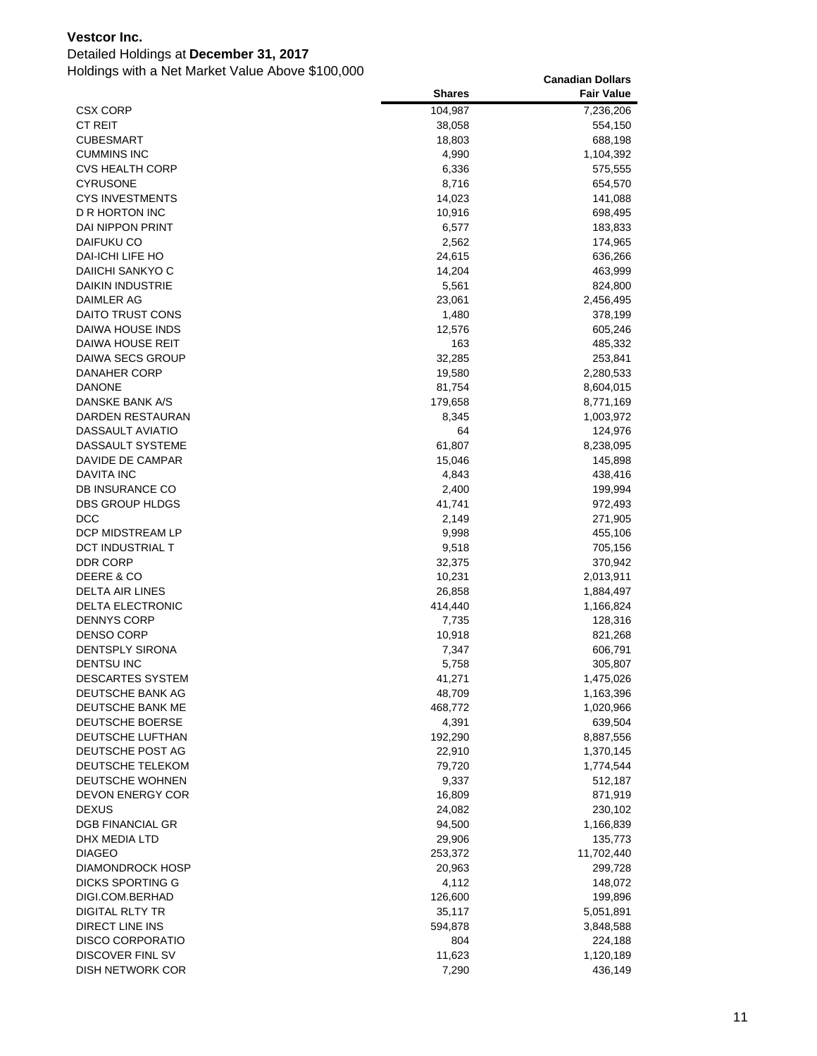**Vestcor Inc.**

Detailed Holdings at **December 31, 2017**

Holdings with a Net Market Value Above $100,000

| | Shares | Canadian Dollars Fair Value |
|---|---|---|
| CSX CORP | 104,987 | 7,236,206 |
| CT REIT | 38,058 | 554,150 |
| CUBESMART | 18,803 | 688,198 |
| CUMMINS INC | 4,990 | 1,104,392 |
| CVS HEALTH CORP | 6,336 | 575,555 |
| CYRUSONE | 8,716 | 654,570 |
| CYS INVESTMENTS | 14,023 | 141,088 |
| D R HORTON INC | 10,916 | 698,495 |
| DAI NIPPON PRINT | 6,577 | 183,833 |
| DAIFUKU CO | 2,562 | 174,965 |
| DAI-ICHI LIFE HO | 24,615 | 636,266 |
| DAIICHI SANKYO C | 14,204 | 463,999 |
| DAIKIN INDUSTRIE | 5,561 | 824,800 |
| DAIMLER AG | 23,061 | 2,456,495 |
| DAITO TRUST CONS | 1,480 | 378,199 |
| DAIWA HOUSE INDS | 12,576 | 605,246 |
| DAIWA HOUSE REIT | 163 | 485,332 |
| DAIWA SECS GROUP | 32,285 | 253,841 |
| DANAHER CORP | 19,580 | 2,280,533 |
| DANONE | 81,754 | 8,604,015 |
| DANSKE BANK A/S | 179,658 | 8,771,169 |
| DARDEN RESTAURAN | 8,345 | 1,003,972 |
| DASSAULT AVIATIO | 64 | 124,976 |
| DASSAULT SYSTEME | 61,807 | 8,238,095 |
| DAVIDE DE CAMPAR | 15,046 | 145,898 |
| DAVITA INC | 4,843 | 438,416 |
| DB INSURANCE CO | 2,400 | 199,994 |
| DBS GROUP HLDGS | 41,741 | 972,493 |
| DCC | 2,149 | 271,905 |
| DCP MIDSTREAM LP | 9,998 | 455,106 |
| DCT INDUSTRIAL T | 9,518 | 705,156 |
| DDR CORP | 32,375 | 370,942 |
| DEERE & CO | 10,231 | 2,013,911 |
| DELTA AIR LINES | 26,858 | 1,884,497 |
| DELTA ELECTRONIC | 414,440 | 1,166,824 |
| DENNYS CORP | 7,735 | 128,316 |
| DENSO CORP | 10,918 | 821,268 |
| DENTSPLY SIRONA | 7,347 | 606,791 |
| DENTSU INC | 5,758 | 305,807 |
| DESCARTES SYSTEM | 41,271 | 1,475,026 |
| DEUTSCHE BANK AG | 48,709 | 1,163,396 |
| DEUTSCHE BANK ME | 468,772 | 1,020,966 |
| DEUTSCHE BOERSE | 4,391 | 639,504 |
| DEUTSCHE LUFTHAN | 192,290 | 8,887,556 |
| DEUTSCHE POST AG | 22,910 | 1,370,145 |
| DEUTSCHE TELEKOM | 79,720 | 1,774,544 |
| DEUTSCHE WOHNEN | 9,337 | 512,187 |
| DEVON ENERGY COR | 16,809 | 871,919 |
| DEXUS | 24,082 | 230,102 |
| DGB FINANCIAL GR | 94,500 | 1,166,839 |
| DHX MEDIA LTD | 29,906 | 135,773 |
| DIAGEO | 253,372 | 11,702,440 |
| DIAMONDROCK HOSP | 20,963 | 299,728 |
| DICKS SPORTING G | 4,112 | 148,072 |
| DIGI.COM.BERHAD | 126,600 | 199,896 |
| DIGITAL RLTY TR | 35,117 | 5,051,891 |
| DIRECT LINE INS | 594,878 | 3,848,588 |
| DISCO CORPORATIO | 804 | 224,188 |
| DISCOVER FINL SV | 11,623 | 1,120,189 |
| DISH NETWORK COR | 7,290 | 436,149 |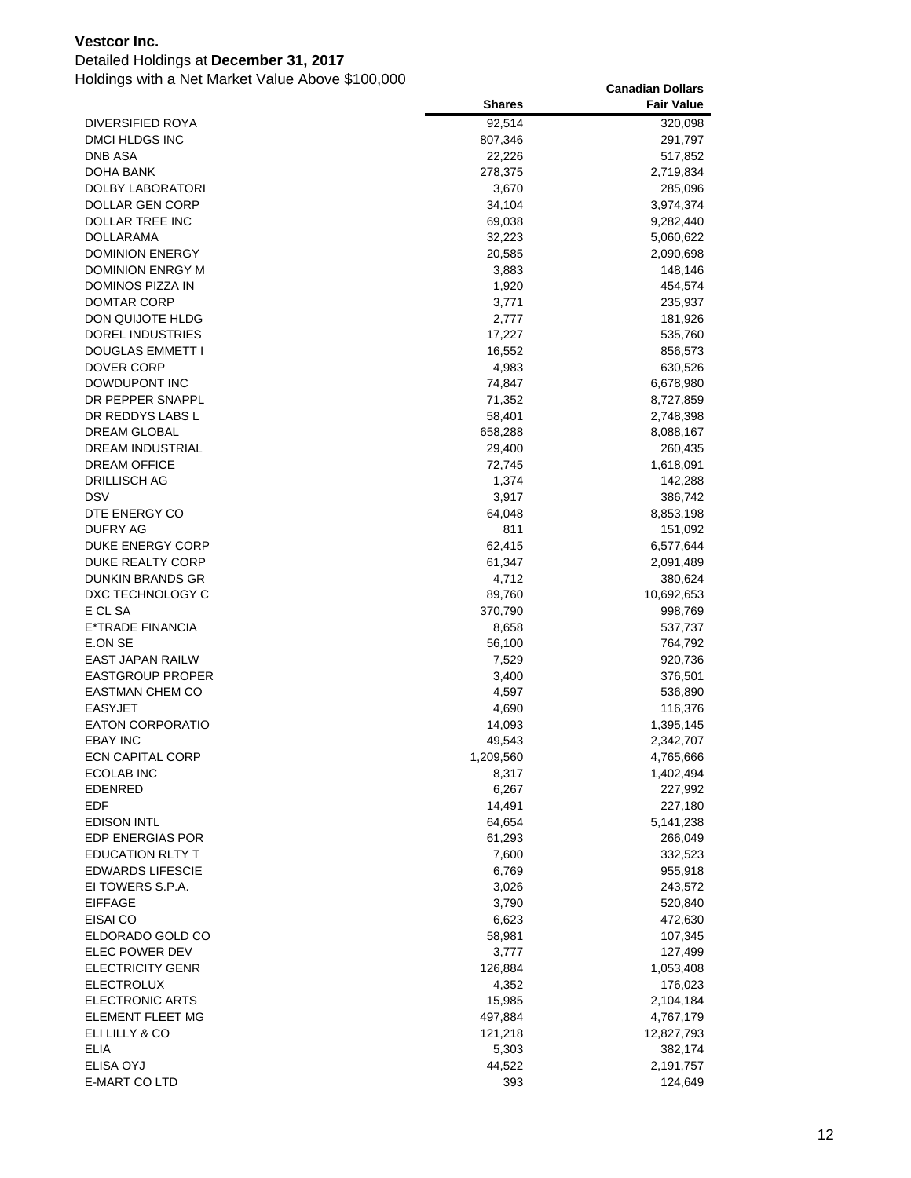**Vestcor Inc.**

Detailed Holdings at **December 31, 2017**

Holdings with a Net Market Value Above $100,000

| | Shares | Canadian Dollars Fair Value |
|---|---|---|
| DIVERSIFIED ROYA | 92,514 | 320,098 |
| DMCI HLDGS INC | 807,346 | 291,797 |
| DNB ASA | 22,226 | 517,852 |
| DOHA BANK | 278,375 | 2,719,834 |
| DOLBY LABORATORI | 3,670 | 285,096 |
| DOLLAR GEN CORP | 34,104 | 3,974,374 |
| DOLLAR TREE INC | 69,038 | 9,282,440 |
| DOLLARAMA | 32,223 | 5,060,622 |
| DOMINION ENERGY | 20,585 | 2,090,698 |
| DOMINION ENRGY M | 3,883 | 148,146 |
| DOMINOS PIZZA IN | 1,920 | 454,574 |
| DOMTAR CORP | 3,771 | 235,937 |
| DON QUIJOTE HLDG | 2,777 | 181,926 |
| DOREL INDUSTRIES | 17,227 | 535,760 |
| DOUGLAS EMMETT I | 16,552 | 856,573 |
| DOVER CORP | 4,983 | 630,526 |
| DOWDUPONT INC | 74,847 | 6,678,980 |
| DR PEPPER SNAPPL | 71,352 | 8,727,859 |
| DR REDDYS LABS L | 58,401 | 2,748,398 |
| DREAM GLOBAL | 658,288 | 8,088,167 |
| DREAM INDUSTRIAL | 29,400 | 260,435 |
| DREAM OFFICE | 72,745 | 1,618,091 |
| DRILLISCH AG | 1,374 | 142,288 |
| DSV | 3,917 | 386,742 |
| DTE ENERGY CO | 64,048 | 8,853,198 |
| DUFRY AG | 811 | 151,092 |
| DUKE ENERGY CORP | 62,415 | 6,577,644 |
| DUKE REALTY CORP | 61,347 | 2,091,489 |
| DUNKIN BRANDS GR | 4,712 | 380,624 |
| DXC TECHNOLOGY C | 89,760 | 10,692,653 |
| E CL SA | 370,790 | 998,769 |
| E*TRADE FINANCIA | 8,658 | 537,737 |
| E.ON SE | 56,100 | 764,792 |
| EAST JAPAN RAILW | 7,529 | 920,736 |
| EASTGROUP PROPER | 3,400 | 376,501 |
| EASTMAN CHEM CO | 4,597 | 536,890 |
| EASYJET | 4,690 | 116,376 |
| EATON CORPORATIO | 14,093 | 1,395,145 |
| EBAY INC | 49,543 | 2,342,707 |
| ECN CAPITAL CORP | 1,209,560 | 4,765,666 |
| ECOLAB INC | 8,317 | 1,402,494 |
| EDENRED | 6,267 | 227,992 |
| EDF | 14,491 | 227,180 |
| EDISON INTL | 64,654 | 5,141,238 |
| EDP ENERGIAS POR | 61,293 | 266,049 |
| EDUCATION RLTY T | 7,600 | 332,523 |
| EDWARDS LIFESCIE | 6,769 | 955,918 |
| EI TOWERS S.P.A. | 3,026 | 243,572 |
| EIFFAGE | 3,790 | 520,840 |
| EISAI CO | 6,623 | 472,630 |
| ELDORADO GOLD CO | 58,981 | 107,345 |
| ELEC POWER DEV | 3,777 | 127,499 |
| ELECTRICITY GENR | 126,884 | 1,053,408 |
| ELECTROLUX | 4,352 | 176,023 |
| ELECTRONIC ARTS | 15,985 | 2,104,184 |
| ELEMENT FLEET MG | 497,884 | 4,767,179 |
| ELI LILLY & CO | 121,218 | 12,827,793 |
| ELIA | 5,303 | 382,174 |
| ELISA OYJ | 44,522 | 2,191,757 |
| E-MART CO LTD | 393 | 124,649 |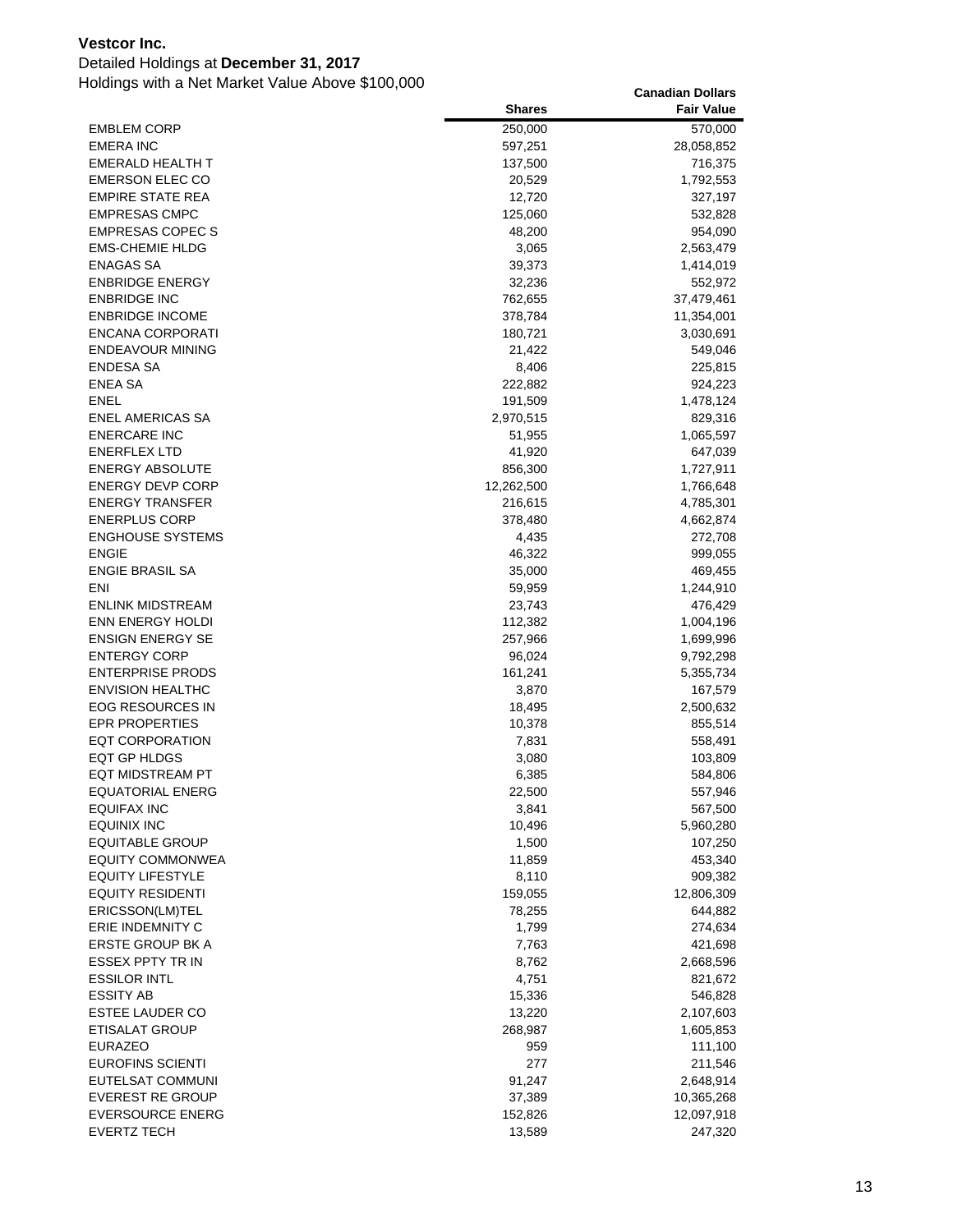**Vestcor Inc.**

Detailed Holdings at **December 31, 2017**

Holdings with a Net Market Value Above $100,000

| | Shares | Canadian Dollars Fair Value |
|---|---|---|
| EMBLEM CORP | 250,000 | 570,000 |
| EMERA INC | 597,251 | 28,058,852 |
| EMERALD HEALTH T | 137,500 | 716,375 |
| EMERSON ELEC CO | 20,529 | 1,792,553 |
| EMPIRE STATE REA | 12,720 | 327,197 |
| EMPRESAS CMPC | 125,060 | 532,828 |
| EMPRESAS COPEC S | 48,200 | 954,090 |
| EMS-CHEMIE HLDG | 3,065 | 2,563,479 |
| ENAGAS SA | 39,373 | 1,414,019 |
| ENBRIDGE ENERGY | 32,236 | 552,972 |
| ENBRIDGE INC | 762,655 | 37,479,461 |
| ENBRIDGE INCOME | 378,784 | 11,354,001 |
| ENCANA CORPORATI | 180,721 | 3,030,691 |
| ENDEAVOUR MINING | 21,422 | 549,046 |
| ENDESA SA | 8,406 | 225,815 |
| ENEA SA | 222,882 | 924,223 |
| ENEL | 191,509 | 1,478,124 |
| ENEL AMERICAS SA | 2,970,515 | 829,316 |
| ENERCARE INC | 51,955 | 1,065,597 |
| ENERFLEX LTD | 41,920 | 647,039 |
| ENERGY ABSOLUTE | 856,300 | 1,727,911 |
| ENERGY DEVP CORP | 12,262,500 | 1,766,648 |
| ENERGY TRANSFER | 216,615 | 4,785,301 |
| ENERPLUS CORP | 378,480 | 4,662,874 |
| ENGHOUSE SYSTEMS | 4,435 | 272,708 |
| ENGIE | 46,322 | 999,055 |
| ENGIE BRASIL SA | 35,000 | 469,455 |
| ENI | 59,959 | 1,244,910 |
| ENLINK MIDSTREAM | 23,743 | 476,429 |
| ENN ENERGY HOLDI | 112,382 | 1,004,196 |
| ENSIGN ENERGY SE | 257,966 | 1,699,996 |
| ENTERGY CORP | 96,024 | 9,792,298 |
| ENTERPRISE PRODS | 161,241 | 5,355,734 |
| ENVISION HEALTHC | 3,870 | 167,579 |
| EOG RESOURCES IN | 18,495 | 2,500,632 |
| EPR PROPERTIES | 10,378 | 855,514 |
| EQT CORPORATION | 7,831 | 558,491 |
| EQT GP HLDGS | 3,080 | 103,809 |
| EQT MIDSTREAM PT | 6,385 | 584,806 |
| EQUATORIAL ENERG | 22,500 | 557,946 |
| EQUIFAX INC | 3,841 | 567,500 |
| EQUINIX INC | 10,496 | 5,960,280 |
| EQUITABLE GROUP | 1,500 | 107,250 |
| EQUITY COMMONWEA | 11,859 | 453,340 |
| EQUITY LIFESTYLE | 8,110 | 909,382 |
| EQUITY RESIDENTI | 159,055 | 12,806,309 |
| ERICSSON(LM)TEL | 78,255 | 644,882 |
| ERIE INDEMNITY C | 1,799 | 274,634 |
| ERSTE GROUP BK A | 7,763 | 421,698 |
| ESSEX PPTY TR IN | 8,762 | 2,668,596 |
| ESSILOR INTL | 4,751 | 821,672 |
| ESSITY AB | 15,336 | 546,828 |
| ESTEE LAUDER CO | 13,220 | 2,107,603 |
| ETISALAT GROUP | 268,987 | 1,605,853 |
| EURAZEO | 959 | 111,100 |
| EUROFINS SCIENTI | 277 | 211,546 |
| EUTELSAT COMMUNI | 91,247 | 2,648,914 |
| EVEREST RE GROUP | 37,389 | 10,365,268 |
| EVERSOURCE ENERG | 152,826 | 12,097,918 |
| EVERTZ TECH | 13,589 | 247,320 |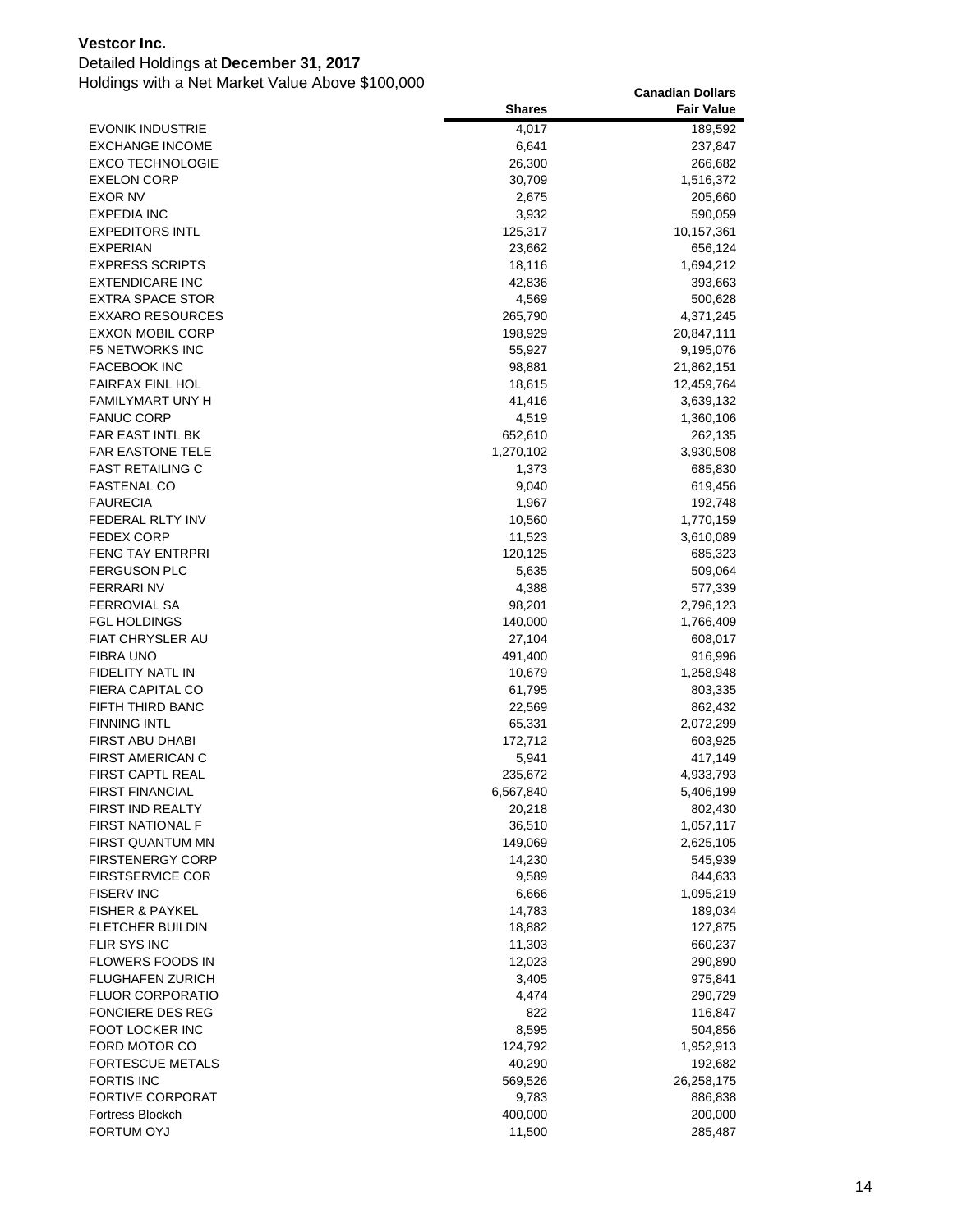**Vestcor Inc.**

Detailed Holdings at **December 31, 2017**

Holdings with a Net Market Value Above $100,000

| | Shares | Canadian Dollars Fair Value |
|---|---|---|
| EVONIK INDUSTRIE | 4,017 | 189,592 |
| EXCHANGE INCOME | 6,641 | 237,847 |
| EXCO TECHNOLOGIE | 26,300 | 266,682 |
| EXELON CORP | 30,709 | 1,516,372 |
| EXOR NV | 2,675 | 205,660 |
| EXPEDIA INC | 3,932 | 590,059 |
| EXPEDITORS INTL | 125,317 | 10,157,361 |
| EXPERIAN | 23,662 | 656,124 |
| EXPRESS SCRIPTS | 18,116 | 1,694,212 |
| EXTENDICARE INC | 42,836 | 393,663 |
| EXTRA SPACE STOR | 4,569 | 500,628 |
| EXXARO RESOURCES | 265,790 | 4,371,245 |
| EXXON MOBIL CORP | 198,929 | 20,847,111 |
| F5 NETWORKS INC | 55,927 | 9,195,076 |
| FACEBOOK INC | 98,881 | 21,862,151 |
| FAIRFAX FINL HOL | 18,615 | 12,459,764 |
| FAMILYMART UNY H | 41,416 | 3,639,132 |
| FANUC CORP | 4,519 | 1,360,106 |
| FAR EAST INTL BK | 652,610 | 262,135 |
| FAR EASTONE TELE | 1,270,102 | 3,930,508 |
| FAST RETAILING C | 1,373 | 685,830 |
| FASTENAL CO | 9,040 | 619,456 |
| FAURECIA | 1,967 | 192,748 |
| FEDERAL RLTY INV | 10,560 | 1,770,159 |
| FEDEX CORP | 11,523 | 3,610,089 |
| FENG TAY ENTRPRI | 120,125 | 685,323 |
| FERGUSON PLC | 5,635 | 509,064 |
| FERRARI NV | 4,388 | 577,339 |
| FERROVIAL SA | 98,201 | 2,796,123 |
| FGL HOLDINGS | 140,000 | 1,766,409 |
| FIAT CHRYSLER AU | 27,104 | 608,017 |
| FIBRA UNO | 491,400 | 916,996 |
| FIDELITY NATL IN | 10,679 | 1,258,948 |
| FIERA CAPITAL CO | 61,795 | 803,335 |
| FIFTH THIRD BANC | 22,569 | 862,432 |
| FINNING INTL | 65,331 | 2,072,299 |
| FIRST ABU DHABI | 172,712 | 603,925 |
| FIRST AMERICAN C | 5,941 | 417,149 |
| FIRST CAPTL REAL | 235,672 | 4,933,793 |
| FIRST FINANCIAL | 6,567,840 | 5,406,199 |
| FIRST IND REALTY | 20,218 | 802,430 |
| FIRST NATIONAL F | 36,510 | 1,057,117 |
| FIRST QUANTUM MN | 149,069 | 2,625,105 |
| FIRSTENERGY CORP | 14,230 | 545,939 |
| FIRSTSERVICE COR | 9,589 | 844,633 |
| FISERV INC | 6,666 | 1,095,219 |
| FISHER & PAYKEL | 14,783 | 189,034 |
| FLETCHER BUILDIN | 18,882 | 127,875 |
| FLIR SYS INC | 11,303 | 660,237 |
| FLOWERS FOODS IN | 12,023 | 290,890 |
| FLUGHAFEN ZURICH | 3,405 | 975,841 |
| FLUOR CORPORATIO | 4,474 | 290,729 |
| FONCIERE DES REG | 822 | 116,847 |
| FOOT LOCKER INC | 8,595 | 504,856 |
| FORD MOTOR CO | 124,792 | 1,952,913 |
| FORTESCUE METALS | 40,290 | 192,682 |
| FORTIS INC | 569,526 | 26,258,175 |
| FORTIVE CORPORAT | 9,783 | 886,838 |
| Fortress Blockch | 400,000 | 200,000 |
| FORTUM OYJ | 11,500 | 285,487 |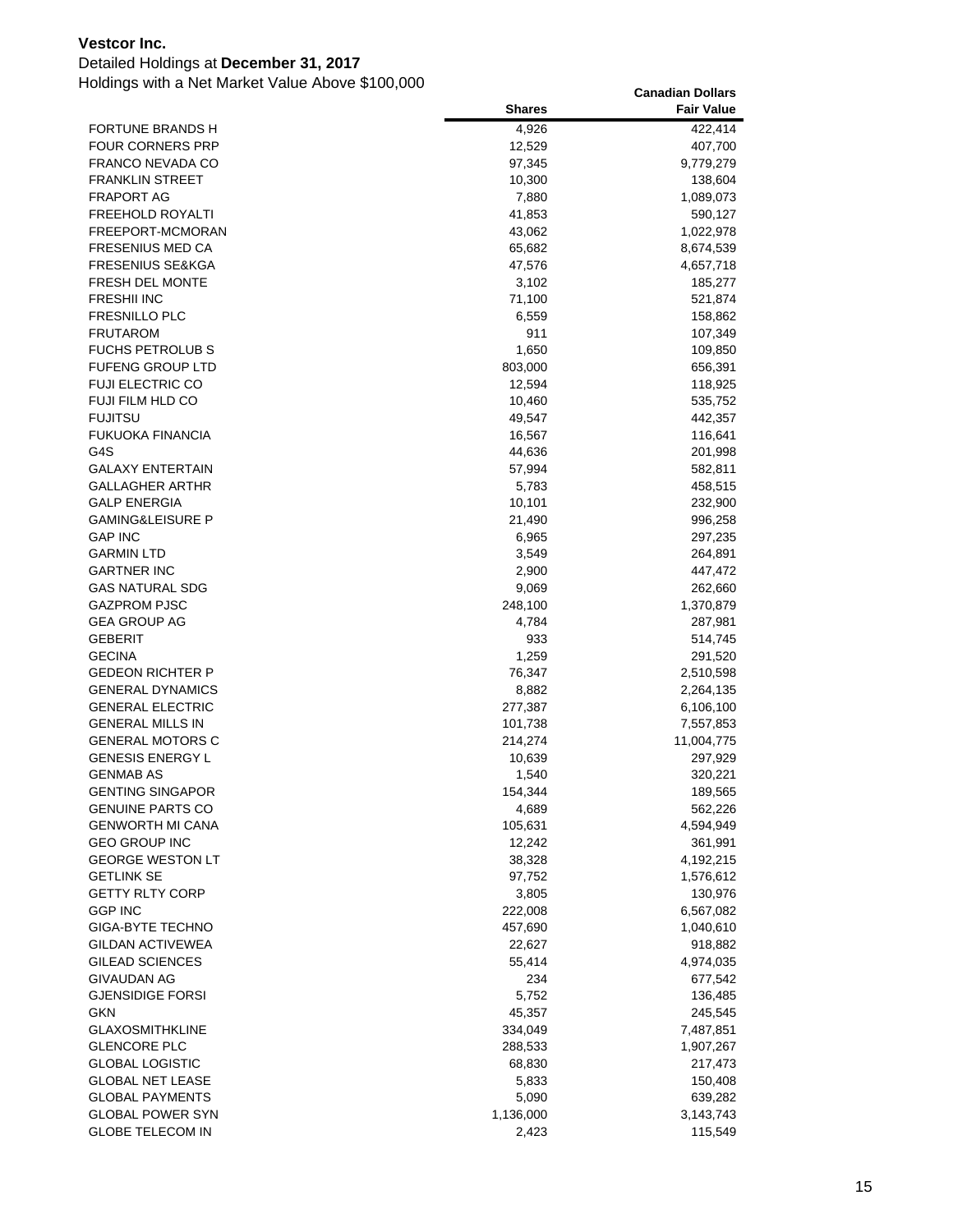**Vestcor Inc.**

Detailed Holdings at **December 31, 2017**

Holdings with a Net Market Value Above $100,000

| | Shares | Canadian Dollars Fair Value |
|---|---|---|
| FORTUNE BRANDS H | 4,926 | 422,414 |
| FOUR CORNERS PRP | 12,529 | 407,700 |
| FRANCO NEVADA CO | 97,345 | 9,779,279 |
| FRANKLIN STREET | 10,300 | 138,604 |
| FRAPORT AG | 7,880 | 1,089,073 |
| FREEHOLD ROYALTI | 41,853 | 590,127 |
| FREEPORT-MCMORAN | 43,062 | 1,022,978 |
| FRESENIUS MED CA | 65,682 | 8,674,539 |
| FRESENIUS SE&KGA | 47,576 | 4,657,718 |
| FRESH DEL MONTE | 3,102 | 185,277 |
| FRESHII INC | 71,100 | 521,874 |
| FRESNILLO PLC | 6,559 | 158,862 |
| FRUTAROM | 911 | 107,349 |
| FUCHS PETROLUB S | 1,650 | 109,850 |
| FUFENG GROUP LTD | 803,000 | 656,391 |
| FUJI ELECTRIC CO | 12,594 | 118,925 |
| FUJI FILM HLD CO | 10,460 | 535,752 |
| FUJITSU | 49,547 | 442,357 |
| FUKUOKA FINANCIA | 16,567 | 116,641 |
| G4S | 44,636 | 201,998 |
| GALAXY ENTERTAIN | 57,994 | 582,811 |
| GALLAGHER ARTHR | 5,783 | 458,515 |
| GALP ENERGIA | 10,101 | 232,900 |
| GAMING&LEISURE P | 21,490 | 996,258 |
| GAP INC | 6,965 | 297,235 |
| GARMIN LTD | 3,549 | 264,891 |
| GARTNER INC | 2,900 | 447,472 |
| GAS NATURAL SDG | 9,069 | 262,660 |
| GAZPROM PJSC | 248,100 | 1,370,879 |
| GEA GROUP AG | 4,784 | 287,981 |
| GEBERIT | 933 | 514,745 |
| GECINA | 1,259 | 291,520 |
| GEDEON RICHTER P | 76,347 | 2,510,598 |
| GENERAL DYNAMICS | 8,882 | 2,264,135 |
| GENERAL ELECTRIC | 277,387 | 6,106,100 |
| GENERAL MILLS IN | 101,738 | 7,557,853 |
| GENERAL MOTORS C | 214,274 | 11,004,775 |
| GENESIS ENERGY L | 10,639 | 297,929 |
| GENMAB AS | 1,540 | 320,221 |
| GENTING SINGAPOR | 154,344 | 189,565 |
| GENUINE PARTS CO | 4,689 | 562,226 |
| GENWORTH MI CANA | 105,631 | 4,594,949 |
| GEO GROUP INC | 12,242 | 361,991 |
| GEORGE WESTON LT | 38,328 | 4,192,215 |
| GETLINK SE | 97,752 | 1,576,612 |
| GETTY RLTY CORP | 3,805 | 130,976 |
| GGP INC | 222,008 | 6,567,082 |
| GIGA-BYTE TECHNO | 457,690 | 1,040,610 |
| GILDAN ACTIVEWEA | 22,627 | 918,882 |
| GILEAD SCIENCES | 55,414 | 4,974,035 |
| GIVAUDAN AG | 234 | 677,542 |
| GJENSIDIGE FORSI | 5,752 | 136,485 |
| GKN | 45,357 | 245,545 |
| GLAXOSMITHKLINE | 334,049 | 7,487,851 |
| GLENCORE PLC | 288,533 | 1,907,267 |
| GLOBAL LOGISTIC | 68,830 | 217,473 |
| GLOBAL NET LEASE | 5,833 | 150,408 |
| GLOBAL PAYMENTS | 5,090 | 639,282 |
| GLOBAL POWER SYN | 1,136,000 | 3,143,743 |
| GLOBE TELECOM IN | 2,423 | 115,549 |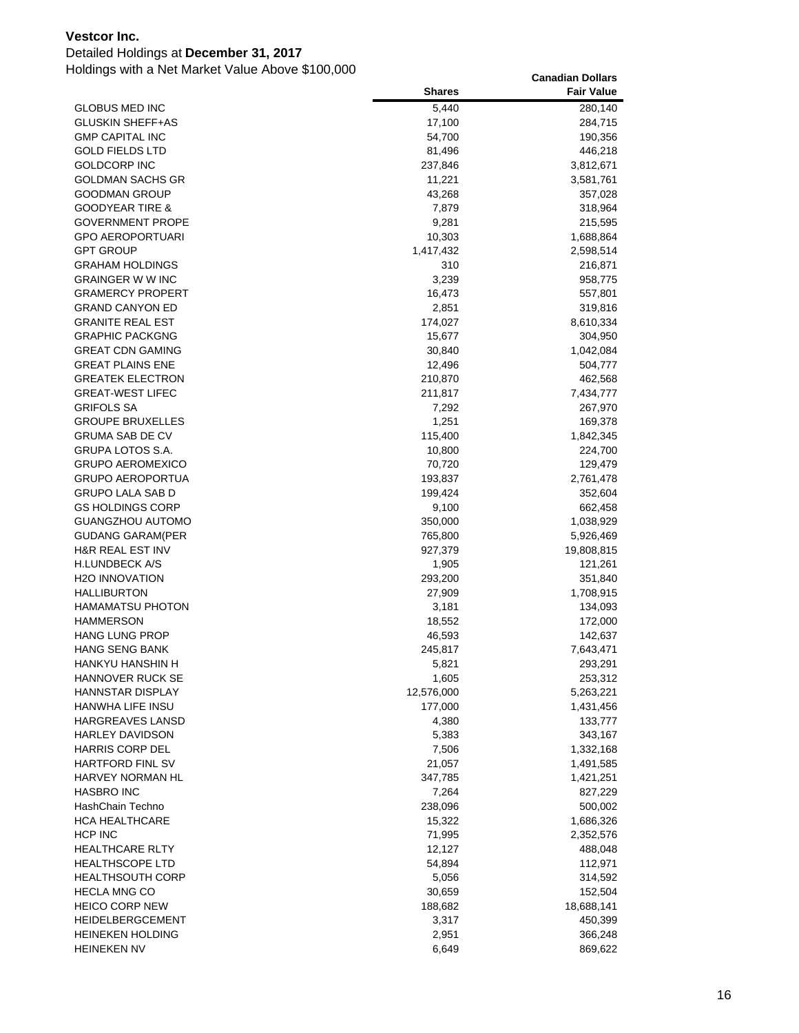**Vestcor Inc.**

Detailed Holdings at **December 31, 2017**

Holdings with a Net Market Value Above $100,000

| | Shares | Canadian Dollars Fair Value |
|---|---|---|
| GLOBUS MED INC | 5,440 | 280,140 |
| GLUSKIN SHEFF+AS | 17,100 | 284,715 |
| GMP CAPITAL INC | 54,700 | 190,356 |
| GOLD FIELDS LTD | 81,496 | 446,218 |
| GOLDCORP INC | 237,846 | 3,812,671 |
| GOLDMAN SACHS GR | 11,221 | 3,581,761 |
| GOODMAN GROUP | 43,268 | 357,028 |
| GOODYEAR TIRE & | 7,879 | 318,964 |
| GOVERNMENT PROPE | 9,281 | 215,595 |
| GPO AEROPORTUARI | 10,303 | 1,688,864 |
| GPT GROUP | 1,417,432 | 2,598,514 |
| GRAHAM HOLDINGS | 310 | 216,871 |
| GRAINGER W W INC | 3,239 | 958,775 |
| GRAMERCY PROPERT | 16,473 | 557,801 |
| GRAND CANYON ED | 2,851 | 319,816 |
| GRANITE REAL EST | 174,027 | 8,610,334 |
| GRAPHIC PACKGNG | 15,677 | 304,950 |
| GREAT CDN GAMING | 30,840 | 1,042,084 |
| GREAT PLAINS ENE | 12,496 | 504,777 |
| GREATEK ELECTRON | 210,870 | 462,568 |
| GREAT-WEST LIFEC | 211,817 | 7,434,777 |
| GRIFOLS SA | 7,292 | 267,970 |
| GROUPE BRUXELLES | 1,251 | 169,378 |
| GRUMA SAB DE CV | 115,400 | 1,842,345 |
| GRUPA LOTOS S.A. | 10,800 | 224,700 |
| GRUPO AEROMEXICO | 70,720 | 129,479 |
| GRUPO AEROPORTUA | 193,837 | 2,761,478 |
| GRUPO LALA SAB D | 199,424 | 352,604 |
| GS HOLDINGS CORP | 9,100 | 662,458 |
| GUANGZHOU AUTOMO | 350,000 | 1,038,929 |
| GUDANG GARAM(PER | 765,800 | 5,926,469 |
| H&R REAL EST INV | 927,379 | 19,808,815 |
| H.LUNDBECK A/S | 1,905 | 121,261 |
| H2O INNOVATION | 293,200 | 351,840 |
| HALLIBURTON | 27,909 | 1,708,915 |
| HAMAMATSU PHOTON | 3,181 | 134,093 |
| HAMMERSON | 18,552 | 172,000 |
| HANG LUNG PROP | 46,593 | 142,637 |
| HANG SENG BANK | 245,817 | 7,643,471 |
| HANKYU HANSHIN H | 5,821 | 293,291 |
| HANNOVER RUCK SE | 1,605 | 253,312 |
| HANNSTAR DISPLAY | 12,576,000 | 5,263,221 |
| HANWHA LIFE INSU | 177,000 | 1,431,456 |
| HARGREAVES LANSD | 4,380 | 133,777 |
| HARLEY DAVIDSON | 5,383 | 343,167 |
| HARRIS CORP DEL | 7,506 | 1,332,168 |
| HARTFORD FINL SV | 21,057 | 1,491,585 |
| HARVEY NORMAN HL | 347,785 | 1,421,251 |
| HASBRO INC | 7,264 | 827,229 |
| HashChain Techno | 238,096 | 500,002 |
| HCA HEALTHCARE | 15,322 | 1,686,326 |
| HCP INC | 71,995 | 2,352,576 |
| HEALTHCARE RLTY | 12,127 | 488,048 |
| HEALTHSCOPE LTD | 54,894 | 112,971 |
| HEALTHSOUTH CORP | 5,056 | 314,592 |
| HECLA MNG CO | 30,659 | 152,504 |
| HEICO CORP NEW | 188,682 | 18,688,141 |
| HEIDELBERGCEMENT | 3,317 | 450,399 |
| HEINEKEN HOLDING | 2,951 | 366,248 |
| HEINEKEN NV | 6,649 | 869,622 |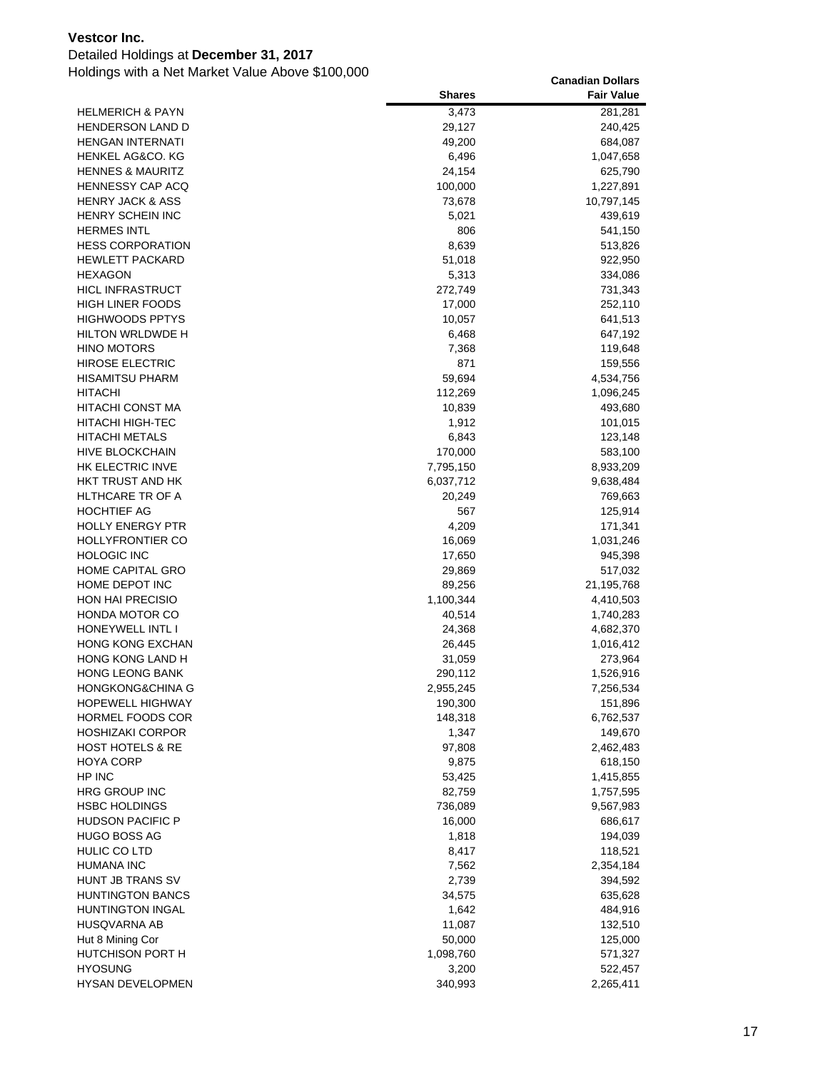**Vestcor Inc.**

Detailed Holdings at **December 31, 2017**

Holdings with a Net Market Value Above $100,000

| | Shares | Canadian Dollars Fair Value |
|---|---|---|
| HELMERICH & PAYN | 3,473 | 281,281 |
| HENDERSON LAND D | 29,127 | 240,425 |
| HENGAN INTERNATI | 49,200 | 684,087 |
| HENKEL AG&CO. KG | 6,496 | 1,047,658 |
| HENNES & MAURITZ | 24,154 | 625,790 |
| HENNESSY CAP ACQ | 100,000 | 1,227,891 |
| HENRY JACK & ASS | 73,678 | 10,797,145 |
| HENRY SCHEIN INC | 5,021 | 439,619 |
| HERMES INTL | 806 | 541,150 |
| HESS CORPORATION | 8,639 | 513,826 |
| HEWLETT PACKARD | 51,018 | 922,950 |
| HEXAGON | 5,313 | 334,086 |
| HICL INFRASTRUCT | 272,749 | 731,343 |
| HIGH LINER FOODS | 17,000 | 252,110 |
| HIGHWOODS PPTYS | 10,057 | 641,513 |
| HILTON WRLDWDE H | 6,468 | 647,192 |
| HINO MOTORS | 7,368 | 119,648 |
| HIROSE ELECTRIC | 871 | 159,556 |
| HISAMITSU PHARM | 59,694 | 4,534,756 |
| HITACHI | 112,269 | 1,096,245 |
| HITACHI CONST MA | 10,839 | 493,680 |
| HITACHI HIGH-TEC | 1,912 | 101,015 |
| HITACHI METALS | 6,843 | 123,148 |
| HIVE BLOCKCHAIN | 170,000 | 583,100 |
| HK ELECTRIC INVE | 7,795,150 | 8,933,209 |
| HKT TRUST AND HK | 6,037,712 | 9,638,484 |
| HLTHCARE TR OF A | 20,249 | 769,663 |
| HOCHTIEF AG | 567 | 125,914 |
| HOLLY ENERGY PTR | 4,209 | 171,341 |
| HOLLYFRONTIER CO | 16,069 | 1,031,246 |
| HOLOGIC INC | 17,650 | 945,398 |
| HOME CAPITAL GRO | 29,869 | 517,032 |
| HOME DEPOT INC | 89,256 | 21,195,768 |
| HON HAI PRECISIO | 1,100,344 | 4,410,503 |
| HONDA MOTOR CO | 40,514 | 1,740,283 |
| HONEYWELL INTL I | 24,368 | 4,682,370 |
| HONG KONG EXCHAN | 26,445 | 1,016,412 |
| HONG KONG LAND H | 31,059 | 273,964 |
| HONG LEONG BANK | 290,112 | 1,526,916 |
| HONGKONG&CHINA G | 2,955,245 | 7,256,534 |
| HOPEWELL HIGHWAY | 190,300 | 151,896 |
| HORMEL FOODS COR | 148,318 | 6,762,537 |
| HOSHIZAKI CORPOR | 1,347 | 149,670 |
| HOST HOTELS & RE | 97,808 | 2,462,483 |
| HOYA CORP | 9,875 | 618,150 |
| HP INC | 53,425 | 1,415,855 |
| HRG GROUP INC | 82,759 | 1,757,595 |
| HSBC HOLDINGS | 736,089 | 9,567,983 |
| HUDSON PACIFIC P | 16,000 | 686,617 |
| HUGO BOSS AG | 1,818 | 194,039 |
| HULIC CO LTD | 8,417 | 118,521 |
| HUMANA INC | 7,562 | 2,354,184 |
| HUNT JB TRANS SV | 2,739 | 394,592 |
| HUNTINGTON BANCS | 34,575 | 635,628 |
| HUNTINGTON INGAL | 1,642 | 484,916 |
| HUSQVARNA AB | 11,087 | 132,510 |
| Hut 8 Mining Cor | 50,000 | 125,000 |
| HUTCHISON PORT H | 1,098,760 | 571,327 |
| HYOSUNG | 3,200 | 522,457 |
| HYSAN DEVELOPMEN | 340,993 | 2,265,411 |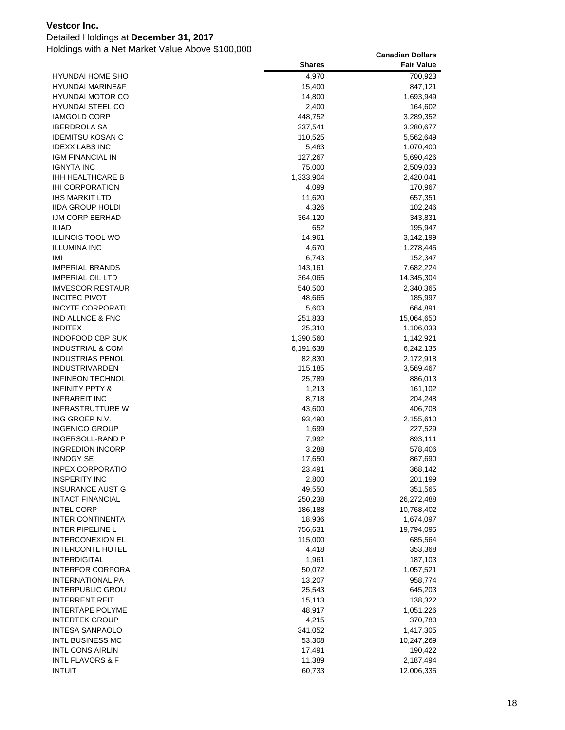**Vestcor Inc.**

Detailed Holdings at **December 31, 2017**

Holdings with a Net Market Value Above $100,000

| | Shares | Canadian Dollars Fair Value |
|---|---|---|
| HYUNDAI HOME SHO | 4,970 | 700,923 |
| HYUNDAI MARINE&F | 15,400 | 847,121 |
| HYUNDAI MOTOR CO | 14,800 | 1,693,949 |
| HYUNDAI STEEL CO | 2,400 | 164,602 |
| IAMGOLD CORP | 448,752 | 3,289,352 |
| IBERDROLA SA | 337,541 | 3,280,677 |
| IDEMITSU KOSAN C | 110,525 | 5,562,649 |
| IDEXX LABS INC | 5,463 | 1,070,400 |
| IGM FINANCIAL IN | 127,267 | 5,690,426 |
| IGNYTA INC | 75,000 | 2,509,033 |
| IHH HEALTHCARE B | 1,333,904 | 2,420,041 |
| IHI CORPORATION | 4,099 | 170,967 |
| IHS MARKIT LTD | 11,620 | 657,351 |
| IIDA GROUP HOLDI | 4,326 | 102,246 |
| IJM CORP BERHAD | 364,120 | 343,831 |
| ILIAD | 652 | 195,947 |
| ILLINOIS TOOL WO | 14,961 | 3,142,199 |
| ILLUMINA INC | 4,670 | 1,278,445 |
| IMI | 6,743 | 152,347 |
| IMPERIAL BRANDS | 143,161 | 7,682,224 |
| IMPERIAL OIL LTD | 364,065 | 14,345,304 |
| IMVESCOR RESTAUR | 540,500 | 2,340,365 |
| INCITEC PIVOT | 48,665 | 185,997 |
| INCYTE CORPORATI | 5,603 | 664,891 |
| IND ALLNCE & FNC | 251,833 | 15,064,650 |
| INDITEX | 25,310 | 1,106,033 |
| INDOFOOD CBP SUK | 1,390,560 | 1,142,921 |
| INDUSTRIAL & COM | 6,191,638 | 6,242,135 |
| INDUSTRIAS PENOL | 82,830 | 2,172,918 |
| INDUSTRIVARDEN | 115,185 | 3,569,467 |
| INFINEON TECHNOL | 25,789 | 886,013 |
| INFINITY PPTY & | 1,213 | 161,102 |
| INFRAREIT INC | 8,718 | 204,248 |
| INFRASTRUTTURE W | 43,600 | 406,708 |
| ING GROEP N.V. | 93,490 | 2,155,610 |
| INGENICO GROUP | 1,699 | 227,529 |
| INGERSOLL-RAND P | 7,992 | 893,111 |
| INGREDION INCORP | 3,288 | 578,406 |
| INNOGY SE | 17,650 | 867,690 |
| INPEX CORPORATIO | 23,491 | 368,142 |
| INSPERITY INC | 2,800 | 201,199 |
| INSURANCE AUST G | 49,550 | 351,565 |
| INTACT FINANCIAL | 250,238 | 26,272,488 |
| INTEL CORP | 186,188 | 10,768,402 |
| INTER CONTINENTA | 18,936 | 1,674,097 |
| INTER PIPELINE L | 756,631 | 19,794,095 |
| INTERCONEXION EL | 115,000 | 685,564 |
| INTERCONTL HOTEL | 4,418 | 353,368 |
| INTERDIGITAL | 1,961 | 187,103 |
| INTERFOR CORPORA | 50,072 | 1,057,521 |
| INTERNATIONAL PA | 13,207 | 958,774 |
| INTERPUBLIC GROU | 25,543 | 645,203 |
| INTERRENT REIT | 15,113 | 138,322 |
| INTERTAPE POLYME | 48,917 | 1,051,226 |
| INTERTEK GROUP | 4,215 | 370,780 |
| INTESA SANPAOLO | 341,052 | 1,417,305 |
| INTL BUSINESS MC | 53,308 | 10,247,269 |
| INTL CONS AIRLIN | 17,491 | 190,422 |
| INTL FLAVORS & F | 11,389 | 2,187,494 |
| INTUIT | 60,733 | 12,006,335 |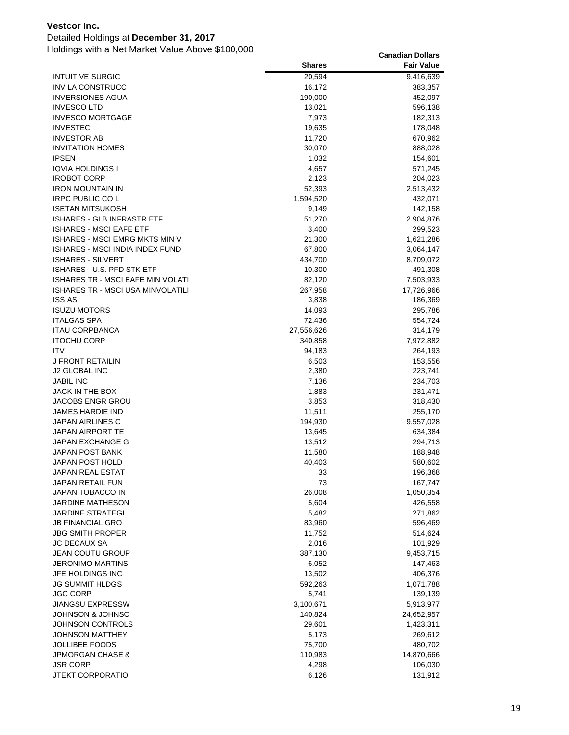**Vestcor Inc.**

Detailed Holdings at **December 31, 2017**

Holdings with a Net Market Value Above $100,000

| | Shares | Canadian Dollars Fair Value |
|---|---|---|
| INTUITIVE SURGIC | 20,594 | 9,416,639 |
| INV LA CONSTRUCC | 16,172 | 383,357 |
| INVERSIONES AGUA | 190,000 | 452,097 |
| INVESCO LTD | 13,021 | 596,138 |
| INVESCO MORTGAGE | 7,973 | 182,313 |
| INVESTEC | 19,635 | 178,048 |
| INVESTOR AB | 11,720 | 670,962 |
| INVITATION HOMES | 30,070 | 888,028 |
| IPSEN | 1,032 | 154,601 |
| IQVIA HOLDINGS I | 4,657 | 571,245 |
| IROBOT CORP | 2,123 | 204,023 |
| IRON MOUNTAIN IN | 52,393 | 2,513,432 |
| IRPC PUBLIC CO L | 1,594,520 | 432,071 |
| ISETAN MITSUKOSH | 9,149 | 142,158 |
| ISHARES - GLB INFRASTR ETF | 51,270 | 2,904,876 |
| ISHARES - MSCI EAFE ETF | 3,400 | 299,523 |
| ISHARES - MSCI EMRG MKTS MIN V | 21,300 | 1,621,286 |
| ISHARES - MSCI INDIA INDEX FUND | 67,800 | 3,064,147 |
| ISHARES - SILVERT | 434,700 | 8,709,072 |
| ISHARES - U.S. PFD STK ETF | 10,300 | 491,308 |
| ISHARES TR - MSCI EAFE MIN VOLATI | 82,120 | 7,503,933 |
| ISHARES TR - MSCI USA MINVOLATILI | 267,958 | 17,726,966 |
| ISS AS | 3,838 | 186,369 |
| ISUZU MOTORS | 14,093 | 295,786 |
| ITALGAS SPA | 72,436 | 554,724 |
| ITAU CORPBANCA | 27,556,626 | 314,179 |
| ITOCHU CORP | 340,858 | 7,972,882 |
| ITV | 94,183 | 264,193 |
| J FRONT RETAILIN | 6,503 | 153,556 |
| J2 GLOBAL INC | 2,380 | 223,741 |
| JABIL INC | 7,136 | 234,703 |
| JACK IN THE BOX | 1,883 | 231,471 |
| JACOBS ENGR GROU | 3,853 | 318,430 |
| JAMES HARDIE IND | 11,511 | 255,170 |
| JAPAN AIRLINES C | 194,930 | 9,557,028 |
| JAPAN AIRPORT TE | 13,645 | 634,384 |
| JAPAN EXCHANGE G | 13,512 | 294,713 |
| JAPAN POST BANK | 11,580 | 188,948 |
| JAPAN POST HOLD | 40,403 | 580,602 |
| JAPAN REAL ESTAT | 33 | 196,368 |
| JAPAN RETAIL FUN | 73 | 167,747 |
| JAPAN TOBACCO IN | 26,008 | 1,050,354 |
| JARDINE MATHESON | 5,604 | 426,558 |
| JARDINE STRATEGI | 5,482 | 271,862 |
| JB FINANCIAL GRO | 83,960 | 596,469 |
| JBG SMITH PROPER | 11,752 | 514,624 |
| JC DECAUX SA | 2,016 | 101,929 |
| JEAN COUTU GROUP | 387,130 | 9,453,715 |
| JERONIMO MARTINS | 6,052 | 147,463 |
| JFE HOLDINGS INC | 13,502 | 406,376 |
| JG SUMMIT HLDGS | 592,263 | 1,071,788 |
| JGC CORP | 5,741 | 139,139 |
| JIANGSU EXPRESSW | 3,100,671 | 5,913,977 |
| JOHNSON & JOHNSO | 140,824 | 24,652,957 |
| JOHNSON CONTROLS | 29,601 | 1,423,311 |
| JOHNSON MATTHEY | 5,173 | 269,612 |
| JOLLIBEE FOODS | 75,700 | 480,702 |
| JPMORGAN CHASE & | 110,983 | 14,870,666 |
| JSR CORP | 4,298 | 106,030 |
| JTEKT CORPORATIO | 6,126 | 131,912 |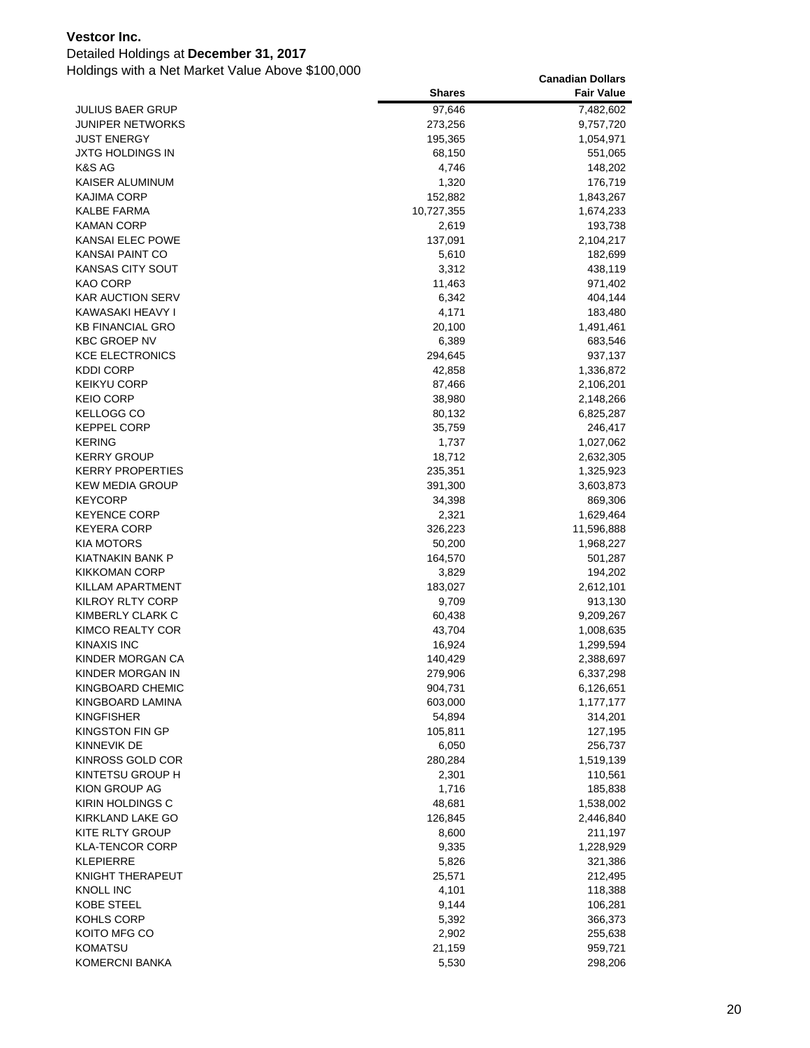**Vestcor Inc.**

Detailed Holdings at **December 31, 2017**

Holdings with a Net Market Value Above $100,000

| | Shares | Canadian Dollars Fair Value |
|---|---|---|
| JULIUS BAER GRUP | 97,646 | 7,482,602 |
| JUNIPER NETWORKS | 273,256 | 9,757,720 |
| JUST ENERGY | 195,365 | 1,054,971 |
| JXTG HOLDINGS IN | 68,150 | 551,065 |
| K&S AG | 4,746 | 148,202 |
| KAISER ALUMINUM | 1,320 | 176,719 |
| KAJIMA CORP | 152,882 | 1,843,267 |
| KALBE FARMA | 10,727,355 | 1,674,233 |
| KAMAN CORP | 2,619 | 193,738 |
| KANSAI ELEC POWE | 137,091 | 2,104,217 |
| KANSAI PAINT CO | 5,610 | 182,699 |
| KANSAS CITY SOUT | 3,312 | 438,119 |
| KAO CORP | 11,463 | 971,402 |
| KAR AUCTION SERV | 6,342 | 404,144 |
| KAWASAKI HEAVY I | 4,171 | 183,480 |
| KB FINANCIAL GRO | 20,100 | 1,491,461 |
| KBC GROEP NV | 6,389 | 683,546 |
| KCE ELECTRONICS | 294,645 | 937,137 |
| KDDI CORP | 42,858 | 1,336,872 |
| KEIKYU CORP | 87,466 | 2,106,201 |
| KEIO CORP | 38,980 | 2,148,266 |
| KELLOGG CO | 80,132 | 6,825,287 |
| KEPPEL CORP | 35,759 | 246,417 |
| KERING | 1,737 | 1,027,062 |
| KERRY GROUP | 18,712 | 2,632,305 |
| KERRY PROPERTIES | 235,351 | 1,325,923 |
| KEW MEDIA GROUP | 391,300 | 3,603,873 |
| KEYCORP | 34,398 | 869,306 |
| KEYENCE CORP | 2,321 | 1,629,464 |
| KEYERA CORP | 326,223 | 11,596,888 |
| KIA MOTORS | 50,200 | 1,968,227 |
| KIATNAKIN BANK P | 164,570 | 501,287 |
| KIKKOMAN CORP | 3,829 | 194,202 |
| KILLAM APARTMENT | 183,027 | 2,612,101 |
| KILROY RLTY CORP | 9,709 | 913,130 |
| KIMBERLY CLARK C | 60,438 | 9,209,267 |
| KIMCO REALTY COR | 43,704 | 1,008,635 |
| KINAXIS INC | 16,924 | 1,299,594 |
| KINDER MORGAN CA | 140,429 | 2,388,697 |
| KINDER MORGAN IN | 279,906 | 6,337,298 |
| KINGBOARD CHEMIC | 904,731 | 6,126,651 |
| KINGBOARD LAMINA | 603,000 | 1,177,177 |
| KINGFISHER | 54,894 | 314,201 |
| KINGSTON FIN GP | 105,811 | 127,195 |
| KINNEVIK DE | 6,050 | 256,737 |
| KINROSS GOLD COR | 280,284 | 1,519,139 |
| KINTETSU GROUP H | 2,301 | 110,561 |
| KION GROUP AG | 1,716 | 185,838 |
| KIRIN HOLDINGS C | 48,681 | 1,538,002 |
| KIRKLAND LAKE GO | 126,845 | 2,446,840 |
| KITE RLTY GROUP | 8,600 | 211,197 |
| KLA-TENCOR CORP | 9,335 | 1,228,929 |
| KLEPIERRE | 5,826 | 321,386 |
| KNIGHT THERAPEUT | 25,571 | 212,495 |
| KNOLL INC | 4,101 | 118,388 |
| KOBE STEEL | 9,144 | 106,281 |
| KOHLS CORP | 5,392 | 366,373 |
| KOITO MFG CO | 2,902 | 255,638 |
| KOMATSU | 21,159 | 959,721 |
| KOMERCNI BANKA | 5,530 | 298,206 |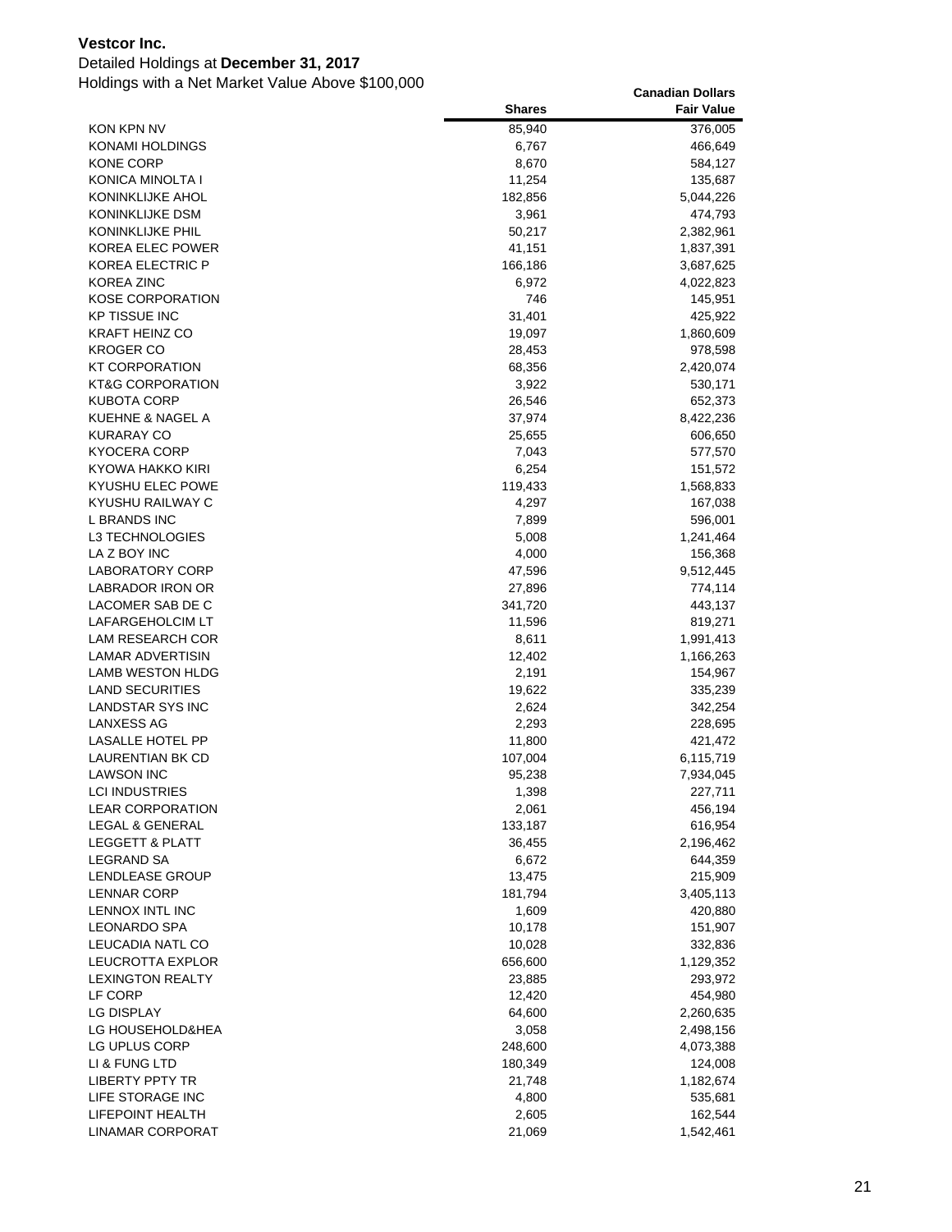**Vestcor Inc.**

Detailed Holdings at **December 31, 2017**

Holdings with a Net Market Value Above $100,000

| | Shares | Canadian Dollars Fair Value |
|---|---|---|
| KON KPN NV | 85,940 | 376,005 |
| KONAMI HOLDINGS | 6,767 | 466,649 |
| KONE CORP | 8,670 | 584,127 |
| KONICA MINOLTA I | 11,254 | 135,687 |
| KONINKLIJKE AHOL | 182,856 | 5,044,226 |
| KONINKLIJKE DSM | 3,961 | 474,793 |
| KONINKLIJKE PHIL | 50,217 | 2,382,961 |
| KOREA ELEC POWER | 41,151 | 1,837,391 |
| KOREA ELECTRIC P | 166,186 | 3,687,625 |
| KOREA ZINC | 6,972 | 4,022,823 |
| KOSE CORPORATION | 746 | 145,951 |
| KP TISSUE INC | 31,401 | 425,922 |
| KRAFT HEINZ CO | 19,097 | 1,860,609 |
| KROGER CO | 28,453 | 978,598 |
| KT CORPORATION | 68,356 | 2,420,074 |
| KT&G CORPORATION | 3,922 | 530,171 |
| KUBOTA CORP | 26,546 | 652,373 |
| KUEHNE & NAGEL A | 37,974 | 8,422,236 |
| KURARAY CO | 25,655 | 606,650 |
| KYOCERA CORP | 7,043 | 577,570 |
| KYOWA HAKKO KIRI | 6,254 | 151,572 |
| KYUSHU ELEC POWE | 119,433 | 1,568,833 |
| KYUSHU RAILWAY C | 4,297 | 167,038 |
| L BRANDS INC | 7,899 | 596,001 |
| L3 TECHNOLOGIES | 5,008 | 1,241,464 |
| LA Z BOY INC | 4,000 | 156,368 |
| LABORATORY CORP | 47,596 | 9,512,445 |
| LABRADOR IRON OR | 27,896 | 774,114 |
| LACOMER SAB DE C | 341,720 | 443,137 |
| LAFARGEHOLCIM LT | 11,596 | 819,271 |
| LAM RESEARCH COR | 8,611 | 1,991,413 |
| LAMAR ADVERTISIN | 12,402 | 1,166,263 |
| LAMB WESTON HLDG | 2,191 | 154,967 |
| LAND SECURITIES | 19,622 | 335,239 |
| LANDSTAR SYS INC | 2,624 | 342,254 |
| LANXESS AG | 2,293 | 228,695 |
| LASALLE HOTEL PP | 11,800 | 421,472 |
| LAURENTIAN BK CD | 107,004 | 6,115,719 |
| LAWSON INC | 95,238 | 7,934,045 |
| LCI INDUSTRIES | 1,398 | 227,711 |
| LEAR CORPORATION | 2,061 | 456,194 |
| LEGAL & GENERAL | 133,187 | 616,954 |
| LEGGETT & PLATT | 36,455 | 2,196,462 |
| LEGRAND SA | 6,672 | 644,359 |
| LENDLEASE GROUP | 13,475 | 215,909 |
| LENNAR CORP | 181,794 | 3,405,113 |
| LENNOX INTL INC | 1,609 | 420,880 |
| LEONARDO SPA | 10,178 | 151,907 |
| LEUCADIA NATL CO | 10,028 | 332,836 |
| LEUCROTTA EXPLOR | 656,600 | 1,129,352 |
| LEXINGTON REALTY | 23,885 | 293,972 |
| LF CORP | 12,420 | 454,980 |
| LG DISPLAY | 64,600 | 2,260,635 |
| LG HOUSEHOLD&HEA | 3,058 | 2,498,156 |
| LG UPLUS CORP | 248,600 | 4,073,388 |
| LI & FUNG LTD | 180,349 | 124,008 |
| LIBERTY PPTY TR | 21,748 | 1,182,674 |
| LIFE STORAGE INC | 4,800 | 535,681 |
| LIFEPOINT HEALTH | 2,605 | 162,544 |
| LINAMAR CORPORAT | 21,069 | 1,542,461 |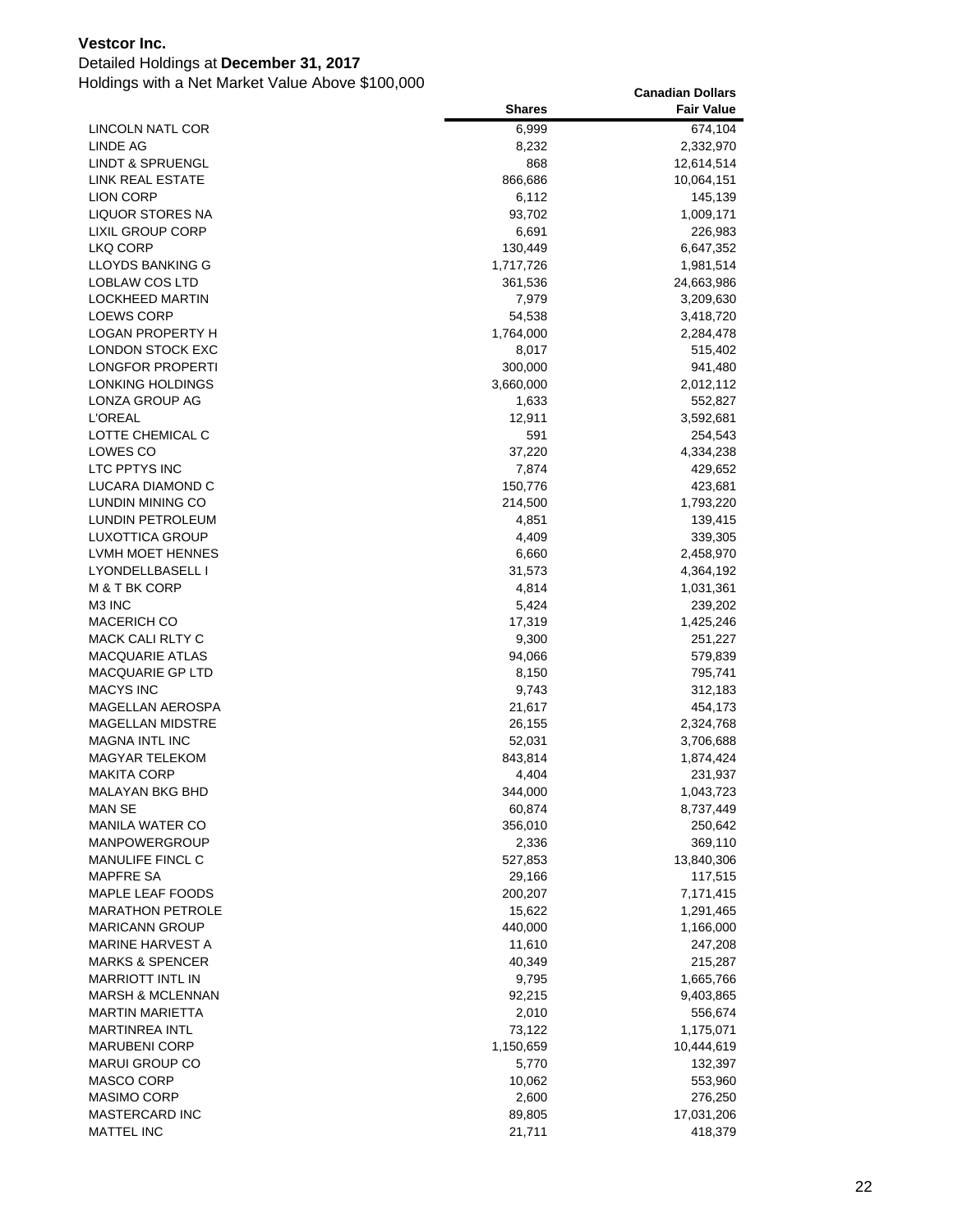**Vestcor Inc.**

Detailed Holdings at **December 31, 2017**

Holdings with a Net Market Value Above $100,000

| | Shares | Canadian Dollars Fair Value |
|---|---:|---:|
| LINCOLN NATL COR | 6,999 | 674,104 |
| LINDE AG | 8,232 | 2,332,970 |
| LINDT & SPRUENGL | 868 | 12,614,514 |
| LINK REAL ESTATE | 866,686 | 10,064,151 |
| LION CORP | 6,112 | 145,139 |
| LIQUOR STORES NA | 93,702 | 1,009,171 |
| LIXIL GROUP CORP | 6,691 | 226,983 |
| LKQ CORP | 130,449 | 6,647,352 |
| LLOYDS BANKING G | 1,717,726 | 1,981,514 |
| LOBLAW COS LTD | 361,536 | 24,663,986 |
| LOCKHEED MARTIN | 7,979 | 3,209,630 |
| LOEWS CORP | 54,538 | 3,418,720 |
| LOGAN PROPERTY H | 1,764,000 | 2,284,478 |
| LONDON STOCK EXC | 8,017 | 515,402 |
| LONGFOR PROPERTI | 300,000 | 941,480 |
| LONKING HOLDINGS | 3,660,000 | 2,012,112 |
| LONZA GROUP AG | 1,633 | 552,827 |
| L'OREAL | 12,911 | 3,592,681 |
| LOTTE CHEMICAL C | 591 | 254,543 |
| LOWES CO | 37,220 | 4,334,238 |
| LTC PPTYS INC | 7,874 | 429,652 |
| LUCARA DIAMOND C | 150,776 | 423,681 |
| LUNDIN MINING CO | 214,500 | 1,793,220 |
| LUNDIN PETROLEUM | 4,851 | 139,415 |
| LUXOTTICA GROUP | 4,409 | 339,305 |
| LVMH MOET HENNES | 6,660 | 2,458,970 |
| LYONDELLBASELL I | 31,573 | 4,364,192 |
| M & T BK CORP | 4,814 | 1,031,361 |
| M3 INC | 5,424 | 239,202 |
| MACERICH CO | 17,319 | 1,425,246 |
| MACK CALI RLTY C | 9,300 | 251,227 |
| MACQUARIE ATLAS | 94,066 | 579,839 |
| MACQUARIE GP LTD | 8,150 | 795,741 |
| MACYS INC | 9,743 | 312,183 |
| MAGELLAN AEROSPA | 21,617 | 454,173 |
| MAGELLAN MIDSTRE | 26,155 | 2,324,768 |
| MAGNA INTL INC | 52,031 | 3,706,688 |
| MAGYAR TELEKOM | 843,814 | 1,874,424 |
| MAKITA CORP | 4,404 | 231,937 |
| MALAYAN BKG BHD | 344,000 | 1,043,723 |
| MAN SE | 60,874 | 8,737,449 |
| MANILA WATER CO | 356,010 | 250,642 |
| MANPOWERGROUP | 2,336 | 369,110 |
| MANULIFE FINCL C | 527,853 | 13,840,306 |
| MAPFRE SA | 29,166 | 117,515 |
| MAPLE LEAF FOODS | 200,207 | 7,171,415 |
| MARATHON PETROLE | 15,622 | 1,291,465 |
| MARICANN GROUP | 440,000 | 1,166,000 |
| MARINE HARVEST A | 11,610 | 247,208 |
| MARKS & SPENCER | 40,349 | 215,287 |
| MARRIOTT INTL IN | 9,795 | 1,665,766 |
| MARSH & MCLENNAN | 92,215 | 9,403,865 |
| MARTIN MARIETTA | 2,010 | 556,674 |
| MARTINREA INTL | 73,122 | 1,175,071 |
| MARUBENI CORP | 1,150,659 | 10,444,619 |
| MARUI GROUP CO | 5,770 | 132,397 |
| MASCO CORP | 10,062 | 553,960 |
| MASIMO CORP | 2,600 | 276,250 |
| MASTERCARD INC | 89,805 | 17,031,206 |
| MATTEL INC | 21,711 | 418,379 |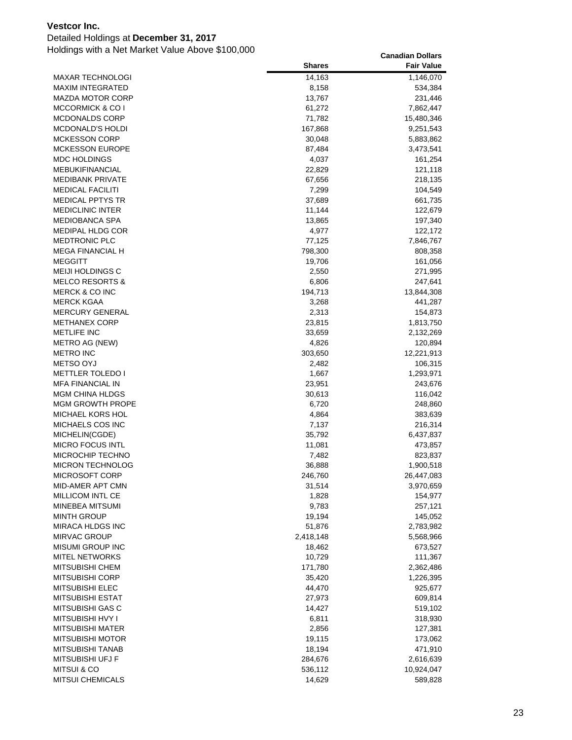**Vestcor Inc.**

Detailed Holdings at **December 31, 2017**

Holdings with a Net Market Value Above $100,000

| | Shares | Canadian Dollars Fair Value |
|---|---|---|
| MAXAR TECHNOLOGI | 14,163 | 1,146,070 |
| MAXIM INTEGRATED | 8,158 | 534,384 |
| MAZDA MOTOR CORP | 13,767 | 231,446 |
| MCCORMICK & CO I | 61,272 | 7,862,447 |
| MCDONALDS CORP | 71,782 | 15,480,346 |
| MCDONALD'S HOLDI | 167,868 | 9,251,543 |
| MCKESSON CORP | 30,048 | 5,883,862 |
| MCKESSON EUROPE | 87,484 | 3,473,541 |
| MDC HOLDINGS | 4,037 | 161,254 |
| MEBUKIFINANCIAL | 22,829 | 121,118 |
| MEDIBANK PRIVATE | 67,656 | 218,135 |
| MEDICAL FACILITI | 7,299 | 104,549 |
| MEDICAL PPTYS TR | 37,689 | 661,735 |
| MEDICLINIC INTER | 11,144 | 122,679 |
| MEDIOBANCA SPA | 13,865 | 197,340 |
| MEDIPAL HLDG COR | 4,977 | 122,172 |
| MEDTRONIC PLC | 77,125 | 7,846,767 |
| MEGA FINANCIAL H | 798,300 | 808,358 |
| MEGGITT | 19,706 | 161,056 |
| MEIJI HOLDINGS C | 2,550 | 271,995 |
| MELCO RESORTS & | 6,806 | 247,641 |
| MERCK & CO INC | 194,713 | 13,844,308 |
| MERCK KGAA | 3,268 | 441,287 |
| MERCURY GENERAL | 2,313 | 154,873 |
| METHANEX CORP | 23,815 | 1,813,750 |
| METLIFE INC | 33,659 | 2,132,269 |
| METRO AG (NEW) | 4,826 | 120,894 |
| METRO INC | 303,650 | 12,221,913 |
| METSO OYJ | 2,482 | 106,315 |
| METTLER TOLEDO I | 1,667 | 1,293,971 |
| MFA FINANCIAL IN | 23,951 | 243,676 |
| MGM CHINA HLDGS | 30,613 | 116,042 |
| MGM GROWTH PROPE | 6,720 | 248,860 |
| MICHAEL KORS HOL | 4,864 | 383,639 |
| MICHAELS COS INC | 7,137 | 216,314 |
| MICHELIN(CGDE) | 35,792 | 6,437,837 |
| MICRO FOCUS INTL | 11,081 | 473,857 |
| MICROCHIP TECHNO | 7,482 | 823,837 |
| MICRON TECHNOLOG | 36,888 | 1,900,518 |
| MICROSOFT CORP | 246,760 | 26,447,083 |
| MID-AMER APT CMN | 31,514 | 3,970,659 |
| MILLICOM INTL CE | 1,828 | 154,977 |
| MINEBEA MITSUMI | 9,783 | 257,121 |
| MINTH GROUP | 19,194 | 145,052 |
| MIRACA HLDGS INC | 51,876 | 2,783,982 |
| MIRVAC GROUP | 2,418,148 | 5,568,966 |
| MISUMI GROUP INC | 18,462 | 673,527 |
| MITEL NETWORKS | 10,729 | 111,367 |
| MITSUBISHI CHEM | 171,780 | 2,362,486 |
| MITSUBISHI CORP | 35,420 | 1,226,395 |
| MITSUBISHI ELEC | 44,470 | 925,677 |
| MITSUBISHI ESTAT | 27,973 | 609,814 |
| MITSUBISHI GAS C | 14,427 | 519,102 |
| MITSUBISHI HVY I | 6,811 | 318,930 |
| MITSUBISHI MATER | 2,856 | 127,381 |
| MITSUBISHI MOTOR | 19,115 | 173,062 |
| MITSUBISHI TANAB | 18,194 | 471,910 |
| MITSUBISHI UFJ F | 284,676 | 2,616,639 |
| MITSUI & CO | 536,112 | 10,924,047 |
| MITSUI CHEMICALS | 14,629 | 589,828 |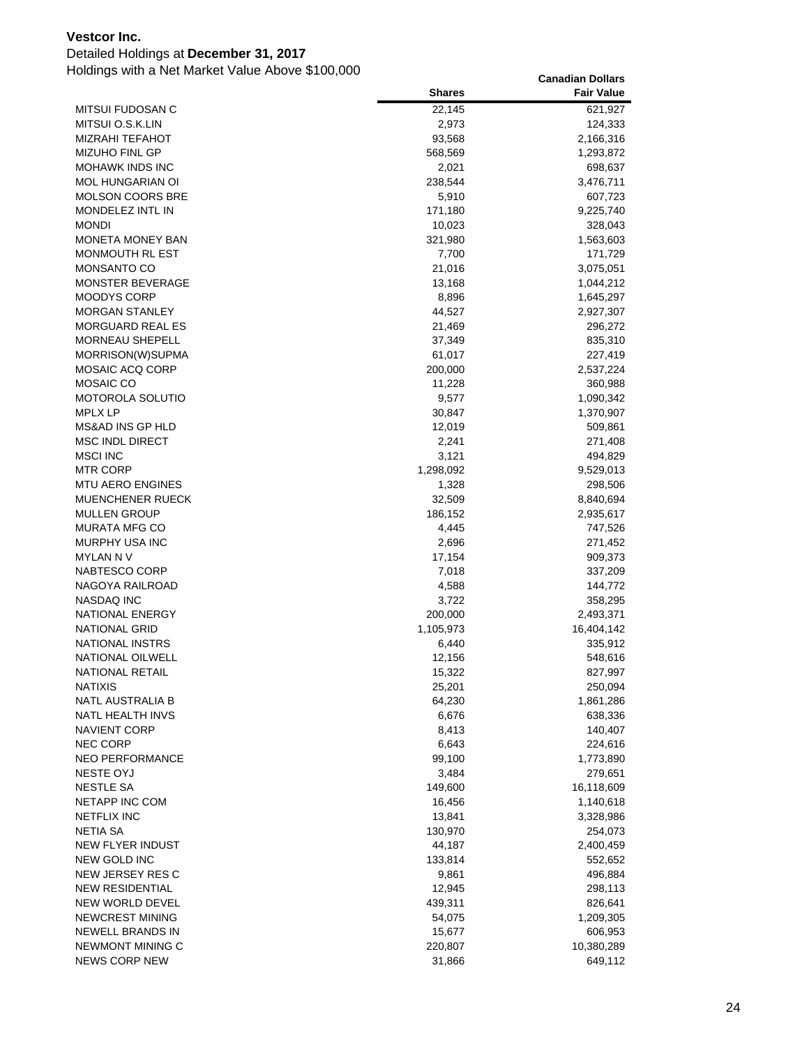**Vestcor Inc.**

Detailed Holdings at **December 31, 2017**

Holdings with a Net Market Value Above $100,000

| | Shares | Canadian Dollars Fair Value |
|---|---|---|
| MITSUI FUDOSAN C | 22,145 | 621,927 |
| MITSUI O.S.K.LIN | 2,973 | 124,333 |
| MIZRAHI TEFAHOT | 93,568 | 2,166,316 |
| MIZUHO FINL GP | 568,569 | 1,293,872 |
| MOHAWK INDS INC | 2,021 | 698,637 |
| MOL HUNGARIAN OI | 238,544 | 3,476,711 |
| MOLSON COORS BRE | 5,910 | 607,723 |
| MONDELEZ INTL IN | 171,180 | 9,225,740 |
| MONDI | 10,023 | 328,043 |
| MONETA MONEY BAN | 321,980 | 1,563,603 |
| MONMOUTH RL EST | 7,700 | 171,729 |
| MONSANTO CO | 21,016 | 3,075,051 |
| MONSTER BEVERAGE | 13,168 | 1,044,212 |
| MOODYS CORP | 8,896 | 1,645,297 |
| MORGAN STANLEY | 44,527 | 2,927,307 |
| MORGUARD REAL ES | 21,469 | 296,272 |
| MORNEAU SHEPELL | 37,349 | 835,310 |
| MORRISON(W)SUPMA | 61,017 | 227,419 |
| MOSAIC ACQ CORP | 200,000 | 2,537,224 |
| MOSAIC CO | 11,228 | 360,988 |
| MOTOROLA SOLUTIO | 9,577 | 1,090,342 |
| MPLX LP | 30,847 | 1,370,907 |
| MS&AD INS GP HLD | 12,019 | 509,861 |
| MSC INDL DIRECT | 2,241 | 271,408 |
| MSCI INC | 3,121 | 494,829 |
| MTR CORP | 1,298,092 | 9,529,013 |
| MTU AERO ENGINES | 1,328 | 298,506 |
| MUENCHENER RUECK | 32,509 | 8,840,694 |
| MULLEN GROUP | 186,152 | 2,935,617 |
| MURATA MFG CO | 4,445 | 747,526 |
| MURPHY USA INC | 2,696 | 271,452 |
| MYLAN N V | 17,154 | 909,373 |
| NABTESCO CORP | 7,018 | 337,209 |
| NAGOYA RAILROAD | 4,588 | 144,772 |
| NASDAQ INC | 3,722 | 358,295 |
| NATIONAL ENERGY | 200,000 | 2,493,371 |
| NATIONAL GRID | 1,105,973 | 16,404,142 |
| NATIONAL INSTRS | 6,440 | 335,912 |
| NATIONAL OILWELL | 12,156 | 548,616 |
| NATIONAL RETAIL | 15,322 | 827,997 |
| NATIXIS | 25,201 | 250,094 |
| NATL AUSTRALIA B | 64,230 | 1,861,286 |
| NATL HEALTH INVS | 6,676 | 638,336 |
| NAVIENT CORP | 8,413 | 140,407 |
| NEC CORP | 6,643 | 224,616 |
| NEO PERFORMANCE | 99,100 | 1,773,890 |
| NESTE OYJ | 3,484 | 279,651 |
| NESTLE SA | 149,600 | 16,118,609 |
| NETAPP INC COM | 16,456 | 1,140,618 |
| NETFLIX INC | 13,841 | 3,328,986 |
| NETIA SA | 130,970 | 254,073 |
| NEW FLYER INDUST | 44,187 | 2,400,459 |
| NEW GOLD INC | 133,814 | 552,652 |
| NEW JERSEY RES C | 9,861 | 496,884 |
| NEW RESIDENTIAL | 12,945 | 298,113 |
| NEW WORLD DEVEL | 439,311 | 826,641 |
| NEWCREST MINING | 54,075 | 1,209,305 |
| NEWELL BRANDS IN | 15,677 | 606,953 |
| NEWMONT MINING C | 220,807 | 10,380,289 |
| NEWS CORP NEW | 31,866 | 649,112 |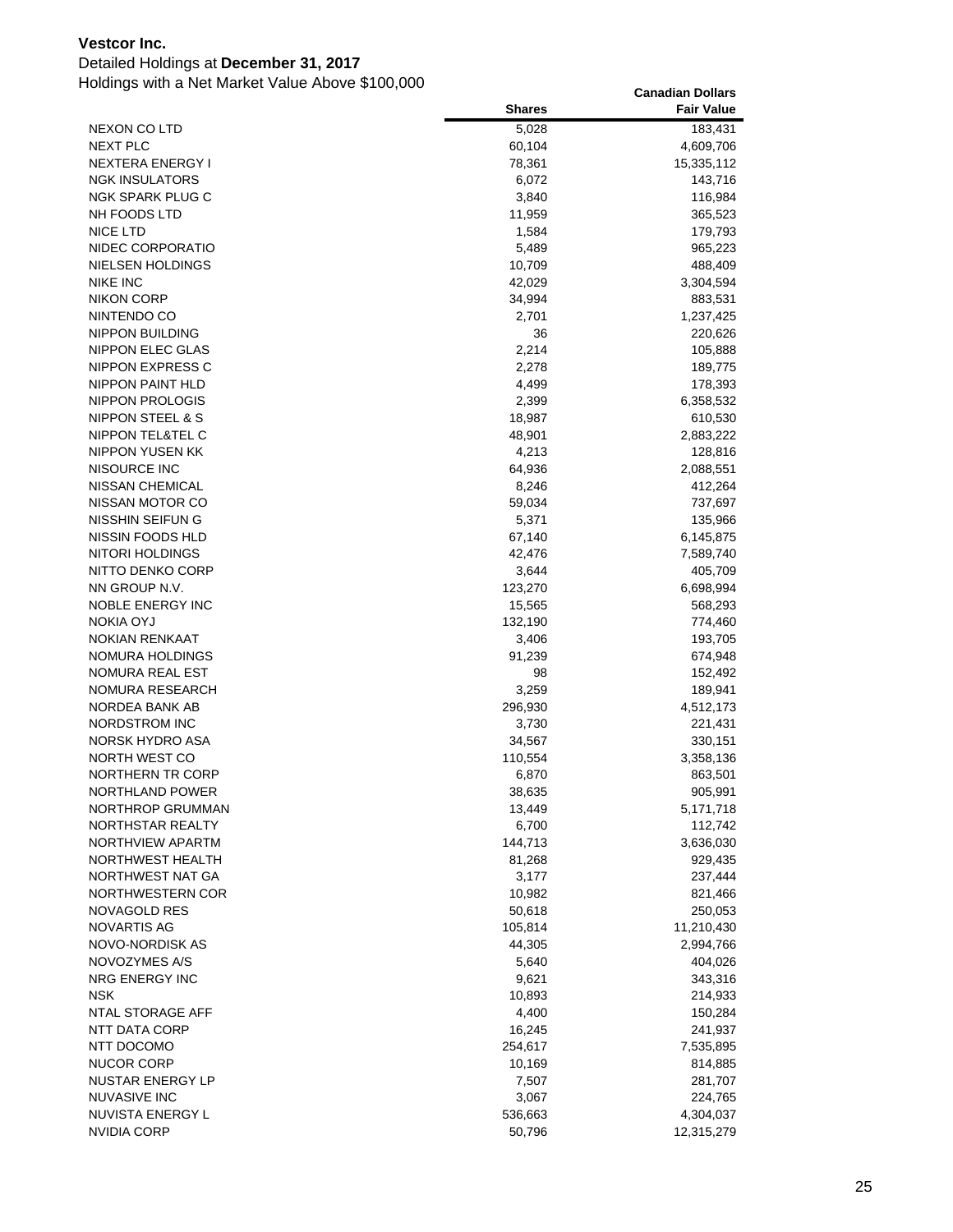**Vestcor Inc.**

Detailed Holdings at **December 31, 2017**

Holdings with a Net Market Value Above $100,000

| | Shares | Canadian Dollars Fair Value |
|---|---|---|
| NEXON CO LTD | 5,028 | 183,431 |
| NEXT PLC | 60,104 | 4,609,706 |
| NEXTERA ENERGY I | 78,361 | 15,335,112 |
| NGK INSULATORS | 6,072 | 143,716 |
| NGK SPARK PLUG C | 3,840 | 116,984 |
| NH FOODS LTD | 11,959 | 365,523 |
| NICE LTD | 1,584 | 179,793 |
| NIDEC CORPORATIO | 5,489 | 965,223 |
| NIELSEN HOLDINGS | 10,709 | 488,409 |
| NIKE INC | 42,029 | 3,304,594 |
| NIKON CORP | 34,994 | 883,531 |
| NINTENDO CO | 2,701 | 1,237,425 |
| NIPPON BUILDING | 36 | 220,626 |
| NIPPON ELEC GLAS | 2,214 | 105,888 |
| NIPPON EXPRESS C | 2,278 | 189,775 |
| NIPPON PAINT HLD | 4,499 | 178,393 |
| NIPPON PROLOGIS | 2,399 | 6,358,532 |
| NIPPON STEEL & S | 18,987 | 610,530 |
| NIPPON TEL&TEL C | 48,901 | 2,883,222 |
| NIPPON YUSEN KK | 4,213 | 128,816 |
| NISOURCE INC | 64,936 | 2,088,551 |
| NISSAN CHEMICAL | 8,246 | 412,264 |
| NISSAN MOTOR CO | 59,034 | 737,697 |
| NISSHIN SEIFUN G | 5,371 | 135,966 |
| NISSIN FOODS HLD | 67,140 | 6,145,875 |
| NITORI HOLDINGS | 42,476 | 7,589,740 |
| NITTO DENKO CORP | 3,644 | 405,709 |
| NN GROUP N.V. | 123,270 | 6,698,994 |
| NOBLE ENERGY INC | 15,565 | 568,293 |
| NOKIA OYJ | 132,190 | 774,460 |
| NOKIAN RENKAAT | 3,406 | 193,705 |
| NOMURA HOLDINGS | 91,239 | 674,948 |
| NOMURA REAL EST | 98 | 152,492 |
| NOMURA RESEARCH | 3,259 | 189,941 |
| NORDEA BANK AB | 296,930 | 4,512,173 |
| NORDSTROM INC | 3,730 | 221,431 |
| NORSK HYDRO ASA | 34,567 | 330,151 |
| NORTH WEST CO | 110,554 | 3,358,136 |
| NORTHERN TR CORP | 6,870 | 863,501 |
| NORTHLAND POWER | 38,635 | 905,991 |
| NORTHROP GRUMMAN | 13,449 | 5,171,718 |
| NORTHSTAR REALTY | 6,700 | 112,742 |
| NORTHVIEW APARTM | 144,713 | 3,636,030 |
| NORTHWEST HEALTH | 81,268 | 929,435 |
| NORTHWEST NAT GA | 3,177 | 237,444 |
| NORTHWESTERN COR | 10,982 | 821,466 |
| NOVAGOLD RES | 50,618 | 250,053 |
| NOVARTIS AG | 105,814 | 11,210,430 |
| NOVO-NORDISK AS | 44,305 | 2,994,766 |
| NOVOZYMES A/S | 5,640 | 404,026 |
| NRG ENERGY INC | 9,621 | 343,316 |
| NSK | 10,893 | 214,933 |
| NTAL STORAGE AFF | 4,400 | 150,284 |
| NTT DATA CORP | 16,245 | 241,937 |
| NTT DOCOMO | 254,617 | 7,535,895 |
| NUCOR CORP | 10,169 | 814,885 |
| NUSTAR ENERGY LP | 7,507 | 281,707 |
| NUVASIVE INC | 3,067 | 224,765 |
| NUVISTA ENERGY L | 536,663 | 4,304,037 |
| NVIDIA CORP | 50,796 | 12,315,279 |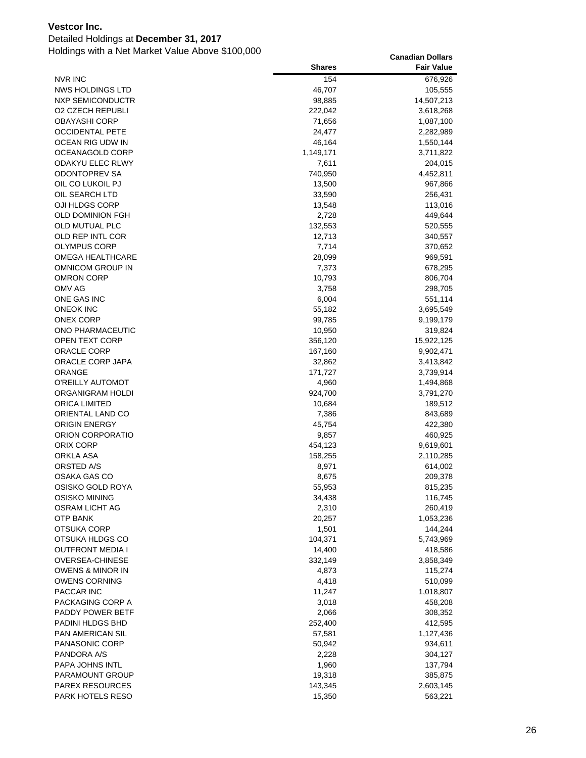**Vestcor Inc.**

Detailed Holdings at **December 31, 2017**

Holdings with a Net Market Value Above $100,000

| | Shares | Canadian Dollars Fair Value |
|---|---|---|
| NVR INC | 154 | 676,926 |
| NWS HOLDINGS LTD | 46,707 | 105,555 |
| NXP SEMICONDUCTR | 98,885 | 14,507,213 |
| O2 CZECH REPUBLI | 222,042 | 3,618,268 |
| OBAYASHI CORP | 71,656 | 1,087,100 |
| OCCIDENTAL PETE | 24,477 | 2,282,989 |
| OCEAN RIG UDW IN | 46,164 | 1,550,144 |
| OCEANAGOLD CORP | 1,149,171 | 3,711,822 |
| ODAKYU ELEC RLWY | 7,611 | 204,015 |
| ODONTOPREV SA | 740,950 | 4,452,811 |
| OIL CO LUKOIL PJ | 13,500 | 967,866 |
| OIL SEARCH LTD | 33,590 | 256,431 |
| OJI HLDGS CORP | 13,548 | 113,016 |
| OLD DOMINION FGH | 2,728 | 449,644 |
| OLD MUTUAL PLC | 132,553 | 520,555 |
| OLD REP INTL COR | 12,713 | 340,557 |
| OLYMPUS CORP | 7,714 | 370,652 |
| OMEGA HEALTHCARE | 28,099 | 969,591 |
| OMNICOM GROUP IN | 7,373 | 678,295 |
| OMRON CORP | 10,793 | 806,704 |
| OMV AG | 3,758 | 298,705 |
| ONE GAS INC | 6,004 | 551,114 |
| ONEOK INC | 55,182 | 3,695,549 |
| ONEX CORP | 99,785 | 9,199,179 |
| ONO PHARMACEUTIC | 10,950 | 319,824 |
| OPEN TEXT CORP | 356,120 | 15,922,125 |
| ORACLE CORP | 167,160 | 9,902,471 |
| ORACLE CORP JAPA | 32,862 | 3,413,842 |
| ORANGE | 171,727 | 3,739,914 |
| O'REILLY AUTOMOT | 4,960 | 1,494,868 |
| ORGANIGRAM HOLDI | 924,700 | 3,791,270 |
| ORICA LIMITED | 10,684 | 189,512 |
| ORIENTAL LAND CO | 7,386 | 843,689 |
| ORIGIN ENERGY | 45,754 | 422,380 |
| ORION CORPORATIO | 9,857 | 460,925 |
| ORIX CORP | 454,123 | 9,619,601 |
| ORKLA ASA | 158,255 | 2,110,285 |
| ORSTED A/S | 8,971 | 614,002 |
| OSAKA GAS CO | 8,675 | 209,378 |
| OSISKO GOLD ROYA | 55,953 | 815,235 |
| OSISKO MINING | 34,438 | 116,745 |
| OSRAM LICHT AG | 2,310 | 260,419 |
| OTP BANK | 20,257 | 1,053,236 |
| OTSUKA CORP | 1,501 | 144,244 |
| OTSUKA HLDGS CO | 104,371 | 5,743,969 |
| OUTFRONT MEDIA I | 14,400 | 418,586 |
| OVERSEA-CHINESE | 332,149 | 3,858,349 |
| OWENS & MINOR IN | 4,873 | 115,274 |
| OWENS CORNING | 4,418 | 510,099 |
| PACCAR INC | 11,247 | 1,018,807 |
| PACKAGING CORP A | 3,018 | 458,208 |
| PADDY POWER BETF | 2,066 | 308,352 |
| PADINI HLDGS BHD | 252,400 | 412,595 |
| PAN AMERICAN SIL | 57,581 | 1,127,436 |
| PANASONIC CORP | 50,942 | 934,611 |
| PANDORA A/S | 2,228 | 304,127 |
| PAPA JOHNS INTL | 1,960 | 137,794 |
| PARAMOUNT GROUP | 19,318 | 385,875 |
| PAREX RESOURCES | 143,345 | 2,603,145 |
| PARK HOTELS RESO | 15,350 | 563,221 |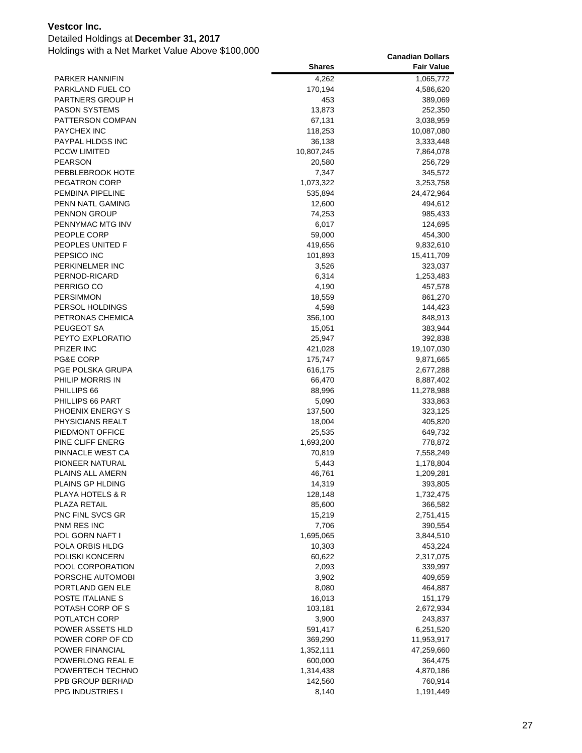**Vestcor Inc.**

Detailed Holdings at **December 31, 2017**

Holdings with a Net Market Value Above $100,000

| | Shares | Canadian Dollars Fair Value |
|---|---|---|
| PARKER HANNIFIN | 4,262 | 1,065,772 |
| PARKLAND FUEL CO | 170,194 | 4,586,620 |
| PARTNERS GROUP H | 453 | 389,069 |
| PASON SYSTEMS | 13,873 | 252,350 |
| PATTERSON COMPAN | 67,131 | 3,038,959 |
| PAYCHEX INC | 118,253 | 10,087,080 |
| PAYPAL HLDGS INC | 36,138 | 3,333,448 |
| PCCW LIMITED | 10,807,245 | 7,864,078 |
| PEARSON | 20,580 | 256,729 |
| PEBBLEBROOK HOTE | 7,347 | 345,572 |
| PEGATRON CORP | 1,073,322 | 3,253,758 |
| PEMBINA PIPELINE | 535,894 | 24,472,964 |
| PENN NATL GAMING | 12,600 | 494,612 |
| PENNON GROUP | 74,253 | 985,433 |
| PENNYMAC MTG INV | 6,017 | 124,695 |
| PEOPLE CORP | 59,000 | 454,300 |
| PEOPLES UNITED F | 419,656 | 9,832,610 |
| PEPSICO INC | 101,893 | 15,411,709 |
| PERKINELMER INC | 3,526 | 323,037 |
| PERNOD-RICARD | 6,314 | 1,253,483 |
| PERRIGO CO | 4,190 | 457,578 |
| PERSIMMON | 18,559 | 861,270 |
| PERSOL HOLDINGS | 4,598 | 144,423 |
| PETRONAS CHEMICA | 356,100 | 848,913 |
| PEUGEOT SA | 15,051 | 383,944 |
| PEYTO EXPLORATIO | 25,947 | 392,838 |
| PFIZER INC | 421,028 | 19,107,030 |
| PG&E CORP | 175,747 | 9,871,665 |
| PGE POLSKA GRUPA | 616,175 | 2,677,288 |
| PHILIP MORRIS IN | 66,470 | 8,887,402 |
| PHILLIPS 66 | 88,996 | 11,278,988 |
| PHILLIPS 66 PART | 5,090 | 333,863 |
| PHOENIX ENERGY S | 137,500 | 323,125 |
| PHYSICIANS REALT | 18,004 | 405,820 |
| PIEDMONT OFFICE | 25,535 | 649,732 |
| PINE CLIFF ENERG | 1,693,200 | 778,872 |
| PINNACLE WEST CA | 70,819 | 7,558,249 |
| PIONEER NATURAL | 5,443 | 1,178,804 |
| PLAINS ALL AMERN | 46,761 | 1,209,281 |
| PLAINS GP HLDING | 14,319 | 393,805 |
| PLAYA HOTELS & R | 128,148 | 1,732,475 |
| PLAZA RETAIL | 85,600 | 366,582 |
| PNC FINL SVCS GR | 15,219 | 2,751,415 |
| PNM RES INC | 7,706 | 390,554 |
| POL GORN NAFT I | 1,695,065 | 3,844,510 |
| POLA ORBIS HLDG | 10,303 | 453,224 |
| POLISKI KONCERN | 60,622 | 2,317,075 |
| POOL CORPORATION | 2,093 | 339,997 |
| PORSCHE AUTOMOBI | 3,902 | 409,659 |
| PORTLAND GEN ELE | 8,080 | 464,887 |
| POSTE ITALIANE S | 16,013 | 151,179 |
| POTASH CORP OF S | 103,181 | 2,672,934 |
| POTLATCH CORP | 3,900 | 243,837 |
| POWER ASSETS HLD | 591,417 | 6,251,520 |
| POWER CORP OF CD | 369,290 | 11,953,917 |
| POWER FINANCIAL | 1,352,111 | 47,259,660 |
| POWERLONG REAL E | 600,000 | 364,475 |
| POWERTECH TECHNO | 1,314,438 | 4,870,186 |
| PPB GROUP BERHAD | 142,560 | 760,914 |
| PPG INDUSTRIES I | 8,140 | 1,191,449 |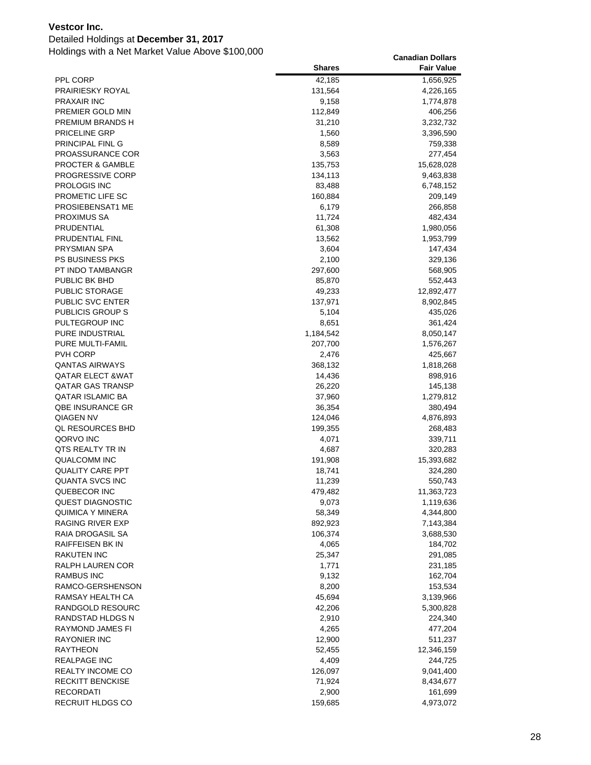**Vestcor Inc.**

Detailed Holdings at **December 31, 2017**

Holdings with a Net Market Value Above $100,000

| | Shares | Canadian Dollars Fair Value |
|---|---|---|
| PPL CORP | 42,185 | 1,656,925 |
| PRAIRIESKY ROYAL | 131,564 | 4,226,165 |
| PRAXAIR INC | 9,158 | 1,774,878 |
| PREMIER GOLD MIN | 112,849 | 406,256 |
| PREMIUM BRANDS H | 31,210 | 3,232,732 |
| PRICELINE GRP | 1,560 | 3,396,590 |
| PRINCIPAL FINL G | 8,589 | 759,338 |
| PROASSURANCE COR | 3,563 | 277,454 |
| PROCTER & GAMBLE | 135,753 | 15,628,028 |
| PROGRESSIVE CORP | 134,113 | 9,463,838 |
| PROLOGIS INC | 83,488 | 6,748,152 |
| PROMETIC LIFE SC | 160,884 | 209,149 |
| PROSIEBENSAT1 ME | 6,179 | 266,858 |
| PROXIMUS SA | 11,724 | 482,434 |
| PRUDENTIAL | 61,308 | 1,980,056 |
| PRUDENTIAL FINL | 13,562 | 1,953,799 |
| PRYSMIAN SPA | 3,604 | 147,434 |
| PS BUSINESS PKS | 2,100 | 329,136 |
| PT INDO TAMBANGR | 297,600 | 568,905 |
| PUBLIC BK BHD | 85,870 | 552,443 |
| PUBLIC STORAGE | 49,233 | 12,892,477 |
| PUBLIC SVC ENTER | 137,971 | 8,902,845 |
| PUBLICIS GROUP S | 5,104 | 435,026 |
| PULTEGROUP INC | 8,651 | 361,424 |
| PURE INDUSTRIAL | 1,184,542 | 8,050,147 |
| PURE MULTI-FAMIL | 207,700 | 1,576,267 |
| PVH CORP | 2,476 | 425,667 |
| QANTAS AIRWAYS | 368,132 | 1,818,268 |
| QATAR ELECT &WAT | 14,436 | 898,916 |
| QATAR GAS TRANSP | 26,220 | 145,138 |
| QATAR ISLAMIC BA | 37,960 | 1,279,812 |
| QBE INSURANCE GR | 36,354 | 380,494 |
| QIAGEN NV | 124,046 | 4,876,893 |
| QL RESOURCES BHD | 199,355 | 268,483 |
| QORVO INC | 4,071 | 339,711 |
| QTS REALTY TR IN | 4,687 | 320,283 |
| QUALCOMM INC | 191,908 | 15,393,682 |
| QUALITY CARE PPT | 18,741 | 324,280 |
| QUANTA SVCS INC | 11,239 | 550,743 |
| QUEBECOR INC | 479,482 | 11,363,723 |
| QUEST DIAGNOSTIC | 9,073 | 1,119,636 |
| QUIMICA Y MINERA | 58,349 | 4,344,800 |
| RAGING RIVER EXP | 892,923 | 7,143,384 |
| RAIA DROGASIL SA | 106,374 | 3,688,530 |
| RAIFFEISEN BK IN | 4,065 | 184,702 |
| RAKUTEN INC | 25,347 | 291,085 |
| RALPH LAUREN COR | 1,771 | 231,185 |
| RAMBUS INC | 9,132 | 162,704 |
| RAMCO-GERSHENSON | 8,200 | 153,534 |
| RAMSAY HEALTH CA | 45,694 | 3,139,966 |
| RANDGOLD RESOURC | 42,206 | 5,300,828 |
| RANDSTAD HLDGS N | 2,910 | 224,340 |
| RAYMOND JAMES FI | 4,265 | 477,204 |
| RAYONIER INC | 12,900 | 511,237 |
| RAYTHEON | 52,455 | 12,346,159 |
| REALPAGE INC | 4,409 | 244,725 |
| REALTY INCOME CO | 126,097 | 9,041,400 |
| RECKITT BENCKISE | 71,924 | 8,434,677 |
| RECORDATI | 2,900 | 161,699 |
| RECRUIT HLDGS CO | 159,685 | 4,973,072 |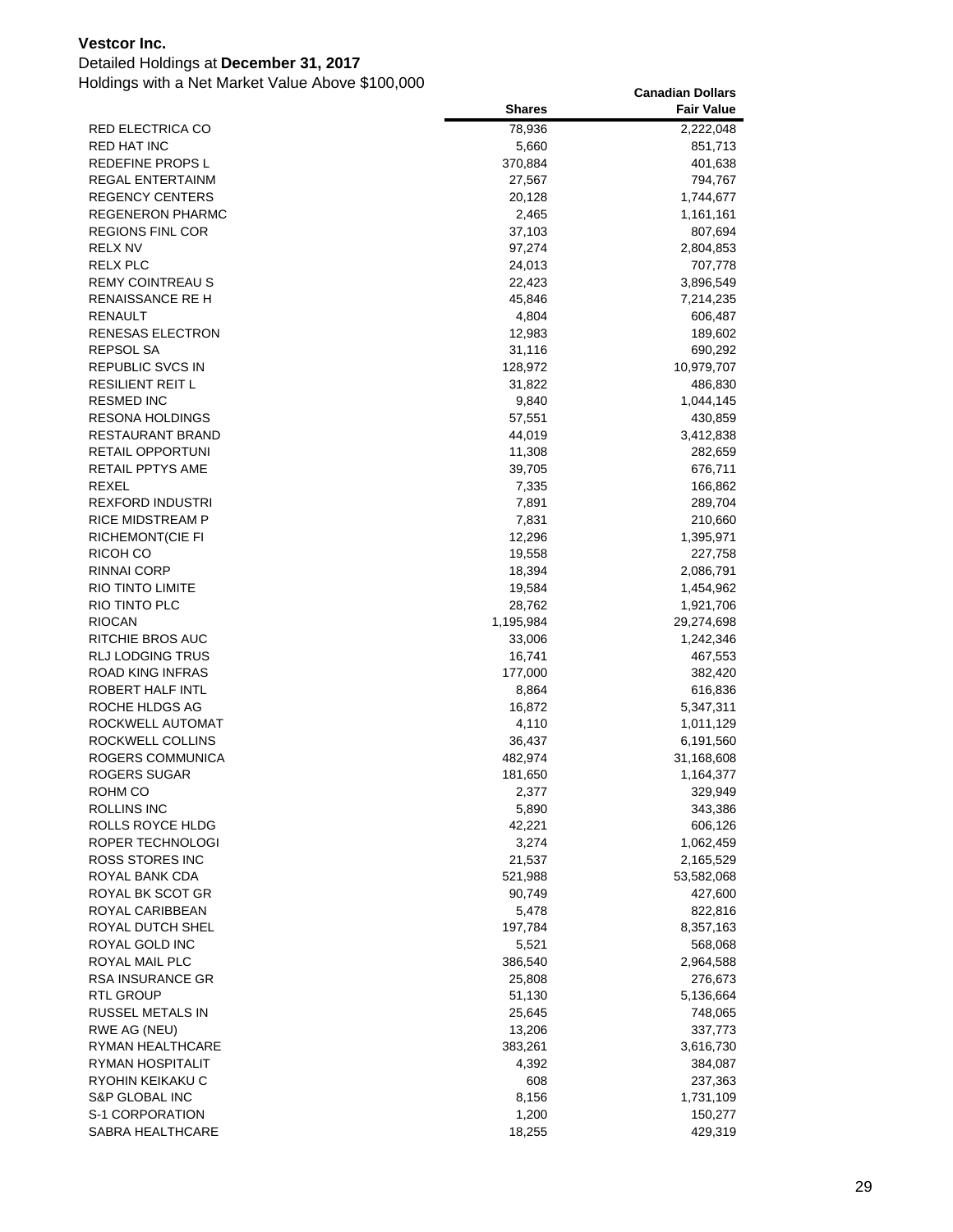**Vestcor Inc.**

Detailed Holdings at **December 31, 2017**

Holdings with a Net Market Value Above $100,000

| | Shares | Canadian Dollars Fair Value |
|---|---|---|
| RED ELECTRICA CO | 78,936 | 2,222,048 |
| RED HAT INC | 5,660 | 851,713 |
| REDEFINE PROPS L | 370,884 | 401,638 |
| REGAL ENTERTAINM | 27,567 | 794,767 |
| REGENCY CENTERS | 20,128 | 1,744,677 |
| REGENERON PHARMC | 2,465 | 1,161,161 |
| REGIONS FINL COR | 37,103 | 807,694 |
| RELX NV | 97,274 | 2,804,853 |
| RELX PLC | 24,013 | 707,778 |
| REMY COINTREAU S | 22,423 | 3,896,549 |
| RENAISSANCE RE H | 45,846 | 7,214,235 |
| RENAULT | 4,804 | 606,487 |
| RENESAS ELECTRON | 12,983 | 189,602 |
| REPSOL SA | 31,116 | 690,292 |
| REPUBLIC SVCS IN | 128,972 | 10,979,707 |
| RESILIENT REIT L | 31,822 | 486,830 |
| RESMED INC | 9,840 | 1,044,145 |
| RESONA HOLDINGS | 57,551 | 430,859 |
| RESTAURANT BRAND | 44,019 | 3,412,838 |
| RETAIL OPPORTUNI | 11,308 | 282,659 |
| RETAIL PPTYS AME | 39,705 | 676,711 |
| REXEL | 7,335 | 166,862 |
| REXFORD INDUSTRI | 7,891 | 289,704 |
| RICE MIDSTREAM P | 7,831 | 210,660 |
| RICHEMONT(CIE FI | 12,296 | 1,395,971 |
| RICOH CO | 19,558 | 227,758 |
| RINNAI CORP | 18,394 | 2,086,791 |
| RIO TINTO LIMITE | 19,584 | 1,454,962 |
| RIO TINTO PLC | 28,762 | 1,921,706 |
| RIOCAN | 1,195,984 | 29,274,698 |
| RITCHIE BROS AUC | 33,006 | 1,242,346 |
| RLJ LODGING TRUS | 16,741 | 467,553 |
| ROAD KING INFRAS | 177,000 | 382,420 |
| ROBERT HALF INTL | 8,864 | 616,836 |
| ROCHE HLDGS AG | 16,872 | 5,347,311 |
| ROCKWELL AUTOMAT | 4,110 | 1,011,129 |
| ROCKWELL COLLINS | 36,437 | 6,191,560 |
| ROGERS COMMUNICA | 482,974 | 31,168,608 |
| ROGERS SUGAR | 181,650 | 1,164,377 |
| ROHM CO | 2,377 | 329,949 |
| ROLLINS INC | 5,890 | 343,386 |
| ROLLS ROYCE HLDG | 42,221 | 606,126 |
| ROPER TECHNOLOGI | 3,274 | 1,062,459 |
| ROSS STORES INC | 21,537 | 2,165,529 |
| ROYAL BANK CDA | 521,988 | 53,582,068 |
| ROYAL BK SCOT GR | 90,749 | 427,600 |
| ROYAL CARIBBEAN | 5,478 | 822,816 |
| ROYAL DUTCH SHEL | 197,784 | 8,357,163 |
| ROYAL GOLD INC | 5,521 | 568,068 |
| ROYAL MAIL PLC | 386,540 | 2,964,588 |
| RSA INSURANCE GR | 25,808 | 276,673 |
| RTL GROUP | 51,130 | 5,136,664 |
| RUSSEL METALS IN | 25,645 | 748,065 |
| RWE AG (NEU) | 13,206 | 337,773 |
| RYMAN HEALTHCARE | 383,261 | 3,616,730 |
| RYMAN HOSPITALIT | 4,392 | 384,087 |
| RYOHIN KEIKAKU C | 608 | 237,363 |
| S&P GLOBAL INC | 8,156 | 1,731,109 |
| S-1 CORPORATION | 1,200 | 150,277 |
| SABRA HEALTHCARE | 18,255 | 429,319 |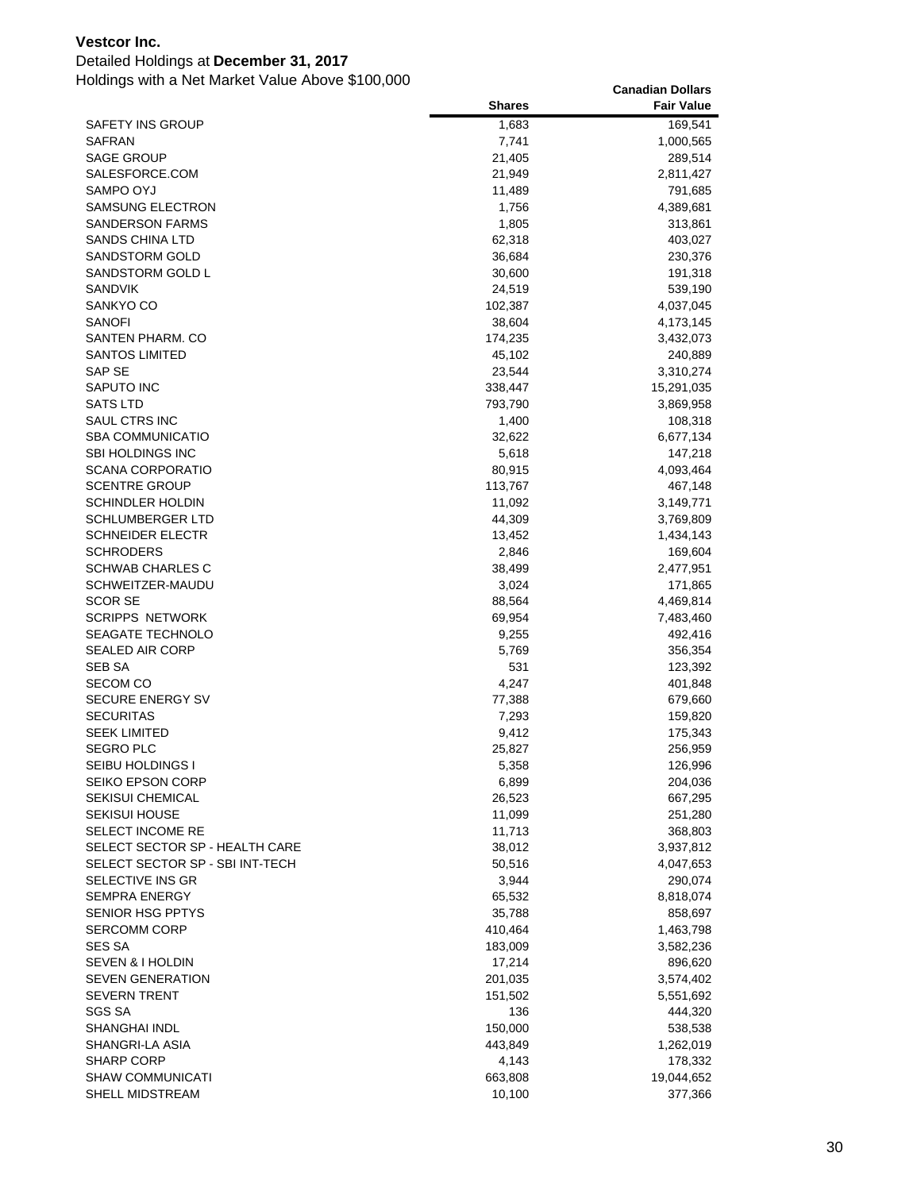**Vestcor Inc.**

Detailed Holdings at **December 31, 2017**

Holdings with a Net Market Value Above $100,000

| | Shares | Canadian Dollars Fair Value |
|---|---|---|
| SAFETY INS GROUP | 1,683 | 169,541 |
| SAFRAN | 7,741 | 1,000,565 |
| SAGE GROUP | 21,405 | 289,514 |
| SALESFORCE.COM | 21,949 | 2,811,427 |
| SAMPO OYJ | 11,489 | 791,685 |
| SAMSUNG ELECTRON | 1,756 | 4,389,681 |
| SANDERSON FARMS | 1,805 | 313,861 |
| SANDS CHINA LTD | 62,318 | 403,027 |
| SANDSTORM GOLD | 36,684 | 230,376 |
| SANDSTORM GOLD L | 30,600 | 191,318 |
| SANDVIK | 24,519 | 539,190 |
| SANKYO CO | 102,387 | 4,037,045 |
| SANOFI | 38,604 | 4,173,145 |
| SANTEN PHARM. CO | 174,235 | 3,432,073 |
| SANTOS LIMITED | 45,102 | 240,889 |
| SAP SE | 23,544 | 3,310,274 |
| SAPUTO INC | 338,447 | 15,291,035 |
| SATS LTD | 793,790 | 3,869,958 |
| SAUL CTRS INC | 1,400 | 108,318 |
| SBA COMMUNICATIO | 32,622 | 6,677,134 |
| SBI HOLDINGS INC | 5,618 | 147,218 |
| SCANA CORPORATIO | 80,915 | 4,093,464 |
| SCENTRE GROUP | 113,767 | 467,148 |
| SCHINDLER HOLDIN | 11,092 | 3,149,771 |
| SCHLUMBERGER LTD | 44,309 | 3,769,809 |
| SCHNEIDER ELECTR | 13,452 | 1,434,143 |
| SCHRODERS | 2,846 | 169,604 |
| SCHWAB CHARLES C | 38,499 | 2,477,951 |
| SCHWEITZER-MAUDU | 3,024 | 171,865 |
| SCOR SE | 88,564 | 4,469,814 |
| SCRIPPS NETWORK | 69,954 | 7,483,460 |
| SEAGATE TECHNOLO | 9,255 | 492,416 |
| SEALED AIR CORP | 5,769 | 356,354 |
| SEB SA | 531 | 123,392 |
| SECOM CO | 4,247 | 401,848 |
| SECURE ENERGY SV | 77,388 | 679,660 |
| SECURITAS | 7,293 | 159,820 |
| SEEK LIMITED | 9,412 | 175,343 |
| SEGRO PLC | 25,827 | 256,959 |
| SEIBU HOLDINGS I | 5,358 | 126,996 |
| SEIKO EPSON CORP | 6,899 | 204,036 |
| SEKISUI CHEMICAL | 26,523 | 667,295 |
| SEKISUI HOUSE | 11,099 | 251,280 |
| SELECT INCOME RE | 11,713 | 368,803 |
| SELECT SECTOR SP - HEALTH CARE | 38,012 | 3,937,812 |
| SELECT SECTOR SP - SBI INT-TECH | 50,516 | 4,047,653 |
| SELECTIVE INS GR | 3,944 | 290,074 |
| SEMPRA ENERGY | 65,532 | 8,818,074 |
| SENIOR HSG PPTYS | 35,788 | 858,697 |
| SERCOMM CORP | 410,464 | 1,463,798 |
| SES SA | 183,009 | 3,582,236 |
| SEVEN & I HOLDIN | 17,214 | 896,620 |
| SEVEN GENERATION | 201,035 | 3,574,402 |
| SEVERN TRENT | 151,502 | 5,551,692 |
| SGS SA | 136 | 444,320 |
| SHANGHAI INDL | 150,000 | 538,538 |
| SHANGRI-LA ASIA | 443,849 | 1,262,019 |
| SHARP CORP | 4,143 | 178,332 |
| SHAW COMMUNICATI | 663,808 | 19,044,652 |
| SHELL MIDSTREAM | 10,100 | 377,366 |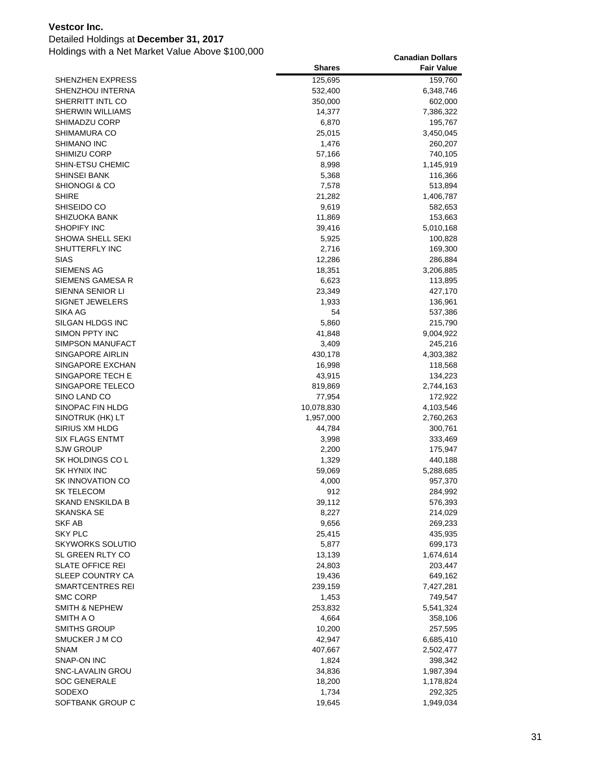**Vestcor Inc.**

Detailed Holdings at **December 31, 2017**

Holdings with a Net Market Value Above $100,000

| | Shares | Canadian Dollars Fair Value |
|---|---|---|
| SHENZHEN EXPRESS | 125,695 | 159,760 |
| SHENZHOU INTERNA | 532,400 | 6,348,746 |
| SHERRITT INTL CO | 350,000 | 602,000 |
| SHERWIN WILLIAMS | 14,377 | 7,386,322 |
| SHIMADZU CORP | 6,870 | 195,767 |
| SHIMAMURA CO | 25,015 | 3,450,045 |
| SHIMANO INC | 1,476 | 260,207 |
| SHIMIZU CORP | 57,166 | 740,105 |
| SHIN-ETSU CHEMIC | 8,998 | 1,145,919 |
| SHINSEI BANK | 5,368 | 116,366 |
| SHIONOGI & CO | 7,578 | 513,894 |
| SHIRE | 21,282 | 1,406,787 |
| SHISEIDO CO | 9,619 | 582,653 |
| SHIZUOKA BANK | 11,869 | 153,663 |
| SHOPIFY INC | 39,416 | 5,010,168 |
| SHOWA SHELL SEKI | 5,925 | 100,828 |
| SHUTTERFLY INC | 2,716 | 169,300 |
| SIAS | 12,286 | 286,884 |
| SIEMENS AG | 18,351 | 3,206,885 |
| SIEMENS GAMESA R | 6,623 | 113,895 |
| SIENNA SENIOR LI | 23,349 | 427,170 |
| SIGNET JEWELERS | 1,933 | 136,961 |
| SIKA AG | 54 | 537,386 |
| SILGAN HLDGS INC | 5,860 | 215,790 |
| SIMON PPTY INC | 41,848 | 9,004,922 |
| SIMPSON MANUFACT | 3,409 | 245,216 |
| SINGAPORE AIRLIN | 430,178 | 4,303,382 |
| SINGAPORE EXCHAN | 16,998 | 118,568 |
| SINGAPORE TECH E | 43,915 | 134,223 |
| SINGAPORE TELECO | 819,869 | 2,744,163 |
| SINO LAND CO | 77,954 | 172,922 |
| SINOPAC FIN HLDG | 10,078,830 | 4,103,546 |
| SINOTRUK (HK) LT | 1,957,000 | 2,760,263 |
| SIRIUS XM HLDG | 44,784 | 300,761 |
| SIX FLAGS ENTMT | 3,998 | 333,469 |
| SJW GROUP | 2,200 | 175,947 |
| SK HOLDINGS CO L | 1,329 | 440,188 |
| SK HYNIX INC | 59,069 | 5,288,685 |
| SK INNOVATION CO | 4,000 | 957,370 |
| SK TELECOM | 912 | 284,992 |
| SKAND ENSKILDA B | 39,112 | 576,393 |
| SKANSKA SE | 8,227 | 214,029 |
| SKF AB | 9,656 | 269,233 |
| SKY PLC | 25,415 | 435,935 |
| SKYWORKS SOLUTIO | 5,877 | 699,173 |
| SL GREEN RLTY CO | 13,139 | 1,674,614 |
| SLATE OFFICE REI | 24,803 | 203,447 |
| SLEEP COUNTRY CA | 19,436 | 649,162 |
| SMARTCENTRES REI | 239,159 | 7,427,281 |
| SMC CORP | 1,453 | 749,547 |
| SMITH & NEPHEW | 253,832 | 5,541,324 |
| SMITH A O | 4,664 | 358,106 |
| SMITHS GROUP | 10,200 | 257,595 |
| SMUCKER J M CO | 42,947 | 6,685,410 |
| SNAM | 407,667 | 2,502,477 |
| SNAP-ON INC | 1,824 | 398,342 |
| SNC-LAVALIN GROU | 34,836 | 1,987,394 |
| SOC GENERALE | 18,200 | 1,178,824 |
| SODEXO | 1,734 | 292,325 |
| SOFTBANK GROUP C | 19,645 | 1,949,034 |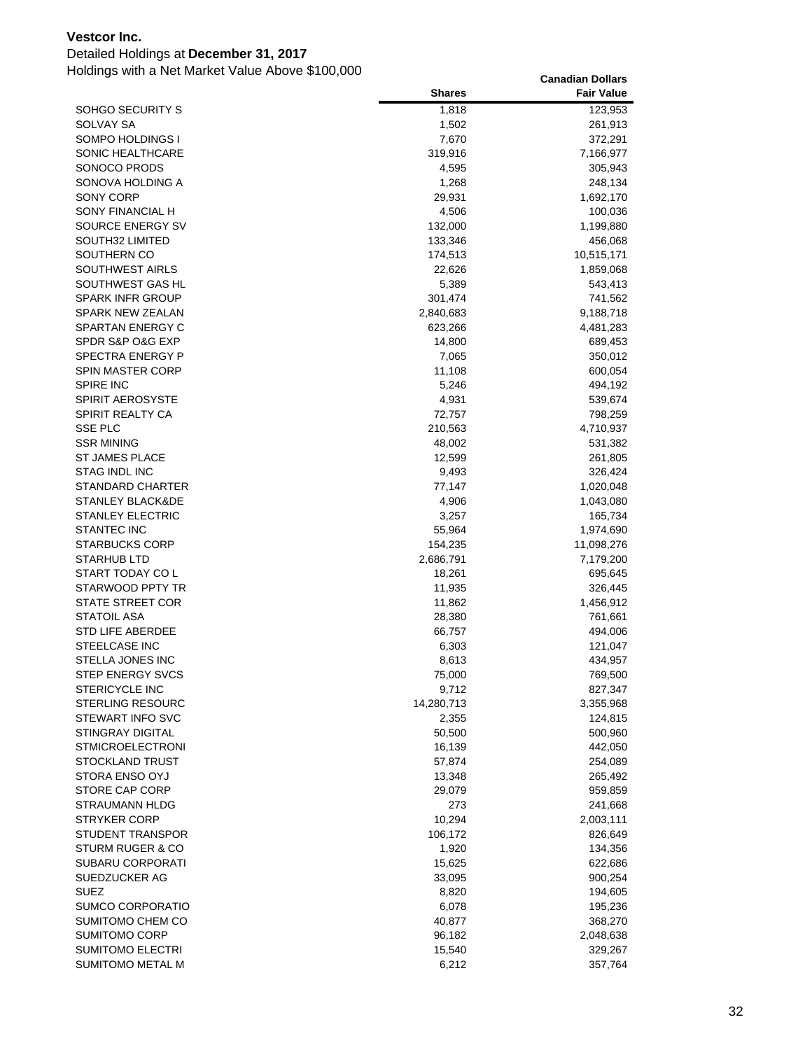**Vestcor Inc.**

Detailed Holdings at **December 31, 2017**

Holdings with a Net Market Value Above $100,000

| | Shares | Canadian Dollars Fair Value |
|---|---|---|
| SOHGO SECURITY S | 1,818 | 123,953 |
| SOLVAY SA | 1,502 | 261,913 |
| SOMPO HOLDINGS I | 7,670 | 372,291 |
| SONIC HEALTHCARE | 319,916 | 7,166,977 |
| SONOCO PRODS | 4,595 | 305,943 |
| SONOVA HOLDING A | 1,268 | 248,134 |
| SONY CORP | 29,931 | 1,692,170 |
| SONY FINANCIAL H | 4,506 | 100,036 |
| SOURCE ENERGY SV | 132,000 | 1,199,880 |
| SOUTH32 LIMITED | 133,346 | 456,068 |
| SOUTHERN CO | 174,513 | 10,515,171 |
| SOUTHWEST AIRLS | 22,626 | 1,859,068 |
| SOUTHWEST GAS HL | 5,389 | 543,413 |
| SPARK INFR GROUP | 301,474 | 741,562 |
| SPARK NEW ZEALAN | 2,840,683 | 9,188,718 |
| SPARTAN ENERGY C | 623,266 | 4,481,283 |
| SPDR S&P O&G EXP | 14,800 | 689,453 |
| SPECTRA ENERGY P | 7,065 | 350,012 |
| SPIN MASTER CORP | 11,108 | 600,054 |
| SPIRE INC | 5,246 | 494,192 |
| SPIRIT AEROSYSTE | 4,931 | 539,674 |
| SPIRIT REALTY CA | 72,757 | 798,259 |
| SSE PLC | 210,563 | 4,710,937 |
| SSR MINING | 48,002 | 531,382 |
| ST JAMES PLACE | 12,599 | 261,805 |
| STAG INDL INC | 9,493 | 326,424 |
| STANDARD CHARTER | 77,147 | 1,020,048 |
| STANLEY BLACK&DE | 4,906 | 1,043,080 |
| STANLEY ELECTRIC | 3,257 | 165,734 |
| STANTEC INC | 55,964 | 1,974,690 |
| STARBUCKS CORP | 154,235 | 11,098,276 |
| STARHUB LTD | 2,686,791 | 7,179,200 |
| START TODAY CO L | 18,261 | 695,645 |
| STARWOOD PPTY TR | 11,935 | 326,445 |
| STATE STREET COR | 11,862 | 1,456,912 |
| STATOIL ASA | 28,380 | 761,661 |
| STD LIFE ABERDEE | 66,757 | 494,006 |
| STEELCASE INC | 6,303 | 121,047 |
| STELLA JONES INC | 8,613 | 434,957 |
| STEP ENERGY SVCS | 75,000 | 769,500 |
| STERICYCLE INC | 9,712 | 827,347 |
| STERLING RESOURC | 14,280,713 | 3,355,968 |
| STEWART INFO SVC | 2,355 | 124,815 |
| STINGRAY DIGITAL | 50,500 | 500,960 |
| STMICROELECTRONI | 16,139 | 442,050 |
| STOCKLAND TRUST | 57,874 | 254,089 |
| STORA ENSO OYJ | 13,348 | 265,492 |
| STORE CAP CORP | 29,079 | 959,859 |
| STRAUMANN HLDG | 273 | 241,668 |
| STRYKER CORP | 10,294 | 2,003,111 |
| STUDENT TRANSPOR | 106,172 | 826,649 |
| STURM RUGER & CO | 1,920 | 134,356 |
| SUBARU CORPORATI | 15,625 | 622,686 |
| SUEDZUCKER AG | 33,095 | 900,254 |
| SUEZ | 8,820 | 194,605 |
| SUMCO CORPORATIO | 6,078 | 195,236 |
| SUMITOMO CHEM CO | 40,877 | 368,270 |
| SUMITOMO CORP | 96,182 | 2,048,638 |
| SUMITOMO ELECTRI | 15,540 | 329,267 |
| SUMITOMO METAL M | 6,212 | 357,764 |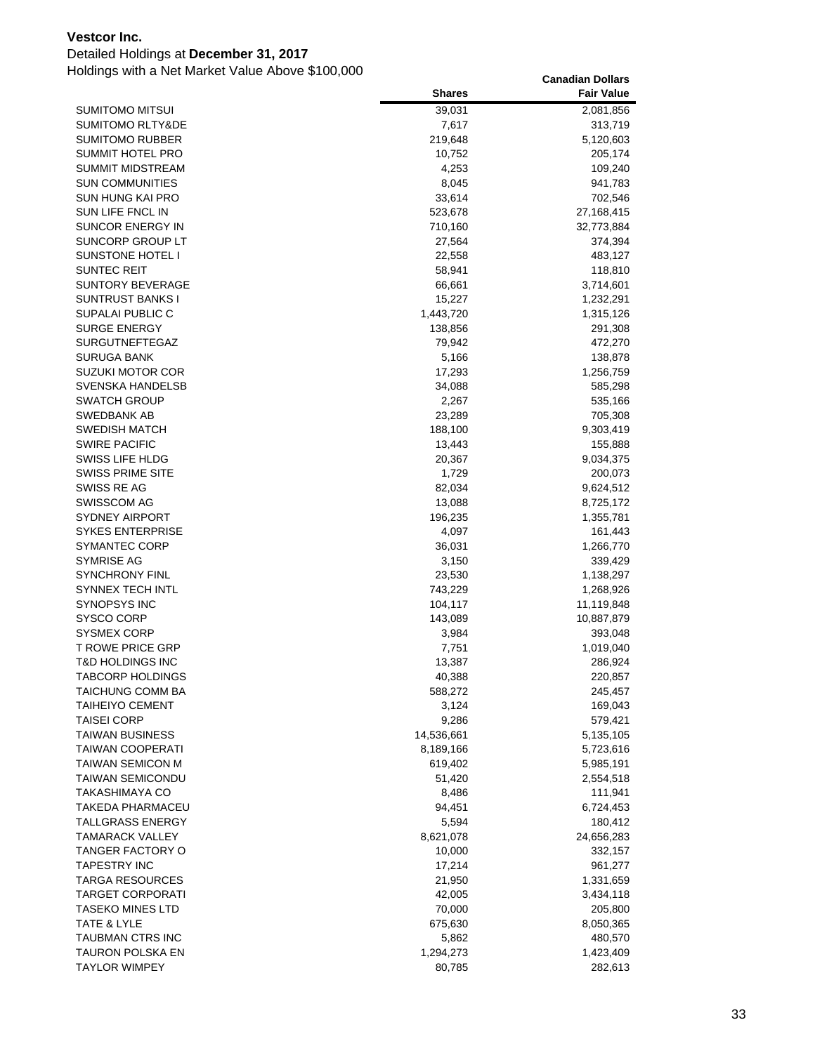**Vestcor Inc.**

Detailed Holdings at **December 31, 2017**

Holdings with a Net Market Value Above $100,000

| | Shares | Canadian Dollars Fair Value |
|---|---|---|
| SUMITOMO MITSUI | 39,031 | 2,081,856 |
| SUMITOMO RLTY&DE | 7,617 | 313,719 |
| SUMITOMO RUBBER | 219,648 | 5,120,603 |
| SUMMIT HOTEL PRO | 10,752 | 205,174 |
| SUMMIT MIDSTREAM | 4,253 | 109,240 |
| SUN COMMUNITIES | 8,045 | 941,783 |
| SUN HUNG KAI PRO | 33,614 | 702,546 |
| SUN LIFE FNCL IN | 523,678 | 27,168,415 |
| SUNCOR ENERGY IN | 710,160 | 32,773,884 |
| SUNCORP GROUP LT | 27,564 | 374,394 |
| SUNSTONE HOTEL I | 22,558 | 483,127 |
| SUNTEC REIT | 58,941 | 118,810 |
| SUNTORY BEVERAGE | 66,661 | 3,714,601 |
| SUNTRUST BANKS I | 15,227 | 1,232,291 |
| SUPALAI PUBLIC C | 1,443,720 | 1,315,126 |
| SURGE ENERGY | 138,856 | 291,308 |
| SURGUTNEFTEGAZ | 79,942 | 472,270 |
| SURUGA BANK | 5,166 | 138,878 |
| SUZUKI MOTOR COR | 17,293 | 1,256,759 |
| SVENSKA HANDELSB | 34,088 | 585,298 |
| SWATCH GROUP | 2,267 | 535,166 |
| SWEDBANK AB | 23,289 | 705,308 |
| SWEDISH MATCH | 188,100 | 9,303,419 |
| SWIRE PACIFIC | 13,443 | 155,888 |
| SWISS LIFE HLDG | 20,367 | 9,034,375 |
| SWISS PRIME SITE | 1,729 | 200,073 |
| SWISS RE AG | 82,034 | 9,624,512 |
| SWISSCOM AG | 13,088 | 8,725,172 |
| SYDNEY AIRPORT | 196,235 | 1,355,781 |
| SYKES ENTERPRISE | 4,097 | 161,443 |
| SYMANTEC CORP | 36,031 | 1,266,770 |
| SYMRISE AG | 3,150 | 339,429 |
| SYNCHRONY FINL | 23,530 | 1,138,297 |
| SYNNEX TECH INTL | 743,229 | 1,268,926 |
| SYNOPSYS INC | 104,117 | 11,119,848 |
| SYSCO CORP | 143,089 | 10,887,879 |
| SYSMEX CORP | 3,984 | 393,048 |
| T ROWE PRICE GRP | 7,751 | 1,019,040 |
| T&D HOLDINGS INC | 13,387 | 286,924 |
| TABCORP HOLDINGS | 40,388 | 220,857 |
| TAICHUNG COMM BA | 588,272 | 245,457 |
| TAIHEIYO CEMENT | 3,124 | 169,043 |
| TAISEI CORP | 9,286 | 579,421 |
| TAIWAN BUSINESS | 14,536,661 | 5,135,105 |
| TAIWAN COOPERATI | 8,189,166 | 5,723,616 |
| TAIWAN SEMICON M | 619,402 | 5,985,191 |
| TAIWAN SEMICONDU | 51,420 | 2,554,518 |
| TAKASHIMAYA CO | 8,486 | 111,941 |
| TAKEDA PHARMACEU | 94,451 | 6,724,453 |
| TALLGRASS ENERGY | 5,594 | 180,412 |
| TAMARACK VALLEY | 8,621,078 | 24,656,283 |
| TANGER FACTORY O | 10,000 | 332,157 |
| TAPESTRY INC | 17,214 | 961,277 |
| TARGA RESOURCES | 21,950 | 1,331,659 |
| TARGET CORPORATI | 42,005 | 3,434,118 |
| TASEKO MINES LTD | 70,000 | 205,800 |
| TATE & LYLE | 675,630 | 8,050,365 |
| TAUBMAN CTRS INC | 5,862 | 480,570 |
| TAURON POLSKA EN | 1,294,273 | 1,423,409 |
| TAYLOR WIMPEY | 80,785 | 282,613 |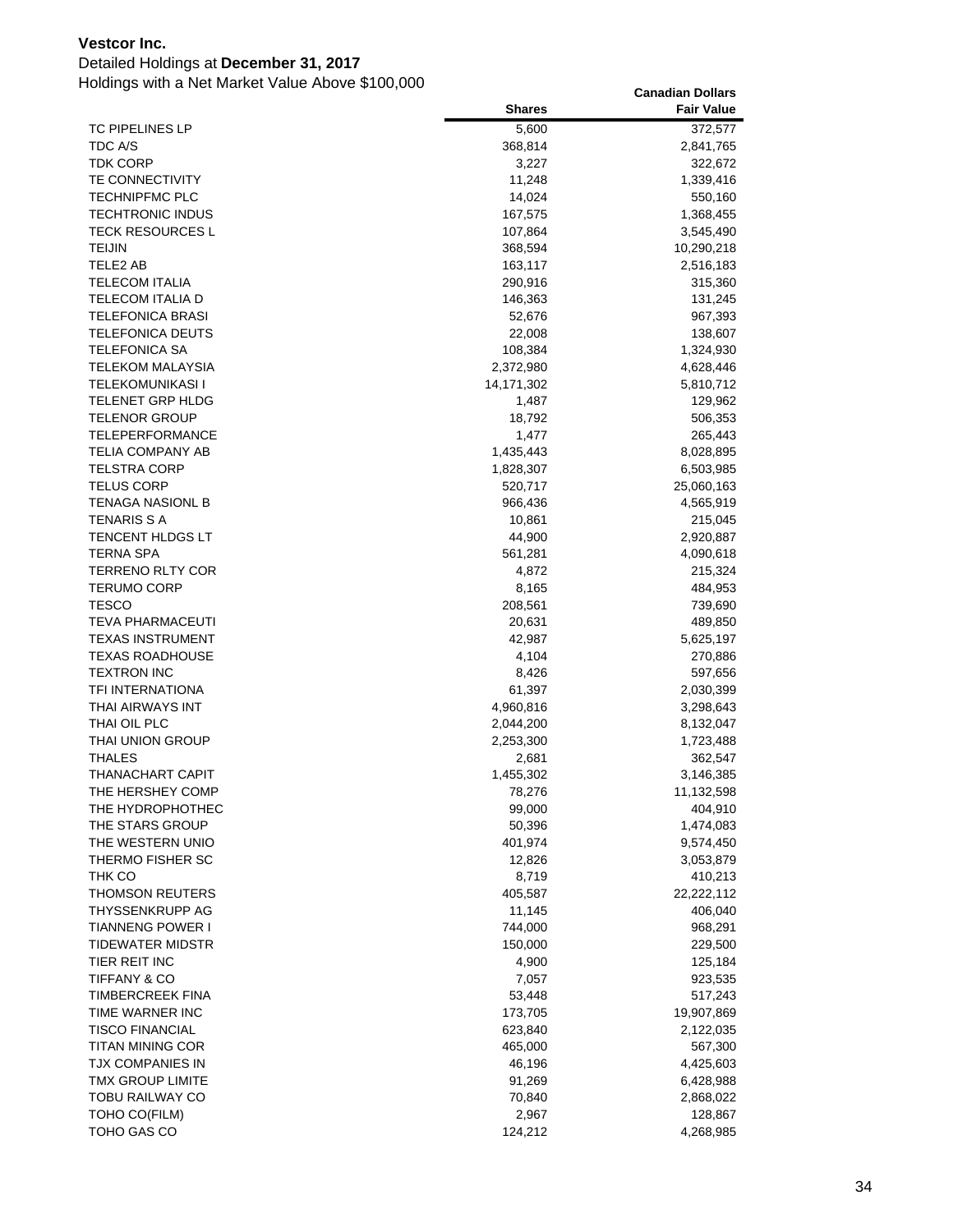**Vestcor Inc.**

Detailed Holdings at **December 31, 2017**

Holdings with a Net Market Value Above $100,000

| | Shares | Canadian Dollars Fair Value |
|---|---|---|
| TC PIPELINES LP | 5,600 | 372,577 |
| TDC A/S | 368,814 | 2,841,765 |
| TDK CORP | 3,227 | 322,672 |
| TE CONNECTIVITY | 11,248 | 1,339,416 |
| TECHNIPFMC PLC | 14,024 | 550,160 |
| TECHTRONIC INDUS | 167,575 | 1,368,455 |
| TECK RESOURCES L | 107,864 | 3,545,490 |
| TEIJIN | 368,594 | 10,290,218 |
| TELE2 AB | 163,117 | 2,516,183 |
| TELECOM ITALIA | 290,916 | 315,360 |
| TELECOM ITALIA D | 146,363 | 131,245 |
| TELEFONICA BRASI | 52,676 | 967,393 |
| TELEFONICA DEUTS | 22,008 | 138,607 |
| TELEFONICA SA | 108,384 | 1,324,930 |
| TELEKOM MALAYSIA | 2,372,980 | 4,628,446 |
| TELEKOMUNIKASI I | 14,171,302 | 5,810,712 |
| TELENET GRP HLDG | 1,487 | 129,962 |
| TELENOR GROUP | 18,792 | 506,353 |
| TELEPERFORMANCE | 1,477 | 265,443 |
| TELIA COMPANY AB | 1,435,443 | 8,028,895 |
| TELSTRA CORP | 1,828,307 | 6,503,985 |
| TELUS CORP | 520,717 | 25,060,163 |
| TENAGA NASIONL B | 966,436 | 4,565,919 |
| TENARIS S A | 10,861 | 215,045 |
| TENCENT HLDGS LT | 44,900 | 2,920,887 |
| TERNA SPA | 561,281 | 4,090,618 |
| TERRENO RLTY COR | 4,872 | 215,324 |
| TERUMO CORP | 8,165 | 484,953 |
| TESCO | 208,561 | 739,690 |
| TEVA PHARMACEUTI | 20,631 | 489,850 |
| TEXAS INSTRUMENT | 42,987 | 5,625,197 |
| TEXAS ROADHOUSE | 4,104 | 270,886 |
| TEXTRON INC | 8,426 | 597,656 |
| TFI INTERNATIONA | 61,397 | 2,030,399 |
| THAI AIRWAYS INT | 4,960,816 | 3,298,643 |
| THAI OIL PLC | 2,044,200 | 8,132,047 |
| THAI UNION GROUP | 2,253,300 | 1,723,488 |
| THALES | 2,681 | 362,547 |
| THANACHART CAPIT | 1,455,302 | 3,146,385 |
| THE HERSHEY COMP | 78,276 | 11,132,598 |
| THE HYDROPHOTHEC | 99,000 | 404,910 |
| THE STARS GROUP | 50,396 | 1,474,083 |
| THE WESTERN UNIO | 401,974 | 9,574,450 |
| THERMO FISHER SC | 12,826 | 3,053,879 |
| THK CO | 8,719 | 410,213 |
| THOMSON REUTERS | 405,587 | 22,222,112 |
| THYSSENKRUPP AG | 11,145 | 406,040 |
| TIANNENG POWER I | 744,000 | 968,291 |
| TIDEWATER MIDSTR | 150,000 | 229,500 |
| TIER REIT INC | 4,900 | 125,184 |
| TIFFANY & CO | 7,057 | 923,535 |
| TIMBERCREEK FINA | 53,448 | 517,243 |
| TIME WARNER INC | 173,705 | 19,907,869 |
| TISCO FINANCIAL | 623,840 | 2,122,035 |
| TITAN MINING COR | 465,000 | 567,300 |
| TJX COMPANIES IN | 46,196 | 4,425,603 |
| TMX GROUP LIMITE | 91,269 | 6,428,988 |
| TOBU RAILWAY CO | 70,840 | 2,868,022 |
| TOHO CO(FILM) | 2,967 | 128,867 |
| TOHO GAS CO | 124,212 | 4,268,985 |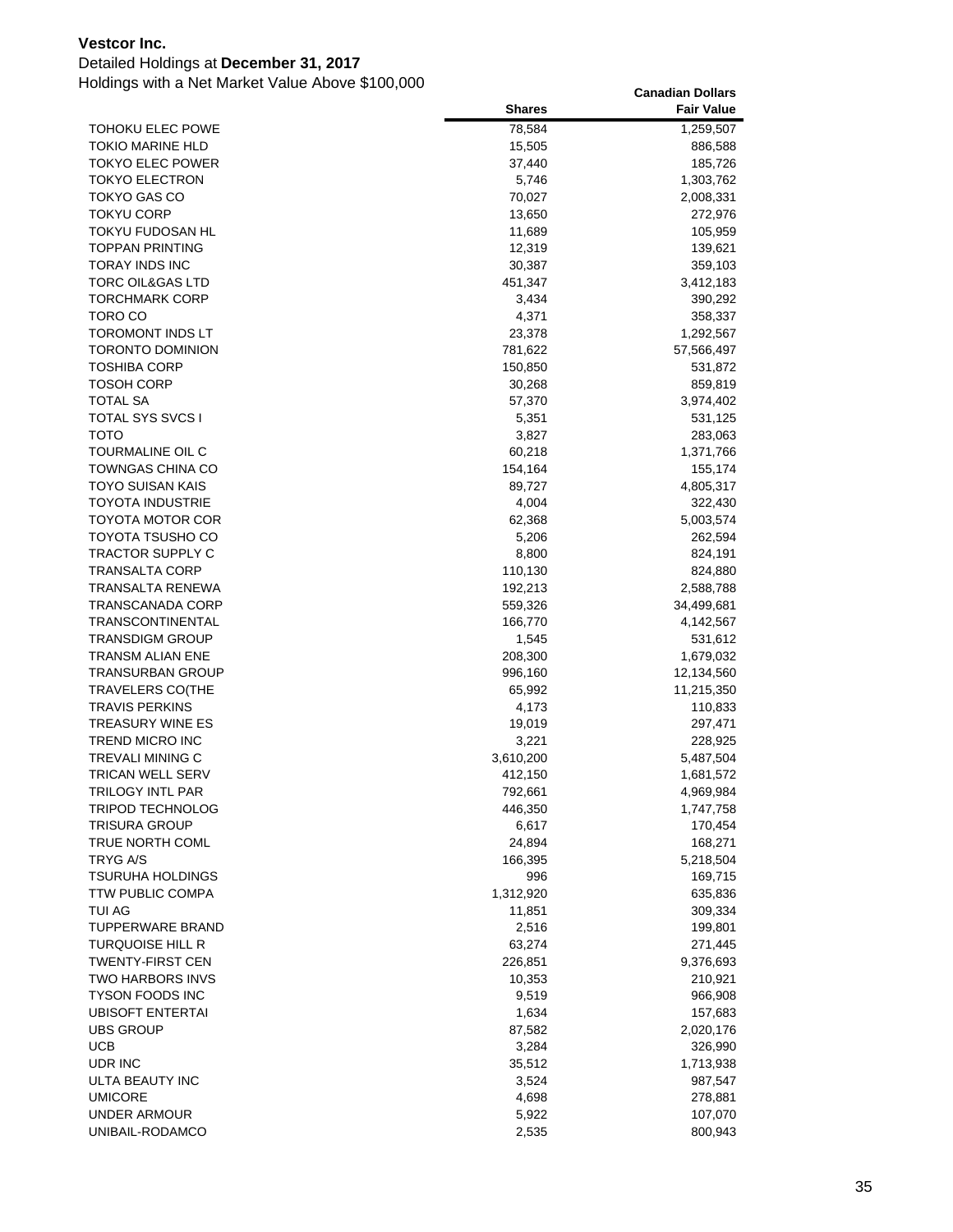**Vestcor Inc.**

Detailed Holdings at **December 31, 2017**

Holdings with a Net Market Value Above $100,000

| | Shares | Canadian Dollars Fair Value |
|---|---|---|
| TOHOKU ELEC POWE | 78,584 | 1,259,507 |
| TOKIO MARINE HLD | 15,505 | 886,588 |
| TOKYO ELEC POWER | 37,440 | 185,726 |
| TOKYO ELECTRON | 5,746 | 1,303,762 |
| TOKYO GAS CO | 70,027 | 2,008,331 |
| TOKYU CORP | 13,650 | 272,976 |
| TOKYU FUDOSAN HL | 11,689 | 105,959 |
| TOPPAN PRINTING | 12,319 | 139,621 |
| TORAY INDS INC | 30,387 | 359,103 |
| TORC OIL&GAS LTD | 451,347 | 3,412,183 |
| TORCHMARK CORP | 3,434 | 390,292 |
| TORO CO | 4,371 | 358,337 |
| TOROMONT INDS LT | 23,378 | 1,292,567 |
| TORONTO DOMINION | 781,622 | 57,566,497 |
| TOSHIBA CORP | 150,850 | 531,872 |
| TOSOH CORP | 30,268 | 859,819 |
| TOTAL SA | 57,370 | 3,974,402 |
| TOTAL SYS SVCS I | 5,351 | 531,125 |
| TOTO | 3,827 | 283,063 |
| TOURMALINE OIL C | 60,218 | 1,371,766 |
| TOWNGAS CHINA CO | 154,164 | 155,174 |
| TOYO SUISAN KAIS | 89,727 | 4,805,317 |
| TOYOTA INDUSTRIE | 4,004 | 322,430 |
| TOYOTA MOTOR COR | 62,368 | 5,003,574 |
| TOYOTA TSUSHO CO | 5,206 | 262,594 |
| TRACTOR SUPPLY C | 8,800 | 824,191 |
| TRANSALTA CORP | 110,130 | 824,880 |
| TRANSALTA RENEWA | 192,213 | 2,588,788 |
| TRANSCANADA CORP | 559,326 | 34,499,681 |
| TRANSCONTINENTAL | 166,770 | 4,142,567 |
| TRANSDIGM GROUP | 1,545 | 531,612 |
| TRANSM ALIAN ENE | 208,300 | 1,679,032 |
| TRANSURBAN GROUP | 996,160 | 12,134,560 |
| TRAVELERS CO(THE | 65,992 | 11,215,350 |
| TRAVIS PERKINS | 4,173 | 110,833 |
| TREASURY WINE ES | 19,019 | 297,471 |
| TREND MICRO INC | 3,221 | 228,925 |
| TREVALI MINING C | 3,610,200 | 5,487,504 |
| TRICAN WELL SERV | 412,150 | 1,681,572 |
| TRILOGY INTL PAR | 792,661 | 4,969,984 |
| TRIPOD TECHNOLOG | 446,350 | 1,747,758 |
| TRISURA GROUP | 6,617 | 170,454 |
| TRUE NORTH COML | 24,894 | 168,271 |
| TRYG A/S | 166,395 | 5,218,504 |
| TSURUHA HOLDINGS | 996 | 169,715 |
| TTW PUBLIC COMPA | 1,312,920 | 635,836 |
| TUI AG | 11,851 | 309,334 |
| TUPPERWARE BRAND | 2,516 | 199,801 |
| TURQUOISE HILL R | 63,274 | 271,445 |
| TWENTY-FIRST CEN | 226,851 | 9,376,693 |
| TWO HARBORS INVS | 10,353 | 210,921 |
| TYSON FOODS INC | 9,519 | 966,908 |
| UBISOFT ENTERTAI | 1,634 | 157,683 |
| UBS GROUP | 87,582 | 2,020,176 |
| UCB | 3,284 | 326,990 |
| UDR INC | 35,512 | 1,713,938 |
| ULTA BEAUTY INC | 3,524 | 987,547 |
| UMICORE | 4,698 | 278,881 |
| UNDER ARMOUR | 5,922 | 107,070 |
| UNIBAIL-RODAMCO | 2,535 | 800,943 |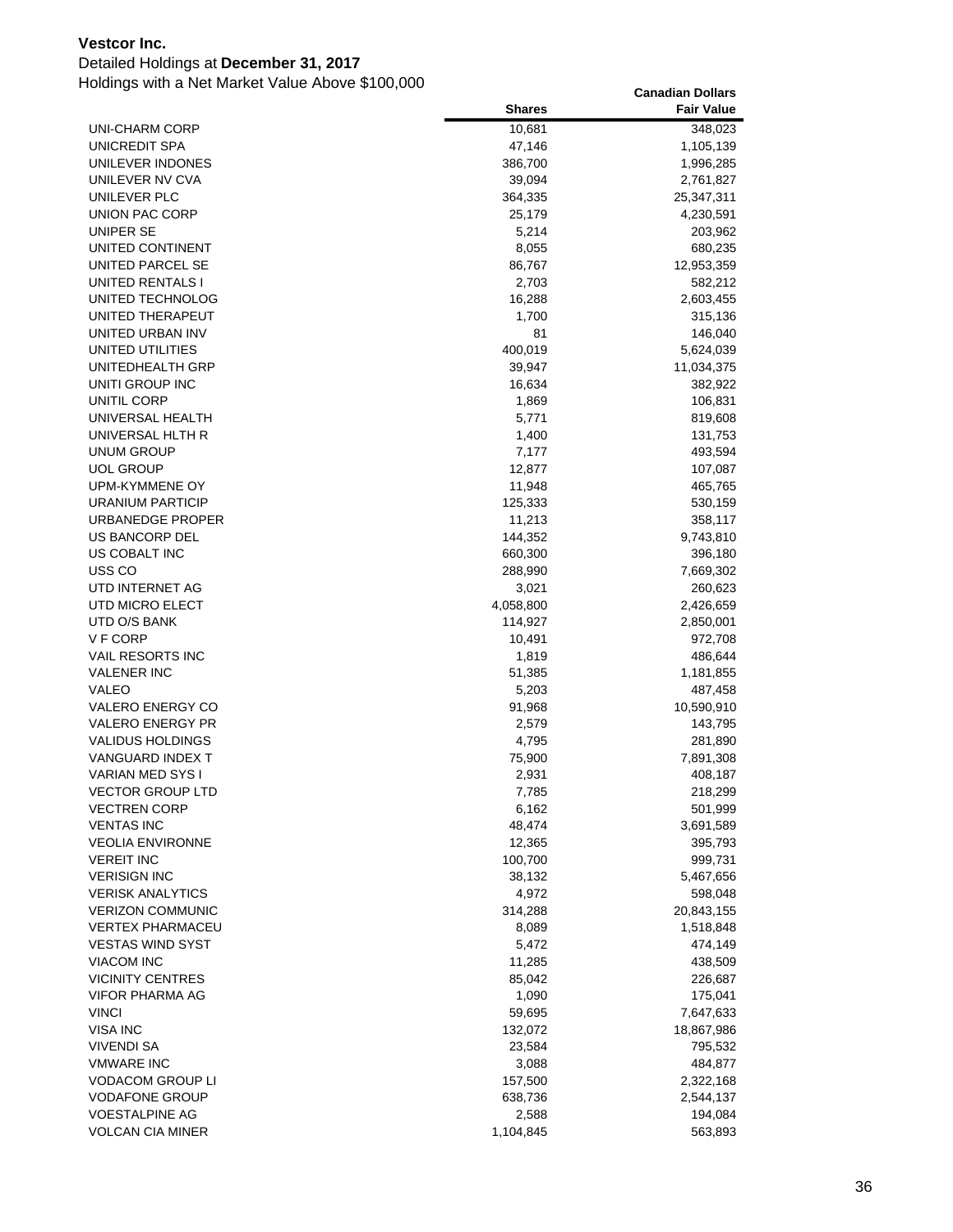**Vestcor Inc.**

Detailed Holdings at **December 31, 2017**

Holdings with a Net Market Value Above $100,000

| | Shares | Canadian Dollars Fair Value |
|---|---|---|
| UNI-CHARM CORP | 10,681 | 348,023 |
| UNICREDIT SPA | 47,146 | 1,105,139 |
| UNILEVER INDONES | 386,700 | 1,996,285 |
| UNILEVER NV CVA | 39,094 | 2,761,827 |
| UNILEVER PLC | 364,335 | 25,347,311 |
| UNION PAC CORP | 25,179 | 4,230,591 |
| UNIPER SE | 5,214 | 203,962 |
| UNITED CONTINENT | 8,055 | 680,235 |
| UNITED PARCEL SE | 86,767 | 12,953,359 |
| UNITED RENTALS I | 2,703 | 582,212 |
| UNITED TECHNOLOG | 16,288 | 2,603,455 |
| UNITED THERAPEUT | 1,700 | 315,136 |
| UNITED URBAN INV | 81 | 146,040 |
| UNITED UTILITIES | 400,019 | 5,624,039 |
| UNITEDHEALTH GRP | 39,947 | 11,034,375 |
| UNITI GROUP INC | 16,634 | 382,922 |
| UNITIL CORP | 1,869 | 106,831 |
| UNIVERSAL HEALTH | 5,771 | 819,608 |
| UNIVERSAL HLTH R | 1,400 | 131,753 |
| UNUM GROUP | 7,177 | 493,594 |
| UOL GROUP | 12,877 | 107,087 |
| UPM-KYMMENE OY | 11,948 | 465,765 |
| URANIUM PARTICIP | 125,333 | 530,159 |
| URBANEDGE PROPER | 11,213 | 358,117 |
| US BANCORP DEL | 144,352 | 9,743,810 |
| US COBALT INC | 660,300 | 396,180 |
| USS CO | 288,990 | 7,669,302 |
| UTD INTERNET AG | 3,021 | 260,623 |
| UTD MICRO ELECT | 4,058,800 | 2,426,659 |
| UTD O/S BANK | 114,927 | 2,850,001 |
| V F CORP | 10,491 | 972,708 |
| VAIL RESORTS INC | 1,819 | 486,644 |
| VALENER INC | 51,385 | 1,181,855 |
| VALEO | 5,203 | 487,458 |
| VALERO ENERGY CO | 91,968 | 10,590,910 |
| VALERO ENERGY PR | 2,579 | 143,795 |
| VALIDUS HOLDINGS | 4,795 | 281,890 |
| VANGUARD INDEX T | 75,900 | 7,891,308 |
| VARIAN MED SYS I | 2,931 | 408,187 |
| VECTOR GROUP LTD | 7,785 | 218,299 |
| VECTREN CORP | 6,162 | 501,999 |
| VENTAS INC | 48,474 | 3,691,589 |
| VEOLIA ENVIRONNE | 12,365 | 395,793 |
| VEREIT INC | 100,700 | 999,731 |
| VERISIGN INC | 38,132 | 5,467,656 |
| VERISK ANALYTICS | 4,972 | 598,048 |
| VERIZON COMMUNIC | 314,288 | 20,843,155 |
| VERTEX PHARMACEU | 8,089 | 1,518,848 |
| VESTAS WIND SYST | 5,472 | 474,149 |
| VIACOM INC | 11,285 | 438,509 |
| VICINITY CENTRES | 85,042 | 226,687 |
| VIFOR PHARMA AG | 1,090 | 175,041 |
| VINCI | 59,695 | 7,647,633 |
| VISA INC | 132,072 | 18,867,986 |
| VIVENDI SA | 23,584 | 795,532 |
| VMWARE INC | 3,088 | 484,877 |
| VODACOM GROUP LI | 157,500 | 2,322,168 |
| VODAFONE GROUP | 638,736 | 2,544,137 |
| VOESTALPINE AG | 2,588 | 194,084 |
| VOLCAN CIA MINER | 1,104,845 | 563,893 |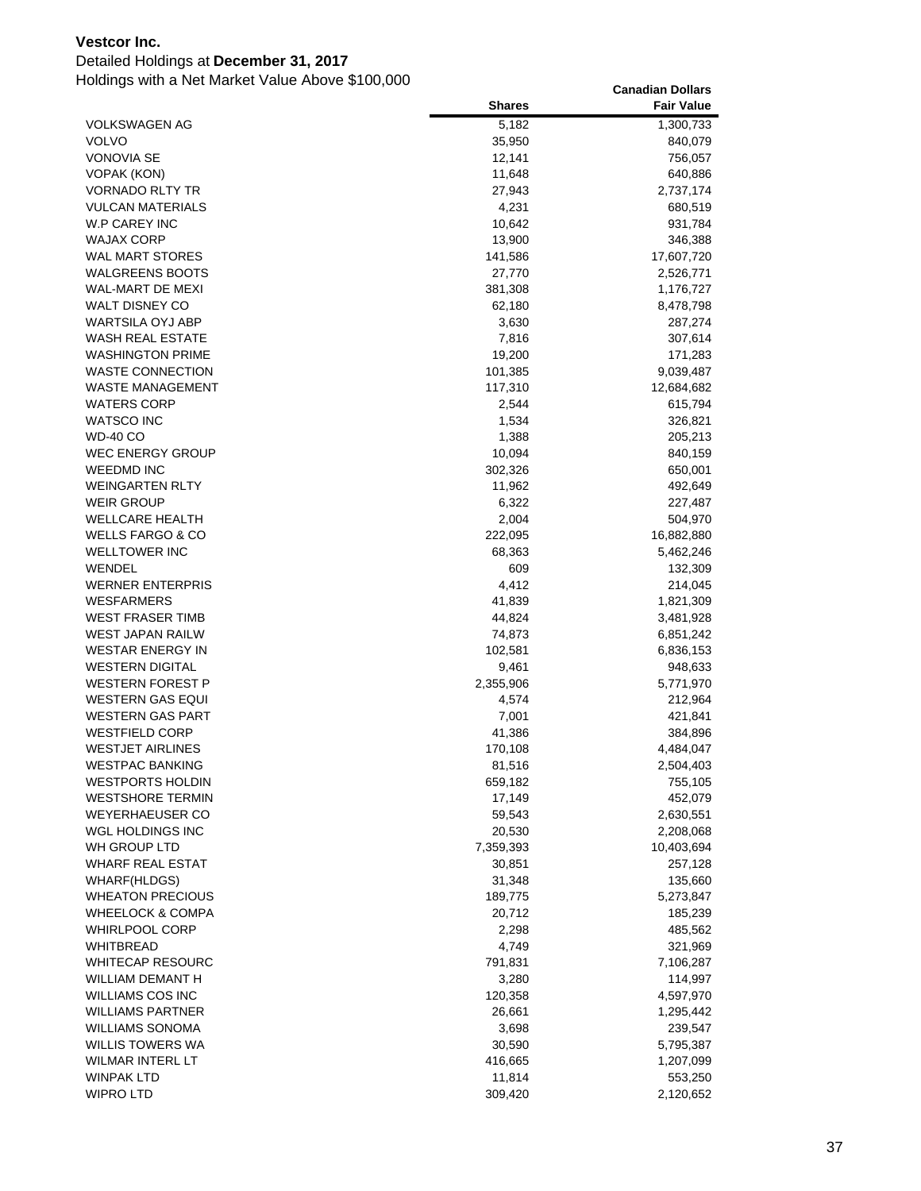**Vestcor Inc.**

Detailed Holdings at **December 31, 2017**

Holdings with a Net Market Value Above $100,000

| | Shares | Canadian Dollars Fair Value |
|---|---|---|
| VOLKSWAGEN AG | 5,182 | 1,300,733 |
| VOLVO | 35,950 | 840,079 |
| VONOVIA SE | 12,141 | 756,057 |
| VOPAK (KON) | 11,648 | 640,886 |
| VORNADO RLTY TR | 27,943 | 2,737,174 |
| VULCAN MATERIALS | 4,231 | 680,519 |
| W.P CAREY INC | 10,642 | 931,784 |
| WAJAX CORP | 13,900 | 346,388 |
| WAL MART STORES | 141,586 | 17,607,720 |
| WALGREENS BOOTS | 27,770 | 2,526,771 |
| WAL-MART DE MEXI | 381,308 | 1,176,727 |
| WALT DISNEY CO | 62,180 | 8,478,798 |
| WARTSILA OYJ ABP | 3,630 | 287,274 |
| WASH REAL ESTATE | 7,816 | 307,614 |
| WASHINGTON PRIME | 19,200 | 171,283 |
| WASTE CONNECTION | 101,385 | 9,039,487 |
| WASTE MANAGEMENT | 117,310 | 12,684,682 |
| WATERS CORP | 2,544 | 615,794 |
| WATSCO INC | 1,534 | 326,821 |
| WD-40 CO | 1,388 | 205,213 |
| WEC ENERGY GROUP | 10,094 | 840,159 |
| WEEDMD INC | 302,326 | 650,001 |
| WEINGARTEN RLTY | 11,962 | 492,649 |
| WEIR GROUP | 6,322 | 227,487 |
| WELLCARE HEALTH | 2,004 | 504,970 |
| WELLS FARGO & CO | 222,095 | 16,882,880 |
| WELLTOWER INC | 68,363 | 5,462,246 |
| WENDEL | 609 | 132,309 |
| WERNER ENTERPRIS | 4,412 | 214,045 |
| WESFARMERS | 41,839 | 1,821,309 |
| WEST FRASER TIMB | 44,824 | 3,481,928 |
| WEST JAPAN RAILW | 74,873 | 6,851,242 |
| WESTAR ENERGY IN | 102,581 | 6,836,153 |
| WESTERN DIGITAL | 9,461 | 948,633 |
| WESTERN FOREST P | 2,355,906 | 5,771,970 |
| WESTERN GAS EQUI | 4,574 | 212,964 |
| WESTERN GAS PART | 7,001 | 421,841 |
| WESTFIELD CORP | 41,386 | 384,896 |
| WESTJET AIRLINES | 170,108 | 4,484,047 |
| WESTPAC BANKING | 81,516 | 2,504,403 |
| WESTPORTS HOLDIN | 659,182 | 755,105 |
| WESTSHORE TERMIN | 17,149 | 452,079 |
| WEYERHAEUSER CO | 59,543 | 2,630,551 |
| WGL HOLDINGS INC | 20,530 | 2,208,068 |
| WH GROUP LTD | 7,359,393 | 10,403,694 |
| WHARF REAL ESTAT | 30,851 | 257,128 |
| WHARF(HLDGS) | 31,348 | 135,660 |
| WHEATON PRECIOUS | 189,775 | 5,273,847 |
| WHEELOCK & COMPA | 20,712 | 185,239 |
| WHIRLPOOL CORP | 2,298 | 485,562 |
| WHITBREAD | 4,749 | 321,969 |
| WHITECAP RESOURC | 791,831 | 7,106,287 |
| WILLIAM DEMANT H | 3,280 | 114,997 |
| WILLIAMS COS INC | 120,358 | 4,597,970 |
| WILLIAMS PARTNER | 26,661 | 1,295,442 |
| WILLIAMS SONOMA | 3,698 | 239,547 |
| WILLIS TOWERS WA | 30,590 | 5,795,387 |
| WILMAR INTERL LT | 416,665 | 1,207,099 |
| WINPAK LTD | 11,814 | 553,250 |
| WIPRO LTD | 309,420 | 2,120,652 |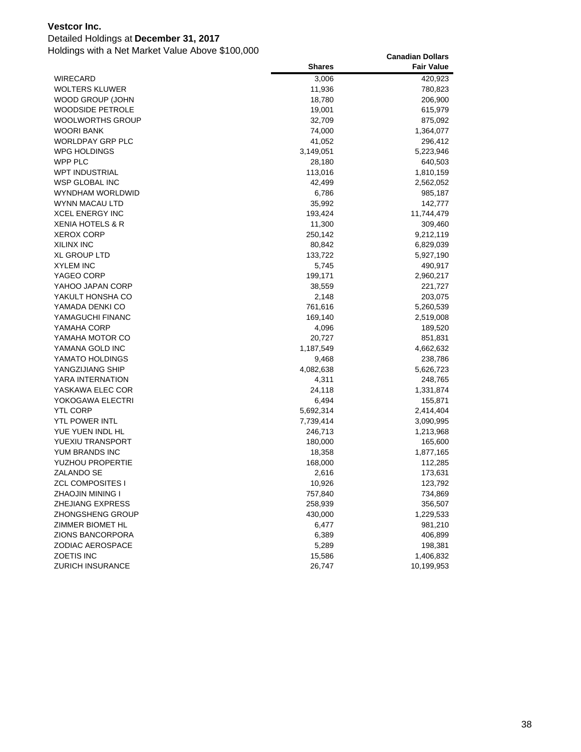**Vestcor Inc.**

Detailed Holdings at **December 31, 2017**

Holdings with a Net Market Value Above $100,000

| | Shares | Canadian Dollars Fair Value |
|---|---|---|
| WIRECARD | 3,006 | 420,923 |
| WOLTERS KLUWER | 11,936 | 780,823 |
| WOOD GROUP (JOHN | 18,780 | 206,900 |
| WOODSIDE PETROLE | 19,001 | 615,979 |
| WOOLWORTHS GROUP | 32,709 | 875,092 |
| WOORI BANK | 74,000 | 1,364,077 |
| WORLDPAY GRP PLC | 41,052 | 296,412 |
| WPG HOLDINGS | 3,149,051 | 5,223,946 |
| WPP PLC | 28,180 | 640,503 |
| WPT INDUSTRIAL | 113,016 | 1,810,159 |
| WSP GLOBAL INC | 42,499 | 2,562,052 |
| WYNDHAM WORLDWID | 6,786 | 985,187 |
| WYNN MACAU LTD | 35,992 | 142,777 |
| XCEL ENERGY INC | 193,424 | 11,744,479 |
| XENIA HOTELS & R | 11,300 | 309,460 |
| XEROX CORP | 250,142 | 9,212,119 |
| XILINX INC | 80,842 | 6,829,039 |
| XL GROUP LTD | 133,722 | 5,927,190 |
| XYLEM INC | 5,745 | 490,917 |
| YAGEO CORP | 199,171 | 2,960,217 |
| YAHOO JAPAN CORP | 38,559 | 221,727 |
| YAKULT HONSHA CO | 2,148 | 203,075 |
| YAMADA DENKI CO | 761,616 | 5,260,539 |
| YAMAGUCHI FINANC | 169,140 | 2,519,008 |
| YAMAHA CORP | 4,096 | 189,520 |
| YAMAHA MOTOR CO | 20,727 | 851,831 |
| YAMANA GOLD INC | 1,187,549 | 4,662,632 |
| YAMATO HOLDINGS | 9,468 | 238,786 |
| YANGZIJIANG SHIP | 4,082,638 | 5,626,723 |
| YARA INTERNATION | 4,311 | 248,765 |
| YASKAWA ELEC COR | 24,118 | 1,331,874 |
| YOKOGAWA ELECTRI | 6,494 | 155,871 |
| YTL CORP | 5,692,314 | 2,414,404 |
| YTL POWER INTL | 7,739,414 | 3,090,995 |
| YUE YUEN INDL HL | 246,713 | 1,213,968 |
| YUEXIU TRANSPORT | 180,000 | 165,600 |
| YUM BRANDS INC | 18,358 | 1,877,165 |
| YUZHOU PROPERTIE | 168,000 | 112,285 |
| ZALANDO SE | 2,616 | 173,631 |
| ZCL COMPOSITES I | 10,926 | 123,792 |
| ZHAOJIN MINING I | 757,840 | 734,869 |
| ZHEJIANG EXPRESS | 258,939 | 356,507 |
| ZHONGSHENG GROUP | 430,000 | 1,229,533 |
| ZIMMER BIOMET HL | 6,477 | 981,210 |
| ZIONS BANCORPORA | 6,389 | 406,899 |
| ZODIAC AEROSPACE | 5,289 | 198,381 |
| ZOETIS INC | 15,586 | 1,406,832 |
| ZURICH INSURANCE | 26,747 | 10,199,953 |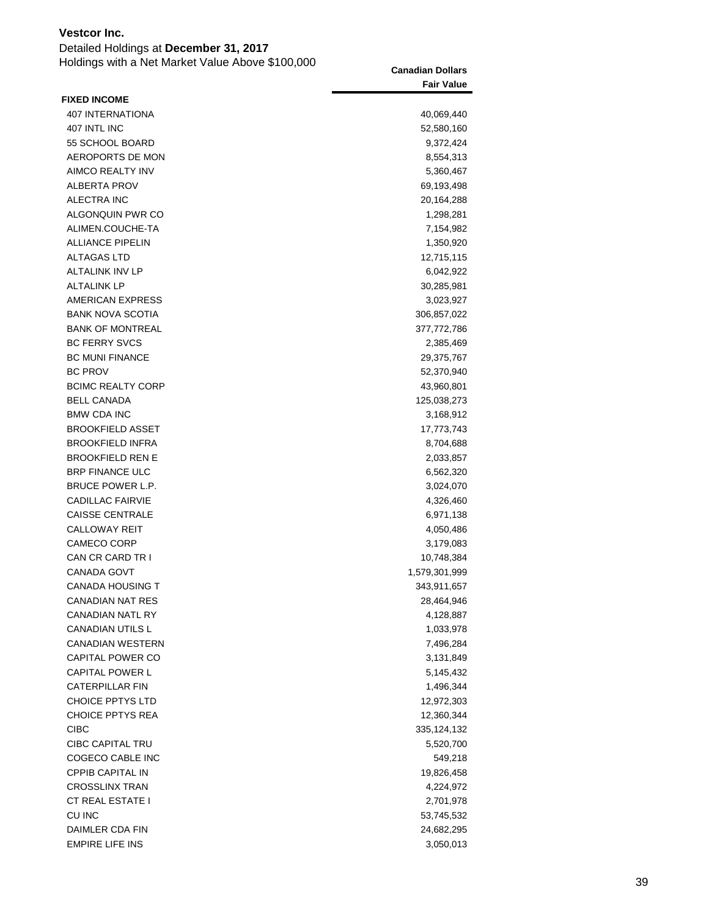**Vestcor Inc.**

Detailed Holdings at **December 31, 2017**

Holdings with a Net Market Value Above $100,000

| | Canadian Dollars<br>Fair Value |
|---|---:|
| **FIXED INCOME** | |
| 407 INTERNATIONA | 40,069,440 |
| 407 INTL INC | 52,580,160 |
| 55 SCHOOL BOARD | 9,372,424 |
| AEROPORTS DE MON | 8,554,313 |
| AIMCO REALTY INV | 5,360,467 |
| ALBERTA PROV | 69,193,498 |
| ALECTRA INC | 20,164,288 |
| ALGONQUIN PWR CO | 1,298,281 |
| ALIMEN.COUCHE-TA | 7,154,982 |
| ALLIANCE PIPELIN | 1,350,920 |
| ALTAGAS LTD | 12,715,115 |
| ALTALINK INV LP | 6,042,922 |
| ALTALINK LP | 30,285,981 |
| AMERICAN EXPRESS | 3,023,927 |
| BANK NOVA SCOTIA | 306,857,022 |
| BANK OF MONTREAL | 377,772,786 |
| BC FERRY SVCS | 2,385,469 |
| BC MUNI FINANCE | 29,375,767 |
| BC PROV | 52,370,940 |
| BCIMC REALTY CORP | 43,960,801 |
| BELL CANADA | 125,038,273 |
| BMW CDA INC | 3,168,912 |
| BROOKFIELD ASSET | 17,773,743 |
| BROOKFIELD INFRA | 8,704,688 |
| BROOKFIELD REN E | 2,033,857 |
| BRP FINANCE ULC | 6,562,320 |
| BRUCE POWER L.P. | 3,024,070 |
| CADILLAC FAIRVIE | 4,326,460 |
| CAISSE CENTRALE | 6,971,138 |
| CALLOWAY REIT | 4,050,486 |
| CAMECO CORP | 3,179,083 |
| CAN CR CARD TR I | 10,748,384 |
| CANADA GOVT | 1,579,301,999 |
| CANADA HOUSING T | 343,911,657 |
| CANADIAN NAT RES | 28,464,946 |
| CANADIAN NATL RY | 4,128,887 |
| CANADIAN UTILS L | 1,033,978 |
| CANADIAN WESTERN | 7,496,284 |
| CAPITAL POWER CO | 3,131,849 |
| CAPITAL POWER L | 5,145,432 |
| CATERPILLAR FIN | 1,496,344 |
| CHOICE PPTYS LTD | 12,972,303 |
| CHOICE PPTYS REA | 12,360,344 |
| CIBC | 335,124,132 |
| CIBC CAPITAL TRU | 5,520,700 |
| COGECO CABLE INC | 549,218 |
| CPPIB CAPITAL IN | 19,826,458 |
| CROSSLINX TRAN | 4,224,972 |
| CT REAL ESTATE I | 2,701,978 |
| CU INC | 53,745,532 |
| DAIMLER CDA FIN | 24,682,295 |
| EMPIRE LIFE INS | 3,050,013 |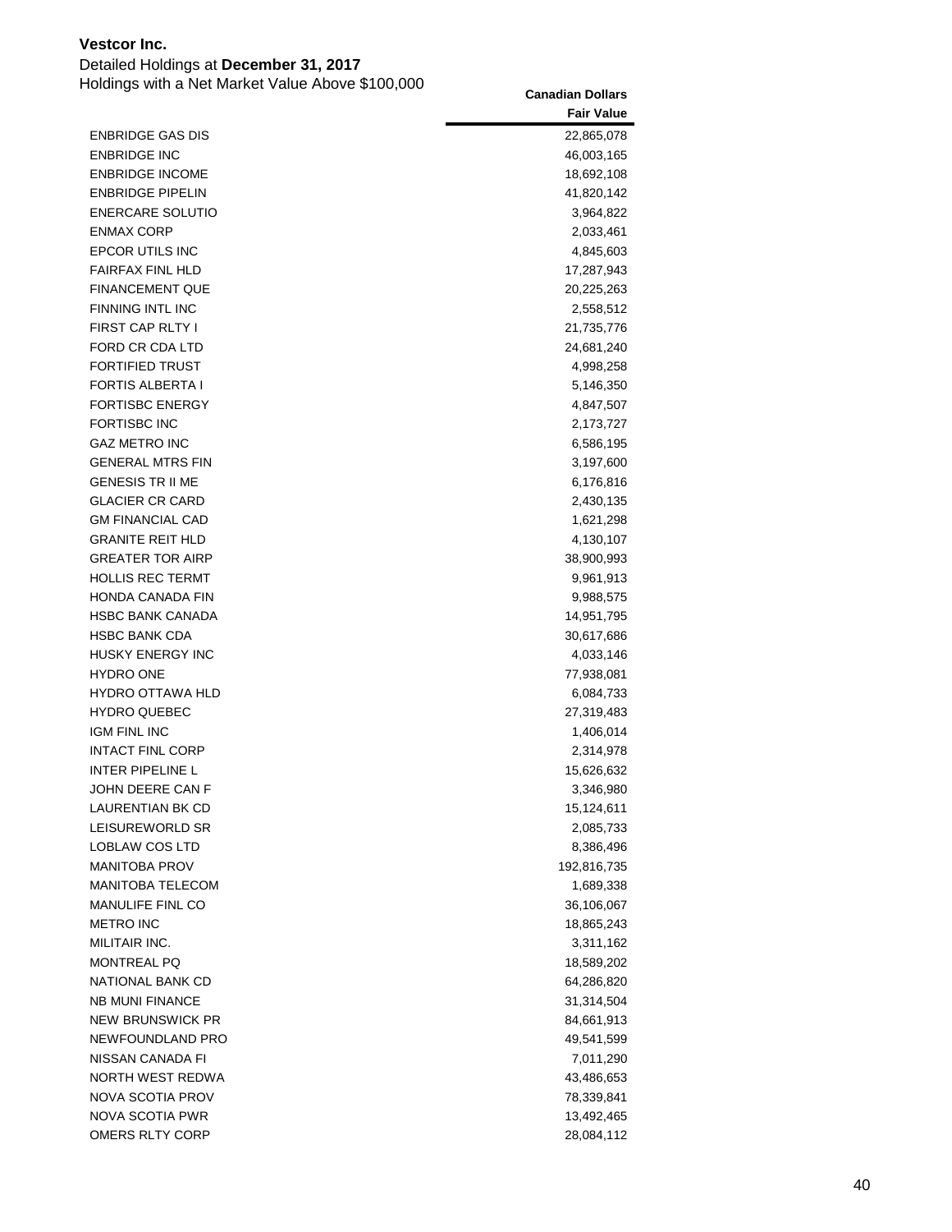**Vestcor Inc.**

Detailed Holdings at **December 31, 2017**

Holdings with a Net Market Value Above $100,000

| | **Canadian Dollars** |
|---|---|
| | **Fair Value** |
| ENBRIDGE GAS DIS | 22,865,078 |
| ENBRIDGE INC | 46,003,165 |
| ENBRIDGE INCOME | 18,692,108 |
| ENBRIDGE PIPELIN | 41,820,142 |
| ENERCARE SOLUTIO | 3,964,822 |
| ENMAX CORP | 2,033,461 |
| EPCOR UTILS INC | 4,845,603 |
| FAIRFAX FINL HLD | 17,287,943 |
| FINANCEMENT QUE | 20,225,263 |
| FINNING INTL INC | 2,558,512 |
| FIRST CAP RLTY I | 21,735,776 |
| FORD CR CDA LTD | 24,681,240 |
| FORTIFIED TRUST | 4,998,258 |
| FORTIS ALBERTA I | 5,146,350 |
| FORTISBC ENERGY | 4,847,507 |
| FORTISBC INC | 2,173,727 |
| GAZ METRO INC | 6,586,195 |
| GENERAL MTRS FIN | 3,197,600 |
| GENESIS TR II ME | 6,176,816 |
| GLACIER CR CARD | 2,430,135 |
| GM FINANCIAL CAD | 1,621,298 |
| GRANITE REIT HLD | 4,130,107 |
| GREATER TOR AIRP | 38,900,993 |
| HOLLIS REC TERMT | 9,961,913 |
| HONDA CANADA FIN | 9,988,575 |
| HSBC BANK CANADA | 14,951,795 |
| HSBC BANK CDA | 30,617,686 |
| HUSKY ENERGY INC | 4,033,146 |
| HYDRO ONE | 77,938,081 |
| HYDRO OTTAWA HLD | 6,084,733 |
| HYDRO QUEBEC | 27,319,483 |
| IGM FINL INC | 1,406,014 |
| INTACT FINL CORP | 2,314,978 |
| INTER PIPELINE L | 15,626,632 |
| JOHN DEERE CAN F | 3,346,980 |
| LAURENTIAN BK CD | 15,124,611 |
| LEISUREWORLD SR | 2,085,733 |
| LOBLAW COS LTD | 8,386,496 |
| MANITOBA PROV | 192,816,735 |
| MANITOBA TELECOM | 1,689,338 |
| MANULIFE FINL CO | 36,106,067 |
| METRO INC | 18,865,243 |
| MILITAIR INC. | 3,311,162 |
| MONTREAL PQ | 18,589,202 |
| NATIONAL BANK CD | 64,286,820 |
| NB MUNI FINANCE | 31,314,504 |
| NEW BRUNSWICK PR | 84,661,913 |
| NEWFOUNDLAND PRO | 49,541,599 |
| NISSAN CANADA FI | 7,011,290 |
| NORTH WEST REDWA | 43,486,653 |
| NOVA SCOTIA PROV | 78,339,841 |
| NOVA SCOTIA PWR | 13,492,465 |
| OMERS RLTY CORP | 28,084,112 |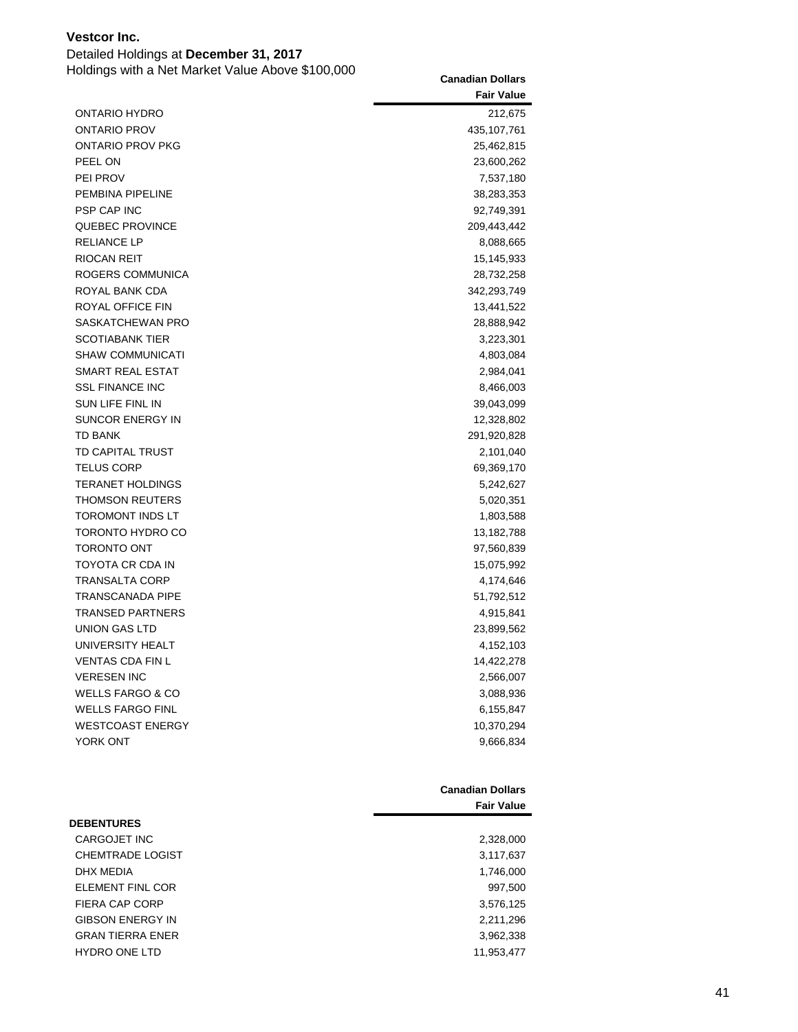**Vestcor Inc.**

Detailed Holdings at **December 31, 2017**

Holdings with a Net Market Value Above $100,000

| | Canadian Dollars Fair Value |
|---|---:|
| ONTARIO HYDRO | 212,675 |
| ONTARIO PROV | 435,107,761 |
| ONTARIO PROV PKG | 25,462,815 |
| PEEL ON | 23,600,262 |
| PEI PROV | 7,537,180 |
| PEMBINA PIPELINE | 38,283,353 |
| PSP CAP INC | 92,749,391 |
| QUEBEC PROVINCE | 209,443,442 |
| RELIANCE LP | 8,088,665 |
| RIOCAN REIT | 15,145,933 |
| ROGERS COMMUNICA | 28,732,258 |
| ROYAL BANK CDA | 342,293,749 |
| ROYAL OFFICE FIN | 13,441,522 |
| SASKATCHEWAN PRO | 28,888,942 |
| SCOTIABANK TIER | 3,223,301 |
| SHAW COMMUNICATI | 4,803,084 |
| SMART REAL ESTAT | 2,984,041 |
| SSL FINANCE INC | 8,466,003 |
| SUN LIFE FINL IN | 39,043,099 |
| SUNCOR ENERGY IN | 12,328,802 |
| TD BANK | 291,920,828 |
| TD CAPITAL TRUST | 2,101,040 |
| TELUS CORP | 69,369,170 |
| TERANET HOLDINGS | 5,242,627 |
| THOMSON REUTERS | 5,020,351 |
| TOROMONT INDS LT | 1,803,588 |
| TORONTO HYDRO CO | 13,182,788 |
| TORONTO ONT | 97,560,839 |
| TOYOTA CR CDA IN | 15,075,992 |
| TRANSALTA CORP | 4,174,646 |
| TRANSCANADA PIPE | 51,792,512 |
| TRANSED PARTNERS | 4,915,841 |
| UNION GAS LTD | 23,899,562 |
| UNIVERSITY HEALT | 4,152,103 |
| VENTAS CDA FIN L | 14,422,278 |
| VERESEN INC | 2,566,007 |
| WELLS FARGO & CO | 3,088,936 |
| WELLS FARGO FINL | 6,155,847 |
| WESTCOAST ENERGY | 10,370,294 |
| YORK ONT | 9,666,834 |

| | Canadian Dollars Fair Value |
|---|---:|
| **DEBENTURES** | |
| CARGOJET INC | 2,328,000 |
| CHEMTRADE LOGIST | 3,117,637 |
| DHX MEDIA | 1,746,000 |
| ELEMENT FINL COR | 997,500 |
| FIERA CAP CORP | 3,576,125 |
| GIBSON ENERGY IN | 2,211,296 |
| GRAN TIERRA ENER | 3,962,338 |
| HYDRO ONE LTD | 11,953,477 |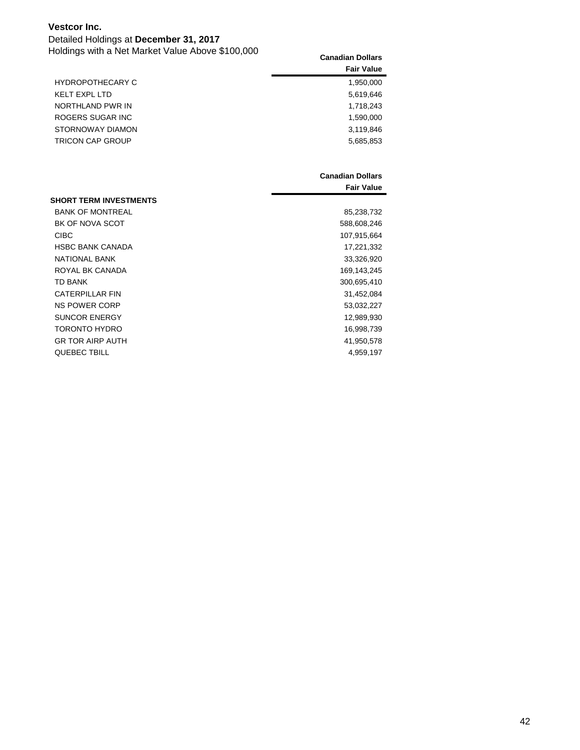**Vestcor Inc.**

Detailed Holdings at **December 31, 2017**

Holdings with a Net Market Value Above $100,000

| | Canadian Dollars Fair Value |
|---|---|
| HYDROPOTHECARY C | 1,950,000 |
| KELT EXPL LTD | 5,619,646 |
| NORTHLAND PWR IN | 1,718,243 |
| ROGERS SUGAR INC | 1,590,000 |
| STORNOWAY DIAMON | 3,119,846 |
| TRICON CAP GROUP | 5,685,853 |

| | Canadian Dollars Fair Value |
|---|---|
| **SHORT TERM INVESTMENTS** | |
| BANK OF MONTREAL | 85,238,732 |
| BK OF NOVA SCOT | 588,608,246 |
| CIBC | 107,915,664 |
| HSBC BANK CANADA | 17,221,332 |
| NATIONAL BANK | 33,326,920 |
| ROYAL BK CANADA | 169,143,245 |
| TD BANK | 300,695,410 |
| CATERPILLAR FIN | 31,452,084 |
| NS POWER CORP | 53,032,227 |
| SUNCOR ENERGY | 12,989,930 |
| TORONTO HYDRO | 16,998,739 |
| GR TOR AIRP AUTH | 41,950,578 |
| QUEBEC TBILL | 4,959,197 |